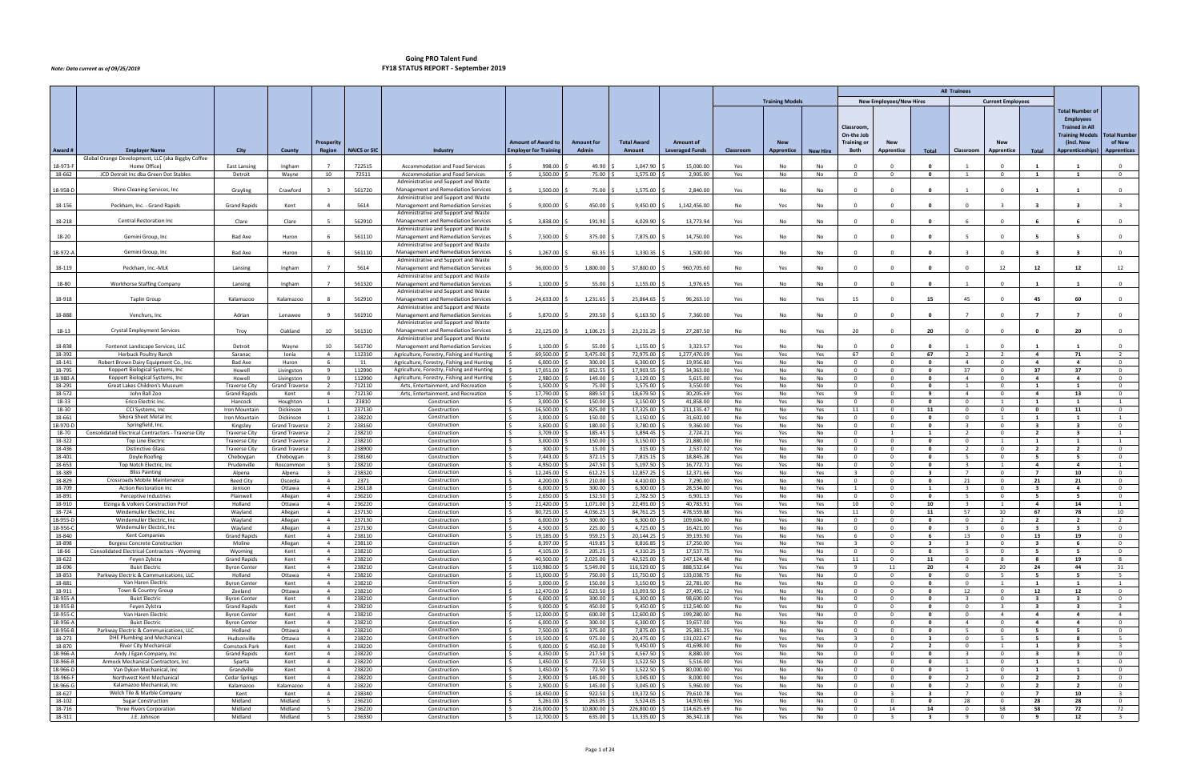*Note: Data current as of 09/25/2019*

# Going PRO Talent Fund
## FY18 STATUS REPORT - September 2019

| Award # | Employer Name | City | County | Prosperity Region | NAICS or SIC | Industry | Amount of Award to Employer for Training | Amount for Admin | Total Award Amount | Amount of Leveraged Funds | Training Models: Classroom | Training Models: New Apprentice | Training Models: New Hire | New Employees/New Hires: Classroom, On-the-Job Training or Both | New Employees/New Hires: New Apprentice | New Employees/New Hires: Total | Current Employees: Classroom | Current Employees: New Apprentice | Current Employees: Total | Total Number of Employees Trained in All Training Models (incl. New Apprenticeships) | Total Number of New Apprentices |
|---|---|---|---|---|---|---|---|---|---|---|---|---|---|---|---|---|---|---|---|---|---|
| 18-973-F | Global Orange Development, LLC (aka Biggby Coffee Home Office) | East Lansing | Ingham | 7 | 722515 | Accommodation and Food Services | $ 998.00 | $ 49.90 | $ 1,047.90 | $ 15,000.00 | Yes | No | No | 0 | 0 | 0 | 1 | 0 | 1 | 1 | 0 |
| 18-662 | JCD Detroit Inc dba Green Dot Stables | Detroit | Wayne | 10 | 72511 | Accommodation and Food Services | $ 1,500.00 | $ 75.00 | $ 1,575.00 | $ 2,905.00 | Yes | No | No | 0 | 0 | 0 | 1 | 0 | 1 | 1 | 0 |
| 18-958-D | Shine Cleaning Services, Inc | Grayling | Crawford | 3 | 561720 | Administrative and Support and Waste Management and Remediation Services | $ 1,500.00 | $ 75.00 | $ 1,575.00 | $ 2,840.00 | Yes | No | No | 0 | 0 | 0 | 1 | 0 | 1 | 1 | 0 |
| 18-156 | Peckham, Inc. - Grand Rapids | Grand Rapids | Kent | 4 | 5614 | Administrative and Support and Waste Management and Remediation Services | $ 9,000.00 | $ 450.00 | $ 9,450.00 | $ 1,142,456.00 | No | Yes | No | 0 | 0 | 0 | 0 | 3 | 3 | 3 | 3 |
| 18-218 | Central Restoration Inc | Clare | Clare | 5 | 562910 | Administrative and Support and Waste Management and Remediation Services | $ 3,838.00 | $ 191.90 | $ 4,029.90 | $ 13,773.94 | Yes | No | No | 0 | 0 | 0 | 6 | 0 | 6 | 6 | 0 |
| 18-20 | Gemini Group, Inc | Bad Axe | Huron | 6 | 561110 | Administrative and Support and Waste Management and Remediation Services | $ 7,500.00 | $ 375.00 | $ 7,875.00 | $ 14,750.00 | Yes | No | No | 0 | 0 | 0 | 5 | 0 | 5 | 5 | 0 |
| 18-972-A | Gemini Group, Inc | Bad Axe | Huron | 6 | 561110 | Administrative and Support and Waste Management and Remediation Services | $ 1,267.00 | $ 63.35 | $ 1,330.35 | $ 1,500.00 | Yes | No | No | 0 | 0 | 0 | 3 | 0 | 3 | 3 | 0 |
| 18-119 | Peckham, Inc.-MLK | Lansing | Ingham | 7 | 5614 | Administrative and Support and Waste Management and Remediation Services | $ 36,000.00 | $ 1,800.00 | $ 37,800.00 | $ 960,705.60 | No | Yes | No | 0 | 0 | 0 | 0 | 12 | 12 | 12 | 12 |
| 18-80 | Workhorse Staffing Company | Lansing | Ingham | 7 | 561320 | Administrative and Support and Waste Management and Remediation Services | $ 1,100.00 | $ 55.00 | $ 1,155.00 | $ 1,976.65 | Yes | No | No | 0 | 0 | 0 | 1 | 0 | 1 | 1 | 0 |
| 18-918 | Taplin Group | Kalamazoo | Kalamazoo | 8 | 562910 | Administrative and Support and Waste Management and Remediation Services | $ 24,633.00 | $ 1,231.65 | $ 25,864.65 | $ 96,263.10 | Yes | No | Yes | 15 | 0 | 15 | 45 | 0 | 45 | 60 | 0 |
| 18-888 | Venchurs, Inc | Adrian | Lenawee | 9 | 561910 | Administrative and Support and Waste Management and Remediation Services | $ 5,870.00 | $ 293.50 | $ 6,163.50 | $ 7,360.00 | Yes | No | No | 0 | 0 | 0 | 7 | 0 | 7 | 7 | 0 |
| 18-13 | Crystal Employment Services | Troy | Oakland | 10 | 561310 | Administrative and Support and Waste Management and Remediation Services | $ 22,125.00 | $ 1,106.25 | $ 23,231.25 | $ 27,287.50 | No | No | Yes | 20 | 0 | 20 | 0 | 0 | 0 | 20 | 0 |
| 18-838 | Fontenot Landscape Services, LLC | Detroit | Wayne | 10 | 561730 | Administrative and Support and Waste Management and Remediation Services | $ 1,100.00 | $ 55.00 | $ 1,155.00 | $ 3,323.57 | Yes | No | No | 0 | 0 | 0 | 1 | 0 | 1 | 1 | 0 |
| 18-392 | Herbuck Poultry Ranch | Saranac | Ionia | 4 | 112310 | Agriculture, Forestry, Fishing and Hunting | $ 69,500.00 | $ 3,475.00 | $ 72,975.00 | $ 1,277,470.09 | Yes | Yes | Yes | 67 | 0 | 67 | 2 | 2 | 4 | 71 | 2 |
| 18-141 | Robert Brown Dairy Equipment Co., Inc. | Bad Axe | Huron | 6 | 11 | Agriculture, Forestry, Fishing and Hunting | $ 6,000.00 | $ 300.00 | $ 6,300.00 | $ 19,956.80 | Yes | No | No | 0 | 0 | 0 | 4 | 0 | 4 | 4 | 0 |
| 18-795 | Koppert Biological Systems, Inc | Howell | Livingston | 9 | 112990 | Agriculture, Forestry, Fishing and Hunting | $ 17,051.00 | $ 852.55 | $ 17,903.55 | $ 34,363.00 | Yes | No | No | 0 | 0 | 0 | 37 | 0 | 37 | 37 | 0 |
| 18-980-A | Koppert Biological Systems, Inc | Howell | Livingston | 9 | 112990 | Agriculture, Forestry, Fishing and Hunting | $ 2,980.00 | $ 149.00 | $ 3,129.00 | $ 5,615.00 | Yes | No | No | 0 | 0 | 0 | 4 | 0 | 4 | 4 | 0 |
| 18-291 | Great Lakes Children's Museum | Traverse City | Grand Traverse | 2 | 712110 | Arts, Entertainment, and Recreation | $ 1,500.00 | $ 75.00 | $ 1,575.00 | $ 3,550.00 | Yes | No | No | 0 | 0 | 0 | 1 | 0 | 1 | 1 | 0 |
| 18-572 | John Ball Zoo | Grand Rapids | Kent | 4 | 712130 | Arts, Entertainment, and Recreation | $ 17,790.00 | $ 889.50 | $ 18,679.50 | $ 30,205.69 | Yes | No | Yes | 9 | 0 | 9 | 4 | 0 | 4 | 13 | 0 |
| 18-33 | Erico Electric Inc. | Hancock | Houghton | 1 | 23810 | Construction | $ 3,000.00 | $ 150.00 | $ 3,150.00 | $ 41,858.00 | No | Yes | No | 0 | 0 | 0 | 0 | 1 | 1 | 1 | 1 |
| 18-30 | CCI Systems, Inc | Iron Mountain | Dickinson | 1 | 237130 | Construction | $ 16,500.00 | $ 825.00 | $ 17,325.00 | $ 211,135.47 | No | No | Yes | 11 | 0 | 11 | 0 | 0 | 0 | 11 | 0 |
| 18-661 | Sikora Sheet Metal Inc | Iron Mountain | Dickinson | 1 | 238220 | Construction | $ 3,000.00 | $ 150.00 | $ 3,150.00 | $ 31,602.00 | No | Yes | No | 0 | 0 | 0 | 0 | 1 | 1 | 1 | 1 |
| 18-970-D | Springfield, Inc. | Kingsley | Grand Traverse | 2 | 238160 | Construction | $ 3,600.00 | $ 180.00 | $ 3,780.00 | $ 9,360.00 | Yes | No | No | 0 | 0 | 0 | 3 | 0 | 3 | 3 | 0 |
| 18-70 | Consolidated Electrical Contractors - Traverse City | Traverse City | Grand Traverse | 2 | 238210 | Construction | $ 3,709.00 | $ 185.45 | $ 3,894.45 | $ 2,724.21 | Yes | Yes | No | 0 | 1 | 1 | 2 | 0 | 2 | 3 | 1 |
| 18-322 | Top Line Electric | Traverse City | Grand Traverse | 2 | 238210 | Construction | $ 3,000.00 | $ 150.00 | $ 3,150.00 | $ 21,880.00 | No | Yes | No | 0 | 0 | 0 | 0 | 1 | 1 | 1 | 1 |
| 18-436 | Distinctive Glass | Traverse City | Grand Traverse | 2 | 238900 | Construction | $ 300.00 | $ 15.00 | $ 315.00 | $ 2,537.02 | Yes | No | No | 0 | 0 | 0 | 2 | 0 | 2 | 2 | 0 |
| 18-401 | Doyle Roofing | Cheboygan | Cheboygan | 3 | 238160 | Construction | $ 7,443.00 | $ 372.15 | $ 7,815.15 | $ 18,845.28 | Yes | No | No | 0 | 0 | 0 | 5 | 0 | 5 | 5 | 0 |
| 18-653 | Top Notch Electric, Inc | Prudenville | Roscommon | 3 | 238210 | Construction | $ 4,950.00 | $ 247.50 | $ 5,197.50 | $ 16,772.71 | Yes | Yes | No | 0 | 0 | 0 | 3 | 1 | 4 | 4 | 1 |
| 18-389 | Bliss Painting | Alpena | Alpena | 3 | 238320 | Construction | $ 12,245.00 | $ 612.25 | $ 12,857.25 | $ 12,371.66 | Yes | No | Yes | 3 | 0 | 3 | 7 | 0 | 7 | 10 | 0 |
| 18-829 | Crossroads Mobile Maintenance | Reed City | Osceola | 4 | 2371 | Construction | $ 4,200.00 | $ 210.00 | $ 4,410.00 | $ 7,290.00 | Yes | No | No | 0 | 0 | 0 | 21 | 0 | 21 | 21 | 0 |
| 18-709 | Action Restoration Inc | Jenison | Ottawa | 4 | 236118 | Construction | $ 6,000.00 | $ 300.00 | $ 6,300.00 | $ 28,534.00 | Yes | No | Yes | 1 | 0 | 1 | 3 | 0 | 3 | 4 | 0 |
| 18-891 | Perceptive Industries | Plainwell | Allegan | 4 | 236210 | Construction | $ 2,650.00 | $ 132.50 | $ 2,782.50 | $ 6,901.13 | Yes | No | No | 0 | 0 | 0 | 5 | 0 | 5 | 5 | 0 |
| 18-910 | Elzinga & Volkers Construction Prof | Holland | Ottawa | 4 | 236220 | Construction | $ 21,420.00 | $ 1,071.00 | $ 22,491.00 | $ 40,783.91 | Yes | Yes | Yes | 10 | 0 | 10 | 3 | 1 | 4 | 14 | 1 |
| 18-724 | Windemuller Electric, Inc | Wayland | Allegan | 4 | 237130 | Construction | $ 80,725.00 | $ 4,036.25 | $ 84,761.25 | $ 478,559.88 | Yes | Yes | Yes | 11 | 0 | 11 | 57 | 10 | 67 | 78 | 10 |
| 18-955-D | Windemuller Electric, Inc | Wayland | Allegan | 4 | 237130 | Construction | $ 6,000.00 | $ 300.00 | $ 6,300.00 | $ 109,604.00 | No | Yes | No | 0 | 0 | 0 | 0 | 2 | 2 | 2 | 2 |
| 18-956-C | Windemuller Electric, Inc | Wayland | Allegan | 4 | 237130 | Construction | $ 4,500.00 | $ 225.00 | $ 4,725.00 | $ 16,421.00 | Yes | No | No | 0 | 0 | 0 | 3 | 0 | 3 | 3 | 0 |
| 18-840 | Kent Companies | Grand Rapids | Kent | 4 | 238110 | Construction | $ 19,185.00 | $ 959.25 | $ 20,144.25 | $ 39,193.90 | Yes | No | Yes | 6 | 0 | 6 | 13 | 0 | 13 | 19 | 0 |
| 18-898 | Burgess Concrete Construction | Moline | Allegan | 4 | 238110 | Construction | $ 8,397.00 | $ 419.85 | $ 8,816.85 | $ 17,250.00 | Yes | No | Yes | 3 | 0 | 3 | 3 | 0 | 3 | 6 | 0 |
| 18-66 | Consolidated Electrical Contractors - Wyoming | Wyoming | Kent | 4 | 238210 | Construction | $ 4,105.00 | $ 205.25 | $ 4,310.25 | $ 17,537.75 | Yes | No | No | 0 | 0 | 0 | 5 | 0 | 5 | 5 | 0 |
| 18-622 | Feyen Zylstra | Grand Rapids | Kent | 4 | 238210 | Construction | $ 40,500.00 | $ 2,025.00 | $ 42,525.00 | $ 247,124.48 | No | Yes | Yes | 11 | 0 | 11 | 0 | 8 | 8 | 19 | 8 |
| 18-696 | Buist Electric | Byron Center | Kent | 4 | 238210 | Construction | $ 110,980.00 | $ 5,549.00 | $ 116,529.00 | $ 888,532.64 | Yes | Yes | Yes | 9 | 11 | 20 | 4 | 20 | 24 | 44 | 31 |
| 18-853 | Parkway Electric & Communications, LLC | Holland | Ottawa | 4 | 238210 | Construction | $ 15,000.00 | $ 750.00 | $ 15,750.00 | $ 133,038.75 | No | Yes | No | 0 | 0 | 0 | 0 | 5 | 5 | 5 | 5 |
| 18-881 | Van Haren Electric | Byron Center | Kent | 4 | 238210 | Construction | $ 3,000.00 | $ 150.00 | $ 3,150.00 | $ 22,781.00 | No | Yes | No | 0 | 0 | 0 | 0 | 1 | 1 | 1 | 1 |
| 18-911 | Town & Country Group | Zeeland | Ottawa | 4 | 238210 | Construction | $ 12,470.00 | $ 623.50 | $ 13,093.50 | $ 27,495.12 | Yes | No | No | 0 | 0 | 0 | 12 | 0 | 12 | 12 | 0 |
| 18-955-A | Buist Electric | Byron Center | Kent | 4 | 238210 | Construction | $ 6,000.00 | $ 300.00 | $ 6,300.00 | $ 98,600.00 | Yes | No | No | 0 | 0 | 0 | 3 | 0 | 3 | 3 | 0 |
| 18-955-B | Feyen Zylstra | Grand Rapids | Kent | 4 | 238210 | Construction | $ 9,000.00 | $ 450.00 | $ 9,450.00 | $ 112,540.00 | No | Yes | No | 0 | 0 | 0 | 0 | 3 | 3 | 3 | 3 |
| 18-955-C | Van Haren Electric | Byron Center | Kent | 4 | 238210 | Construction | $ 12,000.00 | $ 600.00 | $ 12,600.00 | $ 199,280.00 | No | Yes | No | 0 | 0 | 0 | 0 | 4 | 4 | 4 | 4 |
| 18-956-A | Buist Electric | Byron Center | Kent | 4 | 238210 | Construction | $ 6,000.00 | $ 300.00 | $ 6,300.00 | $ 19,657.00 | Yes | No | No | 0 | 0 | 0 | 4 | 0 | 4 | 4 | 0 |
| 18-956-B | Parkway Electric & Communications, LLC | Holland | Ottawa | 4 | 238210 | Construction | $ 7,500.00 | $ 375.00 | $ 7,875.00 | $ 25,381.25 | Yes | No | No | 0 | 0 | 0 | 5 | 0 | 5 | 5 | 0 |
| 18-273 | DHE Plumbing and Mechanical | Hudsonville | Ottawa | 4 | 238220 | Construction | $ 19,500.00 | $ 975.00 | $ 20,475.00 | $ 131,022.67 | No | Yes | Yes | 3 | 0 | 3 | 0 | 5 | 5 | 8 | 5 |
| 18-870 | River City Mechanical | Comstock Park | Kent | 4 | 238220 | Construction | $ 9,000.00 | $ 450.00 | $ 9,450.00 | $ 41,698.00 | No | Yes | No | 0 | 2 | 2 | 0 | 1 | 1 | 3 | 3 |
| 18-966-A | Andy J Egan Company, Inc | Grand Rapids | Kent | 4 | 238220 | Construction | $ 4,350.00 | $ 217.50 | $ 4,567.50 | $ 8,880.00 | Yes | No | No | 0 | 0 | 0 | 3 | 0 | 3 | 3 | 0 |
| 18-966-B | Armock Mechanical Contractors, Inc | Sparta | Kent | 4 | 238220 | Construction | $ 1,450.00 | $ 72.50 | $ 1,522.50 | $ 5,516.00 | Yes | No | No | 0 | 0 | 0 | 1 | 0 | 1 | 1 | 0 |
| 18-966-D | Van Dyken Mechanical, Inc | Grandville | Kent | 4 | 238220 | Construction | $ 1,450.00 | $ 72.50 | $ 1,522.50 | $ 80,000.00 | Yes | No | No | 0 | 0 | 0 | 1 | 0 | 1 | 1 | 0 |
| 18-966-F | Northwest Kent Mechanical | Cedar Springs | Kent | 4 | 238220 | Construction | $ 2,900.00 | $ 145.00 | $ 3,045.00 | $ 8,000.00 | Yes | No | No | 0 | 0 | 0 | 2 | 0 | 2 | 2 | 0 |
| 18-966-G | Kalamazoo Mechanical, Inc | Kalamazoo | Kalamazoo | 4 | 238220 | Construction | $ 2,900.00 | $ 145.00 | $ 3,045.00 | $ 5,960.00 | Yes | No | No | 0 | 0 | 0 | 2 | 0 | 2 | 2 | 0 |
| 18-627 | Welch Tile & Marble Company | Kent | Kent | 4 | 238340 | Construction | $ 18,450.00 | $ 922.50 | $ 19,372.50 | $ 79,610.78 | Yes | Yes | No | 0 | 3 | 3 | 7 | 0 | 7 | 10 | 3 |
| 18-102 | Sugar Construction | Midland | Midland | 5 | 236210 | Construction | $ 5,261.00 | $ 263.05 | $ 5,524.05 | $ 14,970.66 | Yes | No | No | 0 | 0 | 0 | 28 | 0 | 28 | 28 | 0 |
| 18-716 | Three Rivers Corporation | Midland | Midland | 5 | 236220 | Construction | $ 216,000.00 | $ 10,800.00 | $ 226,800.00 | $ 114,625.69 | No | Yes | No | 0 | 14 | 14 | 0 | 58 | 58 | 72 | 72 |
| 18-311 | J.E. Johnson | Midland | Midland | 5 | 236330 | Construction | $ 12,700.00 | $ 635.00 | $ 13,335.00 | $ 36,342.18 | Yes | Yes | No | 0 | 3 | 3 | 9 | 0 | 9 | 12 | 3 |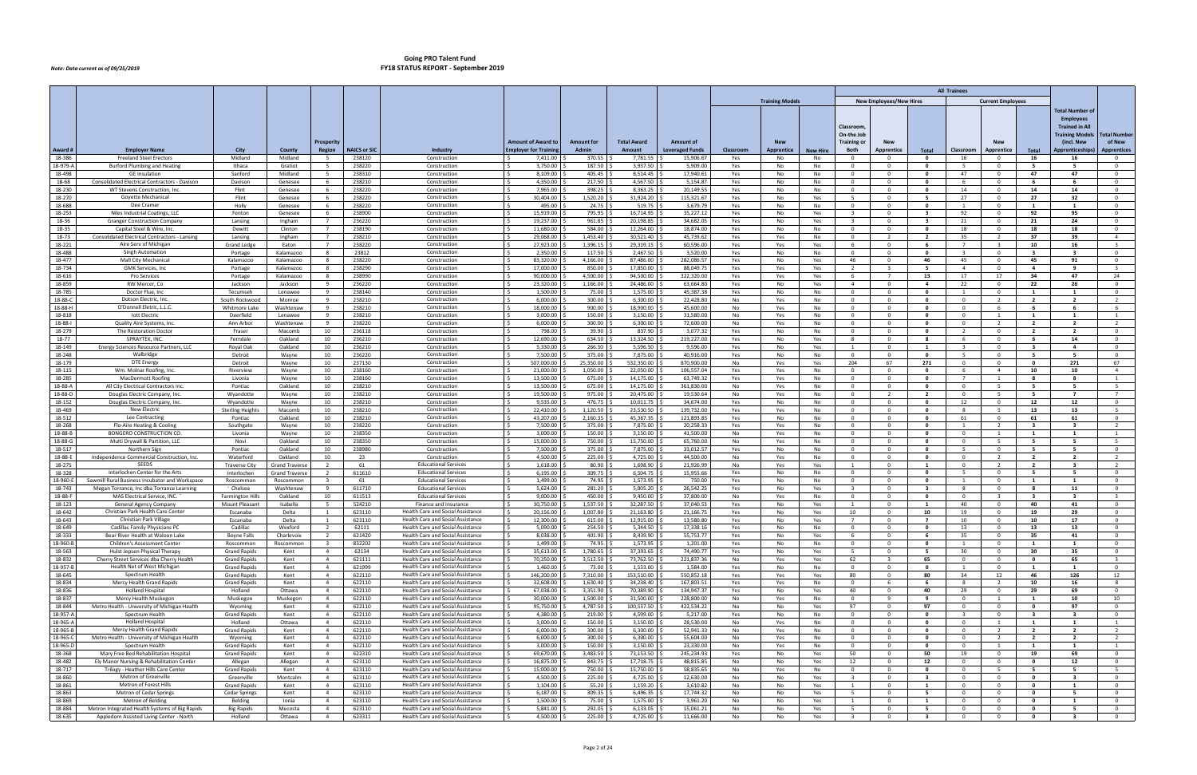# Going PRO Talent Fund
# FY18 STATUS REPORT - September 2019

*Note: Data current as of 09/25/2019*

| | | | | | | | | | | | Training Models | | | All Trainees | | | | | | | |
|---|---|---|---|---|---|---|---|---|---|---|---|---|---|---|---|---|---|---|---|---|---|
| | | | | | | | | | | | | | | New Employees/New Hires | | | Current Employees | | | | |
| Award # | Employer Name | City | County | Prosperity Region | NAICS or SIC | Industry | Amount of Award to Employer for Training | Amount for Admin | Total Award Amount | Amount of Leveraged Funds | Classroom | New Apprentice | New Hire | Classroom, On-the Job Training or Both | New Apprentice | Total | Classroom | New Apprentice | Total | Total Number of Employees Trained in All Training Models (incl. New Apprenticeships) | Total Number of New Apprentices |
| 18-386 | Freeland Steel Erectors | Midland | Midland | 5 | 238120 | Construction | $ 7,411.00 | $ 370.55 | $ 7,781.55 | $ 15,906.67 | Yes | No | No | 0 | 0 | 0 | 16 | 0 | 16 | 16 | 0 |
| 18-979-A | Burford Plumbing and Heating | Ithaca | Gratiot | 5 | 238220 | Construction | $ 3,750.00 | $ 187.50 | $ 3,937.50 | $ 5,909.00 | Yes | No | No | 0 | 0 | 0 | 5 | 0 | 5 | 5 | 0 |
| 18-498 | GE Insulation | Sanford | Midland | 5 | 238310 | Construction | $ 8,109.00 | $ 405.45 | $ 8,514.45 | $ 17,940.61 | Yes | No | No | 0 | 0 | 0 | 47 | 0 | 47 | 47 | 0 |
| 18-68 | Consolidated Electrical Contractors - Davison | Davison | Genesee | 6 | 238210 | Construction | $ 4,350.00 | $ 217.50 | $ 4,567.50 | $ 5,154.87 | Yes | No | No | 0 | 0 | 0 | 6 | 0 | 6 | 6 | 0 |
| 18-230 | WT Stevens Construction, Inc. | Flint | Genesee | 6 | 238220 | Construction | $ 7,965.00 | $ 398.25 | $ 8,363.25 | $ 20,149.55 | Yes | No | No | 0 | 0 | 0 | 14 | 0 | 14 | 14 | 0 |
| 18-270 | Goyette Mechanical | Flint | Genesee | 6 | 238220 | Construction | $ 30,404.00 | $ 1,520.20 | $ 31,924.20 | $ 115,321.67 | Yes | No | Yes | 5 | 0 | 5 | 27 | 0 | 27 | 32 | 0 |
| 18-688 | Dee Cramer | Holly | Genesee | 6 | 238220 | Construction | $ 495.00 | $ 24.75 | $ 519.75 | $ 3,679.79 | Yes | No | No | 0 | 0 | 0 | 1 | 0 | 1 | 1 | 0 |
| 18-253 | Niles Industrial Coatings, LLC | Fenton | Genesee | 6 | 238900 | Construction | $ 15,919.00 | $ 795.95 | $ 16,714.95 | $ 35,227.12 | Yes | No | Yes | 3 | 0 | 3 | 92 | 0 | 92 | 95 | 0 |
| 18-36 | Granger Construction Company | Lansing | Ingham | 7 | 236220 | Construction | $ 19,237.00 | $ 961.85 | $ 20,198.85 | $ 34,682.05 | Yes | No | Yes | 3 | 0 | 3 | 21 | 0 | 21 | 24 | 0 |
| 18-35 | Capital Steel & Wire, Inc. | Dewitt | Clinton | 7 | 238190 | Construction | $ 11,680.00 | $ 584.00 | $ 12,264.00 | $ 18,874.00 | Yes | No | No | 0 | 0 | 0 | 18 | 0 | 18 | 18 | 0 |
| 18-73 | Consolidated Electrical Contractors - Lansing | Lansing | Ingham | 7 | 238210 | Construction | $ 29,068.00 | $ 1,453.40 | $ 30,521.40 | $ 45,739.62 | Yes | Yes | No | 0 | 2 | 2 | 35 | 2 | 37 | 39 | 4 |
| 18-221 | Aire Serv of Michigan | Grand Ledge | Eaton | 7 | 238220 | Construction | $ 27,923.00 | $ 1,396.15 | $ 29,319.15 | $ 60,596.00 | Yes | Yes | Yes | 6 | 0 | 6 | 7 | 3 | 10 | 16 | 3 |
| 18-488 | Singh Automation | Portage | Kalamazoo | 8 | 23812 | Construction | $ 2,350.00 | $ 117.50 | $ 2,467.50 | $ 3,520.00 | Yes | No | No | 0 | 0 | 0 | 3 | 0 | 3 | 3 | 0 |
| 18-477 | Mall City Mechanical | Kalamazoo | Kalamazoo | 8 | 238220 | Construction | $ 83,320.00 | $ 4,166.00 | $ 87,486.00 | $ 282,086.57 | Yes | No | Yes | 46 | 0 | 46 | 45 | 0 | 45 | 91 | 0 |
| 18-734 | GMK Services, Inc | Portage | Kalamazoo | 8 | 238290 | Construction | $ 17,000.00 | $ 850.00 | $ 17,850.00 | $ 88,049.75 | Yes | Yes | Yes | 2 | 3 | 5 | 4 | 0 | 4 | 9 | 3 |
| 18-616 | Pro Services | Portage | Kalamazoo | 8 | 238990 | Construction | $ 90,000.00 | $ 4,500.00 | $ 94,500.00 | $ 322,320.00 | Yes | Yes | Yes | 6 | 7 | 13 | 17 | 17 | 34 | 47 | 24 |
| 18-859 | RW Mercer, Co | Jackson | Jackson | 9 | 236220 | Construction | $ 23,320.00 | $ 1,166.00 | $ 24,486.00 | $ 63,664.80 | Yes | No | Yes | 4 | 0 | 4 | 22 | 0 | 22 | 26 | 0 |
| 18-785 | Doctor Flue, Inc | Tecumseh | Lenawee | 9 | 238140 | Construction | $ 1,500.00 | $ 75.00 | $ 1,575.00 | $ 45,387.38 | Yes | No | No | 0 | 0 | 0 | 1 | 0 | 1 | 1 | 0 |
| 18-88-C | Dotson Electric, Inc. | South Rockwood | Monroe | 9 | 238210 | Construction | $ 6,000.00 | $ 300.00 | $ 6,300.00 | $ 22,428.80 | No | Yes | No | 0 | 0 | 0 | 0 | 2 | 2 | 2 | 2 |
| 18-88-H | O'Donnell Eletric, L.L.C. | Whitmore Lake | Washtenaw | 9 | 238210 | Construction | $ 18,000.00 | $ 900.00 | $ 18,900.00 | $ 45,600.00 | No | Yes | No | 0 | 0 | 0 | 0 | 6 | 6 | 6 | 6 |
| 18-818 | Iott Electric | Deerfield | Lenawee | 9 | 238210 | Construction | $ 3,000.00 | $ 150.00 | $ 3,150.00 | $ 31,580.00 | No | Yes | No | 0 | 0 | 0 | 0 | 1 | 1 | 1 | 1 |
| 18-88-I | Quality Aire Systems, Inc. | Ann Arbor | Washtenaw | 9 | 238220 | Construction | $ 6,000.00 | $ 300.00 | $ 6,300.00 | $ 72,600.00 | No | Yes | No | 0 | 0 | 0 | 0 | 2 | 2 | 2 | 2 |
| 18-279 | The Restoration Doctor | Fraser | Macomb | 10 | 236118 | Construction | $ 798.00 | $ 39.90 | $ 837.90 | $ 3,077.32 | Yes | No | No | 0 | 0 | 0 | 2 | 0 | 2 | 2 | 0 |
| 18-77 | SPRAYTEK, INC. | Ferndale | Oakland | 10 | 236210 | Construction | $ 12,690.00 | $ 634.50 | $ 13,324.50 | $ 219,227.00 | Yes | No | Yes | 8 | 0 | 8 | 6 | 0 | 6 | 14 | 0 |
| 18-149 | Energy Sciences Resource Partners, LLC | Royal Oak | Oakland | 10 | 236210 | Construction | $ 5,330.00 | $ 266.50 | $ 5,596.50 | $ 9,596.00 | Yes | No | Yes | 1 | 0 | 1 | 3 | 0 | 3 | 4 | 0 |
| 18-248 | Walbridge | Detroit | Wayne | 10 | 236220 | Construction | $ 7,500.00 | $ 375.00 | $ 7,875.00 | $ 40,916.00 | Yes | No | No | 0 | 0 | 0 | 5 | 0 | 5 | 5 | 0 |
| 18-179 | DTE Energy | Detroit | Wayne | 10 | 237130 | Construction | $ 507,000.00 | $ 25,350.00 | $ 532,350.00 | $ 870,900.00 | No | Yes | Yes | 204 | 67 | 271 | 0 | 0 | 0 | 271 | 67 |
| 18-115 | Wm. Molnar Roofing, Inc. | Riverview | Wayne | 10 | 238160 | Construction | $ 21,000.00 | $ 1,050.00 | $ 22,050.00 | $ 106,557.04 | Yes | Yes | No | 0 | 0 | 0 | 6 | 4 | 10 | 10 | 4 |
| 18-285 | MacDermott Roofing | Livonia | Wayne | 10 | 238160 | Construction | $ 13,500.00 | $ 675.00 | $ 14,175.00 | $ 63,749.32 | Yes | Yes | No | 0 | 0 | 0 | 7 | 1 | 8 | 8 | 1 |
| 18-88-A | All City Electrical Contractors Inc. | Pontiac | Oakland | 10 | 238210 | Construction | $ 13,500.00 | $ 675.00 | $ 14,175.00 | $ 361,830.00 | No | Yes | No | 0 | 0 | 0 | 0 | 5 | 5 | 5 | 5 |
| 18-88-D | Douglas Electric Company, Inc. | Wyandotte | Wayne | 10 | 238210 | Construction | $ 19,500.00 | $ 975.00 | $ 20,475.00 | $ 19,530.64 | No | Yes | No | 0 | 2 | 2 | 0 | 5 | 5 | 7 | 7 |
| 18-152 | Douglas Electric Company, Inc. | Wyandotte | Wayne | 10 | 238210 | Construction | $ 9,535.00 | $ 476.75 | $ 10,011.75 | $ 34,674.00 | Yes | No | No | 0 | 0 | 0 | 12 | 0 | 12 | 12 | 0 |
| 18-469 | New Electric | Sterling Heights | Macomb | 10 | 238210 | Construction | $ 22,410.00 | $ 1,120.50 | $ 23,530.50 | $ 139,732.00 | Yes | Yes | No | 0 | 0 | 0 | 8 | 5 | 13 | 13 | 5 |
| 18-512 | Lee Contracting | Pontiac | Oakland | 10 | 238210 | Construction | $ 43,207.00 | $ 2,160.35 | $ 45,367.35 | $ 121,893.85 | Yes | No | No | 0 | 0 | 0 | 61 | 0 | 61 | 61 | 0 |
| 18-268 | Flo-Aire Heating & Cooling | Southgate | Wayne | 10 | 238220 | Construction | $ 7,500.00 | $ 375.00 | $ 7,875.00 | $ 20,258.33 | Yes | Yes | No | 0 | 0 | 0 | 1 | 2 | 3 | 3 | 2 |
| 18-88-B | BONGERO CONSTRUCTION CO. | Livonia | Wayne | 10 | 238350 | Construction | $ 3,000.00 | $ 150.00 | $ 3,150.00 | $ 41,500.00 | No | Yes | No | 0 | 0 | 0 | 0 | 1 | 1 | 1 | 1 |
| 18-88-G | Multi Drywall & Partition, LLC | Novi | Oakland | 10 | 238350 | Construction | $ 15,000.00 | $ 750.00 | $ 15,750.00 | $ 65,760.00 | No | Yes | No | 0 | 0 | 0 | 0 | 5 | 5 | 5 | 5 |
| 18-517 | Northern Sign | Pontiac | Oakland | 10 | 238980 | Construction | $ 7,500.00 | $ 375.00 | $ 7,875.00 | $ 33,012.57 | Yes | No | No | 0 | 0 | 0 | 5 | 0 | 5 | 5 | 0 |
| 18-88-E | Independence Commercial Construction, Inc. | Waterford | Oakland | 10 | 23 | Construction | $ 4,500.00 | $ 225.00 | $ 4,725.00 | $ 44,500.00 | No | Yes | No | 0 | 0 | 0 | 0 | 2 | 2 | 2 | 2 |
| 18-275 | SEEDS | Traverse City | Grand Traverse | 2 | 61 | Educational Services | $ 1,618.00 | $ 80.90 | $ 1,698.90 | $ 21,926.99 | No | Yes | Yes | 1 | 0 | 1 | 0 | 2 | 2 | 3 | 2 |
| 18-328 | Interlochen Center for the Arts | Interlochen | Grand Traverse | 2 | 611610 | Educational Services | $ 6,195.00 | $ 309.75 | $ 6,504.75 | $ 15,955.66 | Yes | No | No | 0 | 0 | 0 | 5 | 0 | 5 | 5 | 0 |
| 18-960-E | Sawmill Rural Business Incubator and Workspace | Roscommon | Roscommon | 3 | 61 | Educational Services | $ 1,499.00 | $ 74.95 | $ 1,573.95 | $ 750.00 | Yes | No | No | 0 | 0 | 0 | 1 | 0 | 1 | 1 | 0 |
| 18-743 | Megan Torrance, Inc dba Torrance Learning | Chelsea | Washtenaw | 9 | 611710 | Educational Services | $ 5,624.00 | $ 281.20 | $ 5,905.20 | $ 26,542.25 | Yes | No | Yes | 3 | 0 | 3 | 8 | 0 | 8 | 11 | 0 |
| 18-88-F | MAS Electrical Service, INC. | Farmington Hills | Oakland | 10 | 611513 | Educational Services | $ 9,000.00 | $ 450.00 | $ 9,450.00 | $ 37,800.00 | No | Yes | No | 0 | 0 | 0 | 0 | 3 | 3 | 3 | 3 |
| 18-123 | General Agency Company | Mount Pleasant | Isabella | 5 | 524210 | Finance and Insurance | $ 30,750.00 | $ 1,537.50 | $ 32,287.50 | $ 37,040.53 | Yes | No | Yes | 1 | 0 | 1 | 40 | 0 | 40 | 41 | 0 |
| 18-642 | Christian Park Health Care Center | Escanaba | Delta | 1 | 623110 | Health Care and Social Assistance | $ 20,156.00 | $ 1,007.80 | $ 21,163.80 | $ 21,166.75 | Yes | No | Yes | 10 | 0 | 10 | 19 | 0 | 19 | 29 | 0 |
| 18-643 | Christian Park Village | Escanaba | Delta | 1 | 623110 | Health Care and Social Assistance | $ 12,300.00 | $ 615.00 | $ 12,915.00 | $ 13,580.80 | Yes | No | Yes | 7 | 0 | 7 | 10 | 0 | 10 | 17 | 0 |
| 18-649 | Cadillac Family Physicians PC | Cadillac | Wexford | 2 | 62111 | Health Care and Social Assistance | $ 5,090.00 | $ 254.50 | $ 5,344.50 | $ 17,338.16 | Yes | No | No | 0 | 0 | 0 | 13 | 0 | 13 | 13 | 0 |
| 18-333 | Bear River Health at Waloon Lake | Boyne Falls | Charlevoix | 2 | 621420 | Health Care and Social Assistance | $ 8,038.00 | $ 401.90 | $ 8,439.90 | $ 55,753.77 | Yes | No | Yes | 6 | 0 | 6 | 35 | 0 | 35 | 41 | 0 |
| 18-960-B | Children's Assessment Center | Roscommon | Roscommon | 3 | 832202 | Health Care and Social Assistance | $ 1,499.00 | $ 74.95 | $ 1,573.95 | $ 1,201.00 | Yes | No | No | 0 | 0 | 0 | 1 | 0 | 1 | 1 | 0 |
| 18-563 | Hulst Jepsen Physical Therapy | Grand Rapids | Kent | 4 | 62134 | Health Care and Social Assistance | $ 35,613.00 | $ 1,780.65 | $ 37,393.65 | $ 74,490.77 | Yes | No | Yes | 5 | 0 | 5 | 30 | 0 | 30 | 35 | 0 |
| 18-832 | Cherry Street Services dba Cherry Health | Grand Rapids | Kent | 4 | 621111 | Health Care and Social Assistance | $ 70,250.00 | $ 3,512.50 | $ 73,762.50 | $ 221,837.36 | No | Yes | Yes | 62 | 3 | 65 | 0 | 0 | 0 | 65 | 3 |
| 18-957-B | Health Net of West Michigan | Grand Rapids | Kent | 4 | 621999 | Health Care and Social Assistance | $ 1,460.00 | $ 73.00 | $ 1,533.00 | $ 1,584.00 | Yes | No | No | 0 | 0 | 0 | 1 | 0 | 1 | 1 | 0 |
| 18-645 | Spectrum Health | Grand Rapids | Kent | 4 | 622110 | Health Care and Social Assistance | $ 146,200.00 | $ 7,310.00 | $ 153,510.00 | $ 550,852.18 | Yes | Yes | Yes | 80 | 0 | 80 | 34 | 12 | 46 | 126 | 12 |
| 18-834 | Mercy Health Grand Rapids | Grand Rapids | Kent | 4 | 622110 | Health Care and Social Assistance | $ 32,608.00 | $ 1,630.40 | $ 34,238.40 | $ 167,803.51 | Yes | Yes | No | 0 | 6 | 6 | 8 | 2 | 10 | 16 | 8 |
| 18-836 | Holland Hospital | Holland | Ottawa | 4 | 622110 | Health Care and Social Assistance | $ 67,038.00 | $ 3,351.90 | $ 70,389.90 | $ 134,947.37 | Yes | No | Yes | 40 | 0 | 40 | 29 | 0 | 29 | 69 | 0 |
| 18-837 | Mercy Health Muskegon | Muskegon | Muskegon | 4 | 622110 | Health Care and Social Assistance | $ 30,000.00 | $ 1,500.00 | $ 31,500.00 | $ 228,800.00 | No | Yes | No | 0 | 9 | 9 | 0 | 1 | 1 | 10 | 10 |
| 18-844 | Metro Health - University of Michigan Health | Wyoming | Kent | 4 | 622110 | Health Care and Social Assistance | $ 95,750.00 | $ 4,787.50 | $ 100,537.50 | $ 422,534.22 | No | No | Yes | 97 | 0 | 97 | 0 | 0 | 0 | 97 | 0 |
| 18-957-A | Spectrum Health | Grand Rapids | Kent | 4 | 622110 | Health Care and Social Assistance | $ 4,380.00 | $ 219.00 | $ 4,599.00 | $ 5,217.00 | Yes | No | No | 0 | 0 | 0 | 3 | 0 | 3 | 3 | 0 |
| 18-965-A | Holland Hospital | Holland | Ottawa | 4 | 622110 | Health Care and Social Assistance | $ 3,000.00 | $ 150.00 | $ 3,150.00 | $ 28,530.00 | No | Yes | No | 0 | 0 | 0 | 0 | 1 | 1 | 1 | 1 |
| 18-965-B | Mercy Health Grand Rapids | Grand Rapids | Kent | 4 | 622110 | Health Care and Social Assistance | $ 6,000.00 | $ 300.00 | $ 6,300.00 | $ 52,941.33 | No | Yes | No | 0 | 0 | 0 | 0 | 2 | 2 | 2 | 2 |
| 18-965-C | Metro Health - University of Michigan Health | Wyoming | Kent | 4 | 622110 | Health Care and Social Assistance | $ 6,000.00 | $ 300.00 | $ 6,300.00 | $ 55,604.00 | No | Yes | No | 0 | 0 | 0 | 0 | 2 | 2 | 2 | 2 |
| 18-965-D | Spectrum Health | Grand Rapids | Kent | 4 | 622110 | Health Care and Social Assistance | $ 3,000.00 | $ 150.00 | $ 3,150.00 | $ 23,330.00 | No | Yes | No | 0 | 0 | 0 | 0 | 1 | 1 | 1 | 1 |
| 18-368 | Mary Free Bed Rehabilitation Hospital | Grand Rapids | Kent | 4 | 622310 | Health Care and Social Assistance | $ 69,670.00 | $ 3,483.50 | $ 73,153.50 | $ 245,234.93 | Yes | No | Yes | 50 | 0 | 50 | 19 | 0 | 19 | 69 | 0 |
| 18-482 | Ely Manor Nursing & Rehabilitation Center | Allegan | Allegan | 4 | 623110 | Health Care and Social Assistance | $ 16,875.00 | $ 843.75 | $ 17,718.75 | $ 48,815.85 | No | No | Yes | 12 | 0 | 12 | 0 | 0 | 0 | 12 | 0 |
| 18-717 | Trilogy - Heather Hills Care Center | Grand Rapids | Kent | 4 | 623110 | Health Care and Social Assistance | $ 15,000.00 | $ 750.00 | $ 15,750.00 | $ 58,835.65 | No | Yes | No | 0 | 0 | 0 | 0 | 5 | 5 | 5 | 5 |
| 18-860 | Metron of Greenville | Greenville | Montcalm | 4 | 623110 | Health Care and Social Assistance | $ 4,500.00 | $ 225.00 | $ 4,725.00 | $ 12,630.00 | No | No | Yes | 3 | 0 | 3 | 0 | 0 | 0 | 3 | 0 |
| 18-861 | Metron of Forest Hills | Grand Rapids | Kent | 4 | 623110 | Health Care and Social Assistance | $ 1,104.00 | $ 55.20 | $ 1,159.20 | $ 3,610.82 | No | No | Yes | 1 | 0 | 1 | 0 | 0 | 0 | 1 | 0 |
| 18-863 | Metron of Cedar Springs | Cedar Springs | Kent | 4 | 623110 | Health Care and Social Assistance | $ 6,187.00 | $ 309.35 | $ 6,496.35 | $ 17,744.32 | No | No | Yes | 5 | 0 | 5 | 0 | 0 | 0 | 5 | 0 |
| 18-869 | Metron of Belding | Belding | Ionia | 4 | 623110 | Health Care and Social Assistance | $ 1,500.00 | $ 75.00 | $ 1,575.00 | $ 3,961.20 | No | No | Yes | 1 | 0 | 1 | 0 | 0 | 0 | 1 | 0 |
| 18-884 | Metron Integrated Health Systems of Big Rapids | Big Rapids | Mecosta | 4 | 623110 | Health Care and Social Assistance | $ 5,841.00 | $ 292.05 | $ 6,133.05 | $ 15,061.21 | No | No | Yes | 5 | 0 | 5 | 0 | 0 | 0 | 5 | 0 |
| 18-635 | Appledorn Assisted Living Center - North | Holland | Ottawa | 4 | 623311 | Health Care and Social Assistance | $ 4,500.00 | $ 225.00 | $ 4,725.00 | $ 11,666.00 | No | No | Yes | 3 | 0 | 3 | 0 | 0 | 0 | 3 | 0 |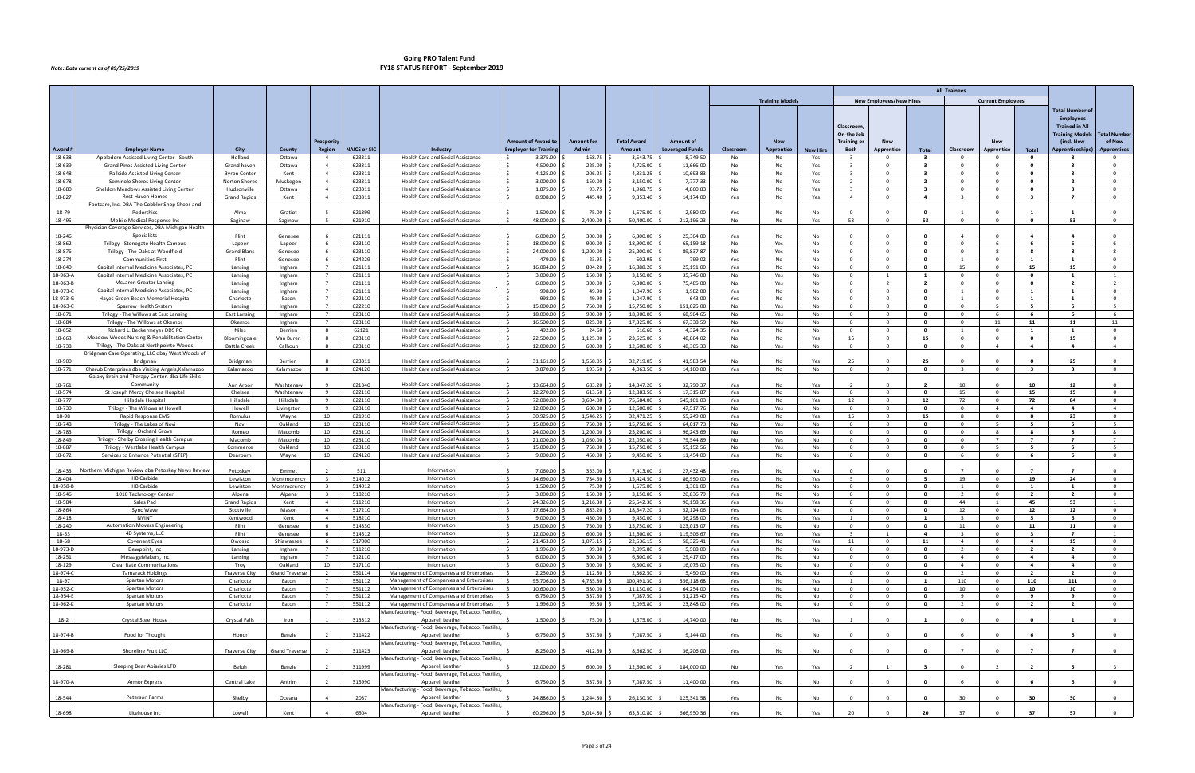## Going PRO Talent Fund
## FY18 STATUS REPORT - September 2019

*Note: Data current as of 09/25/2019*

| | | | | | | | | | | | Training Models | | | All Trainees | | | | | | | |
|---|---|---|---|---|---|---|---|---|---|---|---|---|---|---|---|---|---|---|---|---|---|
| | | | | | | | | | | | | | | New Employees/New Hires | | | Current Employees | | | | |
| Award # | Employer Name | City | County | Prosperity Region | NAICS or SIC | Industry | Amount of Award to Employer for Training | Amount for Admin | Total Award Amount | Amount of Leveraged Funds | Classroom | New Apprentice | New Hire | Classroom, On-the Job Training or Both | New Apprentice | Total | Classroom | New Apprentice | Total | Total Number of Employees Trained in All Training Models (incl. New Apprenticeships) | Total Number of New Apprentices |
| 18-638 | Appledorn Assisted Living Center - South | Holland | Ottawa | 4 | 623311 | Health Care and Social Assistance | $ 3,375.00 | $ 168.75 | $ 3,543.75 | $ 8,749.50 | No | No | Yes | 3 | 0 | 3 | 0 | 0 | 0 | 3 | 0 |
| 18-639 | Grand Pines Assisted Living Center | Grand haven | Ottawa | 4 | 623311 | Health Care and Social Assistance | $ 4,500.00 | $ 225.00 | $ 4,725.00 | $ 11,666.00 | No | No | Yes | 3 | 0 | 3 | 0 | 0 | 0 | 3 | 0 |
| 18-648 | Railside Assisted Living Center | Byron Center | Kent | 4 | 623311 | Health Care and Social Assistance | $ 4,125.00 | $ 206.25 | $ 4,331.25 | $ 10,693.83 | No | No | Yes | 3 | 0 | 3 | 0 | 0 | 0 | 3 | 0 |
| 18-678 | Seminole Shores Living Center | Norton Shores | Muskegon | 4 | 623311 | Health Care and Social Assistance | $ 3,000.00 | $ 150.00 | $ 3,150.00 | $ 7,777.33 | No | No | Yes | 2 | 0 | 2 | 0 | 0 | 0 | 2 | 0 |
| 18-680 | Sheldon Meadows Assisted Living Center | Hudsonville | Ottawa | 4 | 623311 | Health Care and Social Assistance | $ 1,875.00 | $ 93.75 | $ 1,968.75 | $ 4,860.83 | No | No | Yes | 3 | 0 | 3 | 0 | 0 | 0 | 3 | 0 |
| 18-827 | Rest Haven Homes | Grand Rapids | Kent | 4 | 623311 | Health Care and Social Assistance | $ 8,908.00 | $ 445.40 | $ 9,353.40 | $ 14,174.00 | Yes | No | Yes | 4 | 0 | 4 | 3 | 0 | 3 | 7 | 0 |
| 18-79 | Footcare, Inc. DBA The Cobbler Shop Shoes and Pedorthics | Alma | Gratiot | 5 | 621399 | Health Care and Social Assistance | $ 1,500.00 | $ 75.00 | $ 1,575.00 | $ 2,980.00 | Yes | No | No | 0 | 0 | 0 | 1 | 0 | 1 | 1 | 0 |
| 18-495 | Mobile Medical Response Inc | Saginaw | Saginaw | 5 | 621910 | Health Care and Social Assistance | $ 48,000.00 | $ 2,400.00 | $ 50,400.00 | $ 212,196.23 | No | No | Yes | 53 | 0 | 53 | 0 | 0 | 0 | 53 | 0 |
| 18-246 | Physician Coverage Services, DBA Michigan Health Specialists | Flint | Genesee | 6 | 621111 | Health Care and Social Assistance | $ 6,000.00 | $ 300.00 | $ 6,300.00 | $ 25,304.00 | Yes | No | No | 0 | 0 | 0 | 4 | 0 | 4 | 4 | 0 |
| 18-862 | Trilogy - Stonegate Health Campus | Lapeer | Lapeer | 6 | 623110 | Health Care and Social Assistance | $ 18,000.00 | $ 900.00 | $ 18,900.00 | $ 65,159.18 | No | Yes | No | 0 | 0 | 0 | 0 | 6 | 6 | 6 | 6 |
| 18-876 | Trilogy - The Oaks at Woodfield | Grand Blanc | Genesee | 6 | 623110 | Health Care and Social Assistance | $ 24,000.00 | $ 1,200.00 | $ 25,200.00 | $ 89,837.87 | No | Yes | No | 0 | 0 | 0 | 0 | 8 | 8 | 8 | 8 |
| 18-274 | Communities First | Flint | Genesee | 6 | 624229 | Health Care and Social Assistance | $ 479.00 | $ 23.95 | $ 502.95 | $ 799.02 | Yes | No | No | 0 | 0 | 0 | 1 | 0 | 1 | 1 | 0 |
| 18-640 | Capital Internal Medicine Associates, PC | Lansing | Ingham | 7 | 621111 | Health Care and Social Assistance | $ 16,084.00 | $ 804.20 | $ 16,888.20 | $ 25,191.00 | Yes | No | No | 0 | 0 | 0 | 15 | 0 | 15 | 15 | 0 |
| 18-963-A | Capital Internal Medicine Associates, PC | Lansing | Ingham | 7 | 621111 | Health Care and Social Assistance | $ 3,000.00 | $ 150.00 | $ 3,150.00 | $ 35,746.00 | No | Yes | No | 0 | 1 | 1 | 0 | 0 | 0 | 1 | 1 |
| 18-963-B | McLaren Greater Lansing | Lansing | Ingham | 7 | 622111 | Health Care and Social Assistance | $ 6,000.00 | $ 300.00 | $ 6,300.00 | $ 75,485.00 | No | Yes | No | 0 | 2 | 2 | 0 | 0 | 0 | 2 | 2 |
| 18-973-C | Capital Internal Medicine Associates, PC | Lansing | Ingham | 7 | 621111 | Health Care and Social Assistance | $ 998.00 | $ 49.90 | $ 1,047.90 | $ 1,982.00 | Yes | No | No | 0 | 0 | 0 | 1 | 0 | 1 | 1 | 0 |
| 18-973-G | Hayes Green Beach Memorial Hospital | Charlotte | Eaton | 7 | 622110 | Health Care and Social Assistance | $ 998.00 | $ 49.90 | $ 1,047.90 | $ 643.00 | Yes | No | No | 0 | 0 | 0 | 1 | 0 | 1 | 1 | 0 |
| 18-963-C | Sparrow Health System | Lansing | Ingham | 7 | 622210 | Health Care and Social Assistance | $ 15,000.00 | $ 750.00 | $ 15,750.00 | $ 151,025.00 | No | Yes | No | 0 | 0 | 0 | 0 | 5 | 5 | 5 | 5 |
| 18-671 | Trilogy - The Willows at East Lansing | East Lansing | Ingham | 7 | 623110 | Health Care and Social Assistance | $ 18,000.00 | $ 900.00 | $ 18,900.00 | $ 68,904.65 | No | Yes | No | 0 | 0 | 0 | 0 | 6 | 6 | 6 | 6 |
| 18-684 | Trilogy - The Willows at Okemos | Okemos | Ingham | 7 | 623110 | Health Care and Social Assistance | $ 16,500.00 | $ 825.00 | $ 17,325.00 | $ 67,338.59 | No | Yes | No | 0 | 0 | 0 | 0 | 11 | 11 | 11 | 11 |
| 18-652 | Richard L. Beckermeyer DDS PC | Niles | Berrien | 8 | 62121 | Health Care and Social Assistance | $ 492.00 | $ 24.60 | $ 516.60 | $ 4,324.35 | Yes | No | No | 0 | 0 | 0 | 1 | 0 | 1 | 1 | 0 |
| 18-663 | Meadow Woods Nursing & Rehabilitation Center | Bloomingdale | Van Buren | 8 | 623110 | Health Care and Social Assistance | $ 22,500.00 | $ 1,125.00 | $ 23,625.00 | $ 48,884.02 | No | No | Yes | 15 | 0 | 15 | 0 | 0 | 0 | 15 | 0 |
| 18-738 | Trilogy - The Oaks at Northpointe Woods | Battle Creek | Calhoun | 8 | 623110 | Health Care and Social Assistance | $ 12,000.00 | $ 600.00 | $ 12,600.00 | $ 48,365.33 | No | Yes | No | 0 | 0 | 0 | 0 | 4 | 4 | 4 | 4 |
| 18-900 | Bridgman Care Operating, LLC dba/ West Woods of Bridgman | Bridgman | Berrien | 8 | 623311 | Health Care and Social Assistance | $ 31,161.00 | $ 1,558.05 | $ 32,719.05 | $ 41,583.54 | No | No | Yes | 25 | 0 | 25 | 0 | 0 | 0 | 25 | 0 |
| 18-771 | Cherub Enterprises dba Visiting Angels,Kalamazoo | Kalamazoo | Kalamazoo | 8 | 624120 | Health Care and Social Assistance | $ 3,870.00 | $ 193.50 | $ 4,063.50 | $ 14,100.00 | Yes | No | No | 0 | 0 | 0 | 3 | 0 | 3 | 3 | 0 |
| 18-761 | Galaxy Brain and Therapy Center, dba Life Skills Community | Ann Arbor | Washtenaw | 9 | 621340 | Health Care and Social Assistance | $ 13,664.00 | $ 683.20 | $ 14,347.20 | $ 32,790.37 | Yes | No | Yes | 2 | 0 | 2 | 10 | 0 | 10 | 12 | 0 |
| 18-574 | St Joseph Mercy Chelsea Hospital | Chelsea | Washtenaw | 9 | 622110 | Health Care and Social Assistance | $ 12,270.00 | $ 613.50 | $ 12,883.50 | $ 17,315.87 | Yes | No | No | 0 | 0 | 0 | 15 | 0 | 15 | 15 | 0 |
| 18-777 | Hillsdale Hospital | Hillsdale | Hillsdale | 9 | 622110 | Health Care and Social Assistance | $ 72,080.00 | $ 3,604.00 | $ 75,684.00 | $ 645,101.03 | Yes | No | Yes | 12 | 0 | 12 | 72 | 0 | 72 | 84 | 0 |
| 18-730 | Trilogy - The Willows at Howell | Howell | Livingston | 9 | 623110 | Health Care and Social Assistance | $ 12,000.00 | $ 600.00 | $ 12,600.00 | $ 47,517.76 | No | Yes | No | 0 | 0 | 0 | 0 | 4 | 4 | 4 | 4 |
| 18-98 | Rapid Response EMS | Romulus | Wayne | 10 | 621910 | Health Care and Social Assistance | $ 30,925.00 | $ 1,546.25 | $ 32,471.25 | $ 55,249.00 | Yes | No | Yes | 15 | 0 | 15 | 8 | 0 | 8 | 23 | 0 |
| 18-748 | Trilogy - The Lakes of Novi | Novi | Oakland | 10 | 623110 | Health Care and Social Assistance | $ 15,000.00 | $ 750.00 | $ 15,750.00 | $ 64,017.73 | No | Yes | No | 0 | 0 | 0 | 0 | 5 | 5 | 5 | 5 |
| 18-783 | Trilogy - Orchard Grove | Romeo | Macomb | 10 | 623110 | Health Care and Social Assistance | $ 24,000.00 | $ 1,200.00 | $ 25,200.00 | $ 96,243.69 | No | Yes | No | 0 | 0 | 0 | 0 | 8 | 8 | 8 | 8 |
| 18-849 | Trilogy - Shelby Crossing Health Campus | Macomb | Macomb | 10 | 623110 | Health Care and Social Assistance | $ 21,000.00 | $ 1,050.00 | $ 22,050.00 | $ 79,544.89 | No | Yes | No | 0 | 0 | 0 | 0 | 7 | 7 | 7 | 7 |
| 18-887 | Trilogy - Westlake Health Campus | Commerce | Oakland | 10 | 623110 | Health Care and Social Assistance | $ 15,000.00 | $ 750.00 | $ 15,750.00 | $ 55,152.56 | No | Yes | No | 0 | 0 | 0 | 0 | 5 | 5 | 5 | 5 |
| 18-672 | Services to Enhance Potential (STEP) | Dearborn | Wayne | 10 | 624120 | Health Care and Social Assistance | $ 9,000.00 | $ 450.00 | $ 9,450.00 | $ 11,454.00 | Yes | No | No | 0 | 0 | 0 | 6 | 0 | 6 | 6 | 0 |
| 18-433 | Northern Michigan Review dba Petoskey News Review | Petoskey | Emmet | 2 | 511 | Information | $ 7,060.00 | $ 353.00 | $ 7,413.00 | $ 27,432.48 | Yes | No | No | 0 | 0 | 0 | 7 | 0 | 7 | 7 | 0 |
| 18-404 | HB Carbide | Lewiston | Montmorency | 3 | 514012 | Information | $ 14,690.00 | $ 734.50 | $ 15,424.50 | $ 86,990.00 | Yes | No | Yes | 5 | 0 | 5 | 19 | 0 | 19 | 24 | 0 |
| 18-958-B | HB Carbide | Lewiston | Montmorency | 3 | 514012 | Information | $ 1,500.00 | $ 75.00 | $ 1,575.00 | $ 1,361.00 | Yes | No | No | 0 | 0 | 0 | 1 | 0 | 1 | 1 | 0 |
| 18-946 | 1010 Technology Center | Alpena | Alpena | 3 | 518210 | Information | $ 3,000.00 | $ 150.00 | $ 3,150.00 | $ 20,836.79 | Yes | No | No | 0 | 0 | 0 | 2 | 0 | 2 | 2 | 0 |
| 18-584 | Sales Pad | Grand Rapids | Kent | 4 | 511210 | Information | $ 24,326.00 | $ 1,216.30 | $ 25,542.30 | $ 90,158.36 | Yes | Yes | Yes | 8 | 0 | 8 | 44 | 1 | 45 | 53 | 1 |
| 18-864 | Sync Wave | Scottville | Mason | 4 | 517210 | Information | $ 17,664.00 | $ 883.20 | $ 18,547.20 | $ 52,124.06 | Yes | No | No | 0 | 0 | 0 | 12 | 0 | 12 | 12 | 0 |
| 18-418 | NVINT | Kentwood | Kent | 4 | 518210 | Information | $ 9,000.00 | $ 450.00 | $ 9,450.00 | $ 36,298.00 | Yes | No | Yes | 1 | 0 | 1 | 5 | 0 | 5 | 6 | 0 |
| 18-240 | Automation Movers Engineering | Flint | Genesee | 6 | 514330 | Information | $ 15,000.00 | $ 750.00 | $ 15,750.00 | $ 123,013.07 | Yes | No | No | 0 | 0 | 0 | 11 | 0 | 11 | 11 | 0 |
| 18-53 | 4D Systems, LLC | Flint | Genesee | 6 | 514512 | Information | $ 12,000.00 | $ 600.00 | $ 12,600.00 | $ 119,506.67 | Yes | Yes | Yes | 3 | 1 | 4 | 3 | 0 | 3 | 7 | 1 |
| 18-58 | Covenant Eyes | Owosso | Shiawassee | 6 | 517000 | Information | $ 21,463.00 | $ 1,073.15 | $ 22,536.15 | $ 58,325.41 | Yes | No | Yes | 11 | 0 | 11 | 4 | 0 | 4 | 15 | 0 |
| 18-973-D | Dewpoint, Inc | Lansing | Ingham | 7 | 511210 | Information | $ 1,996.00 | $ 99.80 | $ 2,095.80 | $ 5,508.00 | Yes | No | No | 0 | 0 | 0 | 2 | 0 | 2 | 2 | 0 |
| 18-251 | MessageMakers, Inc | Lansing | Ingham | 7 | 512110 | Information | $ 6,000.00 | $ 300.00 | $ 6,300.00 | $ 29,417.00 | Yes | No | No | 0 | 0 | 0 | 4 | 0 | 4 | 4 | 0 |
| 18-129 | Clear Rate Communications | Troy | Oakland | 10 | 517110 | Information | $ 6,000.00 | $ 300.00 | $ 6,300.00 | $ 16,075.00 | Yes | No | No | 0 | 0 | 0 | 4 | 0 | 4 | 4 | 0 |
| 18-974-C | Tamarack Holdings | Traverse City | Grand Traverse | 2 | 551114 | Management of Companies and Enterprises | $ 2,250.00 | $ 112.50 | $ 2,362.50 | $ 5,490.00 | Yes | No | No | 0 | 0 | 0 | 2 | 0 | 2 | 2 | 0 |
| 18-97 | Spartan Motors | Charlotte | Eaton | 7 | 551112 | Management of Companies and Enterprises | $ 95,706.00 | $ 4,785.30 | $ 100,491.30 | $ 356,118.68 | Yes | No | Yes | 1 | 0 | 1 | 110 | 0 | 110 | 111 | 0 |
| 18-952-C | Spartan Motors | Charlotte | Eaton | 7 | 551112 | Management of Companies and Enterprises | $ 10,600.00 | $ 530.00 | $ 11,130.00 | $ 64,254.00 | Yes | No | No | 0 | 0 | 0 | 10 | 0 | 10 | 10 | 0 |
| 18-954-E | Spartan Motors | Charlotte | Eaton | 7 | 551112 | Management of Companies and Enterprises | $ 6,750.00 | $ 337.50 | $ 7,087.50 | $ 51,215.40 | Yes | No | No | 0 | 0 | 0 | 9 | 0 | 9 | 9 | 0 |
| 18-962-K | Spartan Motors | Charlotte | Eaton | 7 | 551112 | Management of Companies and Enterprises | $ 1,996.00 | $ 99.80 | $ 2,095.80 | $ 23,848.00 | Yes | No | No | 0 | 0 | 0 | 2 | 0 | 2 | 2 | 0 |
| 18-2 | Crystal Steel House | Crystal Falls | Iron | 1 | 313312 | Manufacturing - Food, Beverage, Tobacco, Textiles, Apparel, Leather | $ 1,500.00 | $ 75.00 | $ 1,575.00 | $ 14,740.00 | No | No | Yes | 1 | 0 | 1 | 0 | 0 | 0 | 1 | 0 |
| 18-974-B | Food for Thought | Honor | Benzie | 2 | 311422 | Manufacturing - Food, Beverage, Tobacco, Textiles, Apparel, Leather | $ 6,750.00 | $ 337.50 | $ 7,087.50 | $ 9,144.00 | Yes | No | No | 0 | 0 | 0 | 6 | 0 | 6 | 6 | 0 |
| 18-969-B | Shoreline Fruit LLC | Traverse City | Grand Traverse | 2 | 311423 | Manufacturing - Food, Beverage, Tobacco, Textiles, Apparel, Leather | $ 8,250.00 | $ 412.50 | $ 8,662.50 | $ 36,206.00 | Yes | No | No | 0 | 0 | 0 | 7 | 0 | 7 | 7 | 0 |
| 18-281 | Sleeping Bear Apiaries LTD | Beluh | Benzie | 2 | 311999 | Manufacturing - Food, Beverage, Tobacco, Textiles, Apparel, Leather | $ 12,000.00 | $ 600.00 | $ 12,600.00 | $ 184,000.00 | No | Yes | Yes | 2 | 1 | 3 | 0 | 2 | 2 | 5 | 3 |
| 18-970-A | Armor Express | Central Lake | Antrim | 2 | 315990 | Manufacturing - Food, Beverage, Tobacco, Textiles, Apparel, Leather | $ 6,750.00 | $ 337.50 | $ 7,087.50 | $ 11,400.00 | Yes | No | No | 0 | 0 | 0 | 6 | 0 | 6 | 6 | 0 |
| 18-544 | Peterson Farms | Shelby | Oceana | 4 | 2037 | Manufacturing - Food, Beverage, Tobacco, Textiles, Apparel, Leather | $ 24,886.00 | $ 1,244.30 | $ 26,130.30 | $ 125,341.58 | Yes | No | No | 0 | 0 | 0 | 30 | 0 | 30 | 30 | 0 |
| 18-698 | Litehouse Inc | Lowell | Kent | 4 | 6504 | Manufacturing - Food, Beverage, Tobacco, Textiles, Apparel, Leather | $ 60,296.00 | $ 3,014.80 | $ 63,310.80 | $ 666,950.36 | Yes | No | Yes | 20 | 0 | 20 | 37 | 0 | 37 | 57 | 0 |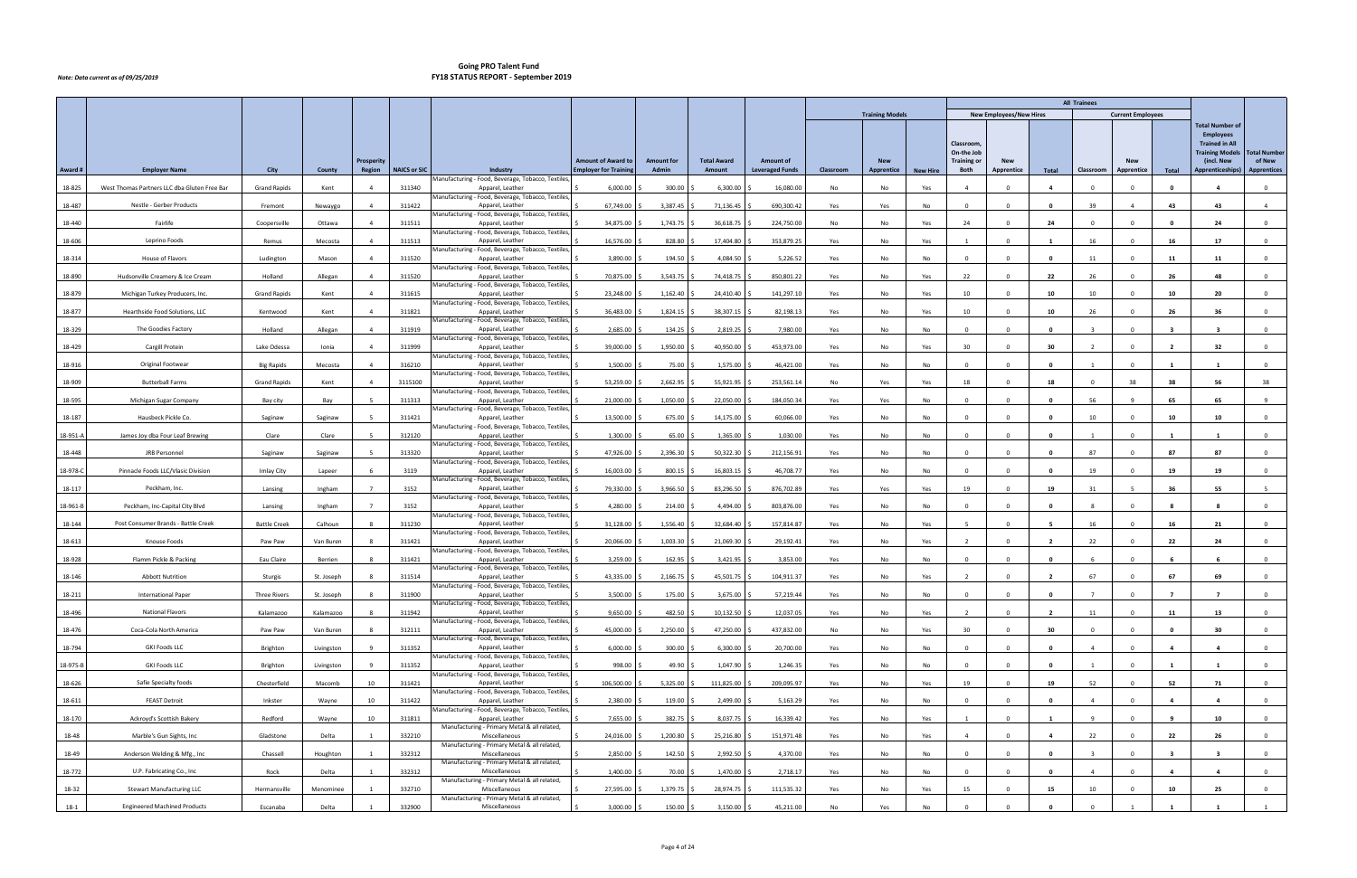# Going PRO Talent Fund
## FY18 STATUS REPORT - September 2019

*Note: Data current as of 09/25/2019*

| | | | | | | | | | | | Training Models | | | All Trainees | | | | | | | |
|---|---|---|---|---|---|---|---|---|---|---|---|---|---|---|---|---|---|---|---|---|---|
| | | | | | | | | | | | | | | New Employees/New Hires | | | Current Employees | | | | |
| Award # | Employer Name | City | County | Prosperity Region | NAICS or SIC | Industry | Amount of Award to Employer for Training | Amount for Admin | Total Award Amount | Amount of Leveraged Funds | Classroom | New Apprentice | New Hire | Classroom, On-the Job Training or Both | New Apprentice | Total | Classroom | New Apprentice | Total | Total Number of Employees Trained in All Training Models (incl. New Apprenticeships) | Total Number of New Apprentices |
| 18-825 | West Thomas Partners LLC dba Gluten Free Bar | Grand Rapids | Kent | 4 | 311340 | Manufacturing - Food, Beverage, Tobacco, Textiles, Apparel, Leather | $ 6,000.00 | $ 300.00 | $ 6,300.00 | $ 16,080.00 | No | No | Yes | 4 | 0 | 4 | 0 | 0 | 0 | 4 | 0 |
| 18-487 | Nestle - Gerber Products | Fremont | Newaygo | 4 | 311422 | Manufacturing - Food, Beverage, Tobacco, Textiles, Apparel, Leather | $ 67,749.00 | $ 3,387.45 | $ 71,136.45 | $ 690,300.42 | Yes | Yes | No | 0 | 0 | 0 | 39 | 4 | 43 | 43 | 4 |
| 18-440 | Fairlife | Coopersville | Ottawa | 4 | 311511 | Manufacturing - Food, Beverage, Tobacco, Textiles, Apparel, Leather | $ 34,875.00 | $ 1,743.75 | $ 36,618.75 | $ 224,750.00 | No | No | Yes | 24 | 0 | 24 | 0 | 0 | 0 | 24 | 0 |
| 18-606 | Leprino Foods | Remus | Mecosta | 4 | 311513 | Manufacturing - Food, Beverage, Tobacco, Textiles, Apparel, Leather | $ 16,576.00 | $ 828.80 | $ 17,404.80 | $ 353,879.25 | Yes | No | Yes | 1 | 0 | 1 | 16 | 0 | 16 | 17 | 0 |
| 18-314 | House of Flavors | Ludington | Mason | 4 | 311520 | Manufacturing - Food, Beverage, Tobacco, Textiles, Apparel, Leather | $ 3,890.00 | $ 194.50 | $ 4,084.50 | $ 5,226.52 | Yes | No | No | 0 | 0 | 0 | 11 | 0 | 11 | 11 | 0 |
| 18-890 | Hudsonville Creamery & Ice Cream | Holland | Allegan | 4 | 311520 | Manufacturing - Food, Beverage, Tobacco, Textiles, Apparel, Leather | $ 70,875.00 | $ 3,543.75 | $ 74,418.75 | $ 850,801.22 | Yes | No | Yes | 22 | 0 | 22 | 26 | 0 | 26 | 48 | 0 |
| 18-879 | Michigan Turkey Producers, Inc. | Grand Rapids | Kent | 4 | 311615 | Manufacturing - Food, Beverage, Tobacco, Textiles, Apparel, Leather | $ 23,248.00 | $ 1,162.40 | $ 24,410.40 | $ 141,297.10 | Yes | No | Yes | 10 | 0 | 10 | 10 | 0 | 10 | 20 | 0 |
| 18-877 | Hearthside Food Solutions, LLC | Kentwood | Kent | 4 | 311821 | Manufacturing - Food, Beverage, Tobacco, Textiles, Apparel, Leather | $ 36,483.00 | $ 1,824.15 | $ 38,307.15 | $ 82,198.13 | Yes | No | Yes | 10 | 0 | 10 | 26 | 0 | 26 | 36 | 0 |
| 18-329 | The Goodies Factory | Holland | Allegan | 4 | 311919 | Manufacturing - Food, Beverage, Tobacco, Textiles, Apparel, Leather | $ 2,685.00 | $ 134.25 | $ 2,819.25 | $ 7,980.00 | Yes | No | No | 0 | 0 | 0 | 3 | 0 | 3 | 3 | 0 |
| 18-429 | Cargill Protein | Lake Odessa | Ionia | 4 | 311999 | Manufacturing - Food, Beverage, Tobacco, Textiles, Apparel, Leather | $ 39,000.00 | $ 1,950.00 | $ 40,950.00 | $ 453,973.00 | Yes | No | Yes | 30 | 0 | 30 | 2 | 0 | 2 | 32 | 0 |
| 18-916 | Original Footwear | Big Rapids | Mecosta | 4 | 316210 | Manufacturing - Food, Beverage, Tobacco, Textiles, Apparel, Leather | $ 1,500.00 | $ 75.00 | $ 1,575.00 | $ 46,421.00 | Yes | No | No | 0 | 0 | 0 | 1 | 0 | 1 | 1 | 0 |
| 18-909 | Butterball Farms | Grand Rapids | Kent | 4 | 3115100 | Manufacturing - Food, Beverage, Tobacco, Textiles, Apparel, Leather | $ 53,259.00 | $ 2,662.95 | $ 55,921.95 | $ 253,561.14 | No | Yes | Yes | 18 | 0 | 18 | 0 | 38 | 38 | 56 | 38 |
| 18-595 | Michigan Sugar Company | Bay city | Bay | 5 | 311313 | Manufacturing - Food, Beverage, Tobacco, Textiles, Apparel, Leather | $ 21,000.00 | $ 1,050.00 | $ 22,050.00 | $ 184,050.34 | Yes | Yes | No | 0 | 0 | 0 | 56 | 9 | 65 | 65 | 9 |
| 18-187 | Hausbeck Pickle Co. | Saginaw | Saginaw | 5 | 311421 | Manufacturing - Food, Beverage, Tobacco, Textiles, Apparel, Leather | $ 13,500.00 | $ 675.00 | $ 14,175.00 | $ 60,066.00 | Yes | No | No | 0 | 0 | 0 | 10 | 0 | 10 | 10 | 0 |
| 18-951-A | James Joy dba Four Leaf Brewing | Clare | Clare | 5 | 312120 | Manufacturing - Food, Beverage, Tobacco, Textiles, Apparel, Leather | $ 1,300.00 | $ 65.00 | $ 1,365.00 | $ 1,030.00 | Yes | No | No | 0 | 0 | 0 | 1 | 0 | 1 | 1 | 0 |
| 18-448 | JRB Personnel | Saginaw | Saginaw | 5 | 313320 | Manufacturing - Food, Beverage, Tobacco, Textiles, Apparel, Leather | $ 47,926.00 | $ 2,396.30 | $ 50,322.30 | $ 212,156.91 | Yes | No | No | 0 | 0 | 0 | 87 | 0 | 87 | 87 | 0 |
| 18-978-C | Pinnacle Foods LLC/Vlasic Division | Imlay City | Lapeer | 6 | 3119 | Manufacturing - Food, Beverage, Tobacco, Textiles, Apparel, Leather | $ 16,003.00 | $ 800.15 | $ 16,803.15 | $ 46,708.77 | Yes | No | No | 0 | 0 | 0 | 19 | 0 | 19 | 19 | 0 |
| 18-117 | Peckham, Inc. | Lansing | Ingham | 7 | 3152 | Manufacturing - Food, Beverage, Tobacco, Textiles, Apparel, Leather | $ 79,330.00 | $ 3,966.50 | $ 83,296.50 | $ 876,702.89 | Yes | Yes | Yes | 19 | 0 | 19 | 31 | 5 | 36 | 55 | 5 |
| 18-961-B | Peckham, Inc-Capital City Blvd | Lansing | Ingham | 7 | 3152 | Manufacturing - Food, Beverage, Tobacco, Textiles, Apparel, Leather | $ 4,280.00 | $ 214.00 | $ 4,494.00 | $ 803,876.00 | Yes | No | No | 0 | 0 | 0 | 8 | 0 | 8 | 8 | 0 |
| 18-144 | Post Consumer Brands - Battle Creek | Battle Creek | Calhoun | 8 | 311230 | Manufacturing - Food, Beverage, Tobacco, Textiles, Apparel, Leather | $ 31,128.00 | $ 1,556.40 | $ 32,684.40 | $ 157,814.87 | Yes | No | Yes | 5 | 0 | 5 | 16 | 0 | 16 | 21 | 0 |
| 18-613 | Knouse Foods | Paw Paw | Van Buren | 8 | 311421 | Manufacturing - Food, Beverage, Tobacco, Textiles, Apparel, Leather | $ 20,066.00 | $ 1,003.30 | $ 21,069.30 | $ 29,192.41 | Yes | No | Yes | 2 | 0 | 2 | 22 | 0 | 22 | 24 | 0 |
| 18-928 | Flamm Pickle & Packing | Eau Claire | Berrien | 8 | 311421 | Manufacturing - Food, Beverage, Tobacco, Textiles, Apparel, Leather | $ 3,259.00 | $ 162.95 | $ 3,421.95 | $ 3,853.00 | Yes | No | No | 0 | 0 | 0 | 6 | 0 | 6 | 6 | 0 |
| 18-146 | Abbott Nutrition | Sturgis | St. Joseph | 8 | 311514 | Manufacturing - Food, Beverage, Tobacco, Textiles, Apparel, Leather | $ 43,335.00 | $ 2,166.75 | $ 45,501.75 | $ 104,911.37 | Yes | No | Yes | 2 | 0 | 2 | 67 | 0 | 67 | 69 | 0 |
| 18-211 | International Paper | Three Rivers | St. Joseph | 8 | 311900 | Manufacturing - Food, Beverage, Tobacco, Textiles, Apparel, Leather | $ 3,500.00 | $ 175.00 | $ 3,675.00 | $ 57,219.44 | Yes | No | No | 0 | 0 | 0 | 7 | 0 | 7 | 7 | 0 |
| 18-496 | National Flavors | Kalamazoo | Kalamazoo | 8 | 311942 | Manufacturing - Food, Beverage, Tobacco, Textiles, Apparel, Leather | $ 9,650.00 | $ 482.50 | $ 10,132.50 | $ 12,037.05 | Yes | No | Yes | 2 | 0 | 2 | 11 | 0 | 11 | 13 | 0 |
| 18-476 | Coca-Cola North America | Paw Paw | Van Buren | 8 | 312111 | Manufacturing - Food, Beverage, Tobacco, Textiles, Apparel, Leather | $ 45,000.00 | $ 2,250.00 | $ 47,250.00 | $ 437,832.00 | No | No | Yes | 30 | 0 | 30 | 0 | 0 | 0 | 30 | 0 |
| 18-794 | GKI Foods LLC | Brighton | Livingston | 9 | 311352 | Manufacturing - Food, Beverage, Tobacco, Textiles, Apparel, Leather | $ 6,000.00 | $ 300.00 | $ 6,300.00 | $ 20,700.00 | Yes | No | No | 0 | 0 | 0 | 4 | 0 | 4 | 4 | 0 |
| 18-975-B | GKI Foods LLC | Brighton | Livingston | 9 | 311352 | Manufacturing - Food, Beverage, Tobacco, Textiles, Apparel, Leather | $ 998.00 | $ 49.90 | $ 1,047.90 | $ 1,246.35 | Yes | No | No | 0 | 0 | 0 | 1 | 0 | 1 | 1 | 0 |
| 18-626 | Safie Specialty foods | Chesterfield | Macomb | 10 | 311421 | Manufacturing - Food, Beverage, Tobacco, Textiles, Apparel, Leather | $ 106,500.00 | $ 5,325.00 | $ 111,825.00 | $ 209,095.97 | Yes | No | Yes | 19 | 0 | 19 | 52 | 0 | 52 | 71 | 0 |
| 18-611 | FEAST Detroit | Inkster | Wayne | 10 | 311422 | Manufacturing - Food, Beverage, Tobacco, Textiles, Apparel, Leather | $ 2,380.00 | $ 119.00 | $ 2,499.00 | $ 5,163.29 | Yes | No | No | 0 | 0 | 0 | 4 | 0 | 4 | 4 | 0 |
| 18-170 | Ackroyd's Scottish Bakery | Redford | Wayne | 10 | 311811 | Manufacturing - Food, Beverage, Tobacco, Textiles, Apparel, Leather | $ 7,655.00 | $ 382.75 | $ 8,037.75 | $ 16,339.42 | Yes | No | Yes | 1 | 0 | 1 | 9 | 0 | 9 | 10 | 0 |
| 18-48 | Marble's Gun Sights, Inc | Gladstone | Delta | 1 | 332210 | Manufacturing - Primary Metal & all related, Miscellaneous | $ 24,016.00 | $ 1,200.80 | $ 25,216.80 | $ 151,971.48 | Yes | No | Yes | 4 | 0 | 4 | 22 | 0 | 22 | 26 | 0 |
| 18-49 | Anderson Welding & Mfg., Inc | Chassell | Houghton | 1 | 332312 | Manufacturing - Primary Metal & all related, Miscellaneous | $ 2,850.00 | $ 142.50 | $ 2,992.50 | $ 4,370.00 | Yes | No | No | 0 | 0 | 0 | 3 | 0 | 3 | 3 | 0 |
| 18-772 | U.P. Fabricating Co., Inc | Rock | Delta | 1 | 332312 | Manufacturing - Primary Metal & all related, Miscellaneous | $ 1,400.00 | $ 70.00 | $ 1,470.00 | $ 2,718.17 | Yes | No | No | 0 | 0 | 0 | 4 | 0 | 4 | 4 | 0 |
| 18-32 | Stewart Manufacturing LLC | Hermansville | Menominee | 1 | 332710 | Manufacturing - Primary Metal & all related, Miscellaneous | $ 27,595.00 | $ 1,379.75 | $ 28,974.75 | $ 111,535.32 | Yes | No | Yes | 15 | 0 | 15 | 10 | 0 | 10 | 25 | 0 |
| 18-1 | Engineered Machined Products | Escanaba | Delta | 1 | 332900 | Manufacturing - Primary Metal & all related, Miscellaneous | $ 3,000.00 | $ 150.00 | $ 3,150.00 | $ 45,211.00 | No | Yes | No | 0 | 0 | 0 | 0 | 1 | 1 | 1 | 1 |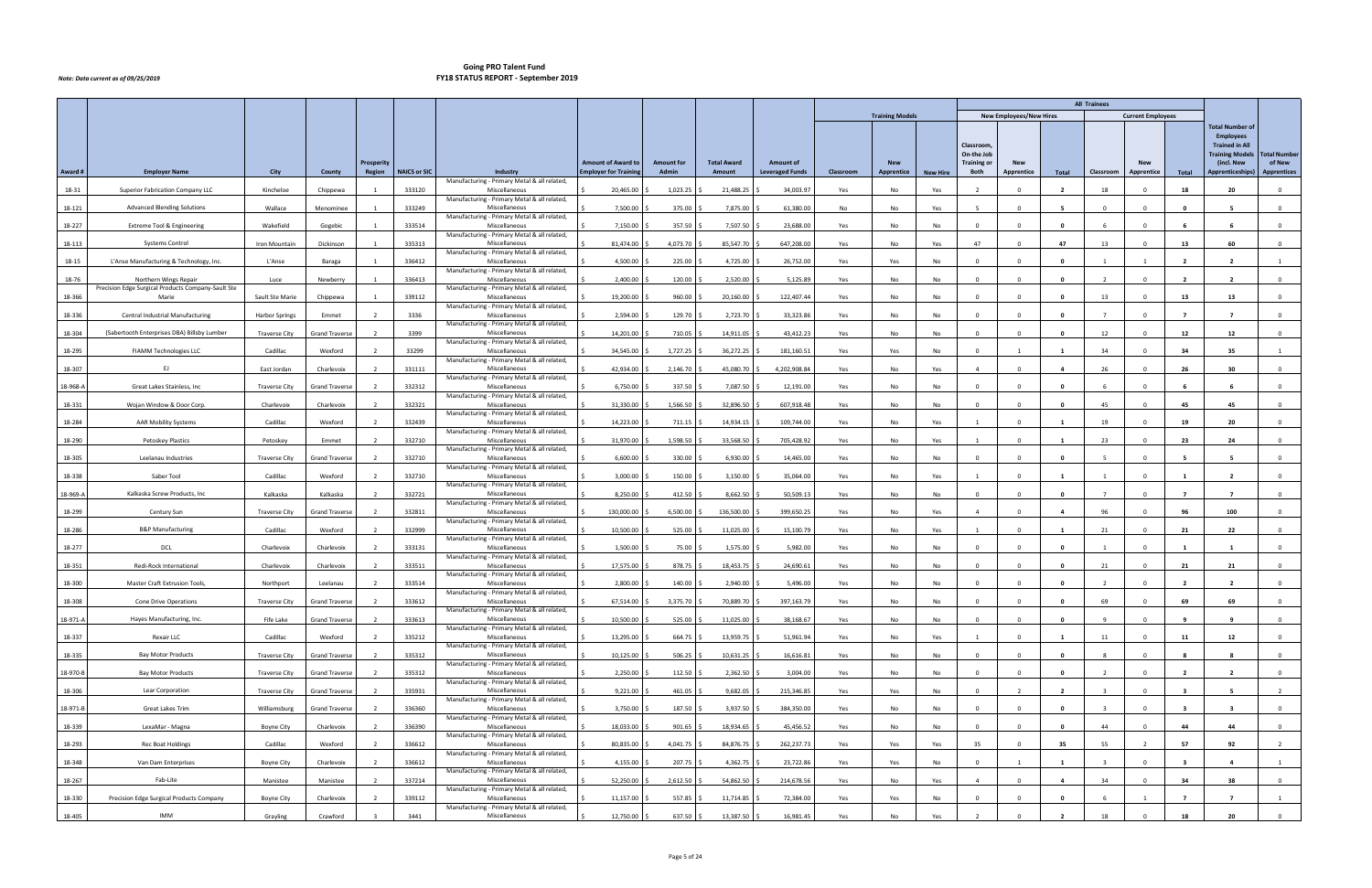# Going PRO Talent Fund
## FY18 STATUS REPORT - September 2019

*Note: Data current as of 09/25/2019*

| | | | | | | | | | | | Training Models | | | All Trainees | | | | | | | |
|---|---|---|---|---|---|---|---|---|---|---|---|---|---|---|---|---|---|---|---|---|---|
| | | | | | | | | | | | | | | New Employees/New Hires | | | Current Employees | | | | |
| Award # | Employer Name | City | County | Prosperity Region | NAICS or SIC | Industry | Amount of Award to Employer for Training | Amount for Admin | Total Award Amount | Amount of Leveraged Funds | Classroom | New Apprentice | New Hire | Classroom, On-the Job Training or Both | New Apprentice | Total | Classroom | New Apprentice | Total | Total Number of Employees Trained in All Training Models (incl. New Apprenticeships) | Total Number of New Apprentices |
| 18-31 | Superior Fabrication Company LLC | Kincheloe | Chippewa | 1 | 333120 | Manufacturing - Primary Metal & all related, Miscellaneous | $ 20,465.00 | $ 1,023.25 | $ 21,488.25 | $ 34,003.97 | Yes | No | Yes | 2 | 0 | 2 | 18 | 0 | 18 | 20 | 0 |
| 18-121 | Advanced Blending Solutions | Wallace | Menominee | 1 | 333249 | Manufacturing - Primary Metal & all related, Miscellaneous | $ 7,500.00 | $ 375.00 | $ 7,875.00 | $ 61,380.00 | No | No | Yes | 5 | 0 | 5 | 0 | 0 | 0 | 5 | 0 |
| 18-227 | Extreme Tool & Engineering | Wakefield | Gogebic | 1 | 333514 | Manufacturing - Primary Metal & all related, Miscellaneous | $ 7,150.00 | $ 357.50 | $ 7,507.50 | $ 23,688.00 | Yes | No | No | 0 | 0 | 0 | 6 | 0 | 6 | 6 | 0 |
| 18-113 | Systems Control | Iron Mountain | Dickinson | 1 | 335313 | Manufacturing - Primary Metal & all related, Miscellaneous | $ 81,474.00 | $ 4,073.70 | $ 85,547.70 | $ 647,208.00 | Yes | No | Yes | 47 | 0 | 47 | 13 | 0 | 13 | 60 | 0 |
| 18-15 | L'Anse Manufacturing & Technology, Inc. | L'Anse | Baraga | 1 | 336412 | Manufacturing - Primary Metal & all related, Miscellaneous | $ 4,500.00 | $ 225.00 | $ 4,725.00 | $ 26,752.00 | Yes | Yes | No | 0 | 0 | 0 | 1 | 1 | 2 | 2 | 1 |
| 18-76 | Northern Wings Repair | Luce | Newberry | 1 | 336413 | Manufacturing - Primary Metal & all related, Miscellaneous | $ 2,400.00 | $ 120.00 | $ 2,520.00 | $ 5,125.89 | Yes | No | No | 0 | 0 | 0 | 2 | 0 | 2 | 2 | 0 |
| 18-366 | Precision Edge Surgical Products Company-Sault Ste Marie | Sault Ste Marie | Chippewa | 1 | 339112 | Manufacturing - Primary Metal & all related, Miscellaneous | $ 19,200.00 | $ 960.00 | $ 20,160.00 | $ 122,407.44 | Yes | No | No | 0 | 0 | 0 | 13 | 0 | 13 | 13 | 0 |
| 18-336 | Central Industrial Manufacturing | Harbor Springs | Emmet | 2 | 3336 | Manufacturing - Primary Metal & all related, Miscellaneous | $ 2,594.00 | $ 129.70 | $ 2,723.70 | $ 33,323.86 | Yes | No | No | 0 | 0 | 0 | 7 | 0 | 7 | 7 | 0 |
| 18-304 | (Sabertooth Enterprises DBA) Billsby Lumber | Traverse City | Grand Traverse | 2 | 3399 | Manufacturing - Primary Metal & all related, Miscellaneous | $ 14,201.00 | $ 710.05 | $ 14,911.05 | $ 43,412.23 | Yes | No | No | 0 | 0 | 0 | 12 | 0 | 12 | 12 | 0 |
| 18-295 | FIAMM Technologies LLC | Cadillac | Wexford | 2 | 33299 | Manufacturing - Primary Metal & all related, Miscellaneous | $ 34,545.00 | $ 1,727.25 | $ 36,272.25 | $ 181,160.51 | Yes | Yes | No | 0 | 1 | 1 | 34 | 0 | 34 | 35 | 1 |
| 18-307 | EJ | East Jordan | Charlevoix | 2 | 331111 | Manufacturing - Primary Metal & all related, Miscellaneous | $ 42,934.00 | $ 2,146.70 | $ 45,080.70 | $ 4,202,908.84 | Yes | No | Yes | 4 | 0 | 4 | 26 | 0 | 26 | 30 | 0 |
| 18-968-A | Great Lakes Stainless, Inc | Traverse City | Grand Traverse | 2 | 332312 | Manufacturing - Primary Metal & all related, Miscellaneous | $ 6,750.00 | $ 337.50 | $ 7,087.50 | $ 12,191.00 | Yes | No | No | 0 | 0 | 0 | 6 | 0 | 6 | 6 | 0 |
| 18-331 | Wojan Window & Door Corp. | Charlevoix | Charlevoix | 2 | 332321 | Manufacturing - Primary Metal & all related, Miscellaneous | $ 31,330.00 | $ 1,566.50 | $ 32,896.50 | $ 607,918.48 | Yes | No | No | 0 | 0 | 0 | 45 | 0 | 45 | 45 | 0 |
| 18-284 | AAR Mobility Systems | Cadillac | Wexford | 2 | 332439 | Manufacturing - Primary Metal & all related, Miscellaneous | $ 14,223.00 | $ 711.15 | $ 14,934.15 | $ 109,744.00 | Yes | No | Yes | 1 | 0 | 1 | 19 | 0 | 19 | 20 | 0 |
| 18-290 | Petoskey Plastics | Petoskey | Emmet | 2 | 332710 | Manufacturing - Primary Metal & all related, Miscellaneous | $ 31,970.00 | $ 1,598.50 | $ 33,568.50 | $ 705,428.92 | Yes | No | Yes | 1 | 0 | 1 | 23 | 0 | 23 | 24 | 0 |
| 18-305 | Leelanau Industries | Traverse City | Grand Traverse | 2 | 332710 | Manufacturing - Primary Metal & all related, Miscellaneous | $ 6,600.00 | $ 330.00 | $ 6,930.00 | $ 14,465.00 | Yes | No | No | 0 | 0 | 0 | 5 | 0 | 5 | 5 | 0 |
| 18-338 | Saber Tool | Cadillac | Wexford | 2 | 332710 | Manufacturing - Primary Metal & all related, Miscellaneous | $ 3,000.00 | $ 150.00 | $ 3,150.00 | $ 35,064.00 | Yes | No | Yes | 1 | 0 | 1 | 1 | 0 | 1 | 2 | 0 |
| 18-969-A | Kalkaska Screw Products, Inc | Kalkaska | Kalkaska | 2 | 332721 | Manufacturing - Primary Metal & all related, Miscellaneous | $ 8,250.00 | $ 412.50 | $ 8,662.50 | $ 50,509.13 | Yes | No | No | 0 | 0 | 0 | 7 | 0 | 7 | 7 | 0 |
| 18-299 | Century Sun | Traverse City | Grand Traverse | 2 | 332811 | Manufacturing - Primary Metal & all related, Miscellaneous | $ 130,000.00 | $ 6,500.00 | $ 136,500.00 | $ 399,650.25 | Yes | No | Yes | 4 | 0 | 4 | 96 | 0 | 96 | 100 | 0 |
| 18-286 | B&P Manufacturing | Cadillac | Wexford | 2 | 332999 | Manufacturing - Primary Metal & all related, Miscellaneous | $ 10,500.00 | $ 525.00 | $ 11,025.00 | $ 15,100.79 | Yes | No | Yes | 1 | 0 | 1 | 21 | 0 | 21 | 22 | 0 |
| 18-277 | DCL | Charlevoix | Charlevoix | 2 | 333131 | Manufacturing - Primary Metal & all related, Miscellaneous | $ 1,500.00 | $ 75.00 | $ 1,575.00 | $ 5,982.00 | Yes | No | No | 0 | 0 | 0 | 1 | 0 | 1 | 1 | 0 |
| 18-351 | Redi-Rock International | Charlevoix | Charlevoix | 2 | 333511 | Manufacturing - Primary Metal & all related, Miscellaneous | $ 17,575.00 | $ 878.75 | $ 18,453.75 | $ 24,690.61 | Yes | No | No | 0 | 0 | 0 | 21 | 0 | 21 | 21 | 0 |
| 18-300 | Master Craft Extrusion Tools, | Northport | Leelanau | 2 | 333514 | Manufacturing - Primary Metal & all related, Miscellaneous | $ 2,800.00 | $ 140.00 | $ 2,940.00 | $ 5,496.00 | Yes | No | No | 0 | 0 | 0 | 2 | 0 | 2 | 2 | 0 |
| 18-308 | Cone Drive Operations | Traverse City | Grand Traverse | 2 | 333612 | Manufacturing - Primary Metal & all related, Miscellaneous | $ 67,514.00 | $ 3,375.70 | $ 70,889.70 | $ 397,163.79 | Yes | No | No | 0 | 0 | 0 | 69 | 0 | 69 | 69 | 0 |
| 18-971-A | Hayes Manufacturing, Inc. | Fife Lake | Grand Traverse | 2 | 333613 | Manufacturing - Primary Metal & all related, Miscellaneous | $ 10,500.00 | $ 525.00 | $ 11,025.00 | $ 38,168.67 | Yes | No | No | 0 | 0 | 0 | 9 | 0 | 9 | 9 | 0 |
| 18-337 | Rexair LLC | Cadillac | Wexford | 2 | 335212 | Manufacturing - Primary Metal & all related, Miscellaneous | $ 13,295.00 | $ 664.75 | $ 13,959.75 | $ 51,961.94 | Yes | No | Yes | 1 | 0 | 1 | 11 | 0 | 11 | 12 | 0 |
| 18-335 | Bay Motor Products | Traverse City | Grand Traverse | 2 | 335312 | Manufacturing - Primary Metal & all related, Miscellaneous | $ 10,125.00 | $ 506.25 | $ 10,631.25 | $ 16,616.81 | Yes | No | No | 0 | 0 | 0 | 8 | 0 | 8 | 8 | 0 |
| 18-970-B | Bay Motor Products | Traverse City | Grand Traverse | 2 | 335312 | Manufacturing - Primary Metal & all related, Miscellaneous | $ 2,250.00 | $ 112.50 | $ 2,362.50 | $ 3,004.00 | Yes | No | No | 0 | 0 | 0 | 2 | 0 | 2 | 2 | 0 |
| 18-306 | Lear Corporation | Traverse City | Grand Traverse | 2 | 335931 | Manufacturing - Primary Metal & all related, Miscellaneous | $ 9,221.00 | $ 461.05 | $ 9,682.05 | $ 215,346.85 | Yes | Yes | No | 0 | 2 | 2 | 3 | 0 | 3 | 5 | 2 |
| 18-971-B | Great Lakes Trim | Williamsburg | Grand Traverse | 2 | 336360 | Manufacturing - Primary Metal & all related, Miscellaneous | $ 3,750.00 | $ 187.50 | $ 3,937.50 | $ 384,350.00 | Yes | No | No | 0 | 0 | 0 | 3 | 0 | 3 | 3 | 0 |
| 18-339 | LexaMar - Magna | Boyne City | Charlevoix | 2 | 336390 | Manufacturing - Primary Metal & all related, Miscellaneous | $ 18,033.00 | $ 901.65 | $ 18,934.65 | $ 45,456.52 | Yes | No | No | 0 | 0 | 0 | 44 | 0 | 44 | 44 | 0 |
| 18-293 | Rec Boat Holdings | Cadillac | Wexford | 2 | 336612 | Manufacturing - Primary Metal & all related, Miscellaneous | $ 80,835.00 | $ 4,041.75 | $ 84,876.75 | $ 262,237.73 | Yes | Yes | Yes | 35 | 0 | 35 | 55 | 2 | 57 | 92 | 2 |
| 18-348 | Van Dam Enterprises | Boyne City | Charlevoix | 2 | 336612 | Manufacturing - Primary Metal & all related, Miscellaneous | $ 4,155.00 | $ 207.75 | $ 4,362.75 | $ 23,722.86 | Yes | Yes | No | 0 | 1 | 1 | 3 | 0 | 3 | 4 | 1 |
| 18-267 | Fab-Lite | Manistee | Manistee | 2 | 337214 | Manufacturing - Primary Metal & all related, Miscellaneous | $ 52,250.00 | $ 2,612.50 | $ 54,862.50 | $ 214,678.56 | Yes | No | Yes | 4 | 0 | 4 | 34 | 0 | 34 | 38 | 0 |
| 18-330 | Precision Edge Surgical Products Company | Boyne City | Charlevoix | 2 | 339112 | Manufacturing - Primary Metal & all related, Miscellaneous | $ 11,157.00 | $ 557.85 | $ 11,714.85 | $ 72,380.00 | Yes | Yes | No | 0 | 0 | 0 | 6 | 1 | 7 | 7 | 1 |
| 18-405 | IMM | Grayling | Crawford | 3 | 3441 | Manufacturing - Primary Metal & all related, Miscellaneous | $ 12,750.00 | $ 637.50 | $ 13,387.50 | $ 16,981.45 | Yes | No | Yes | 2 | 0 | 2 | 18 | 0 | 18 | 20 | 0 |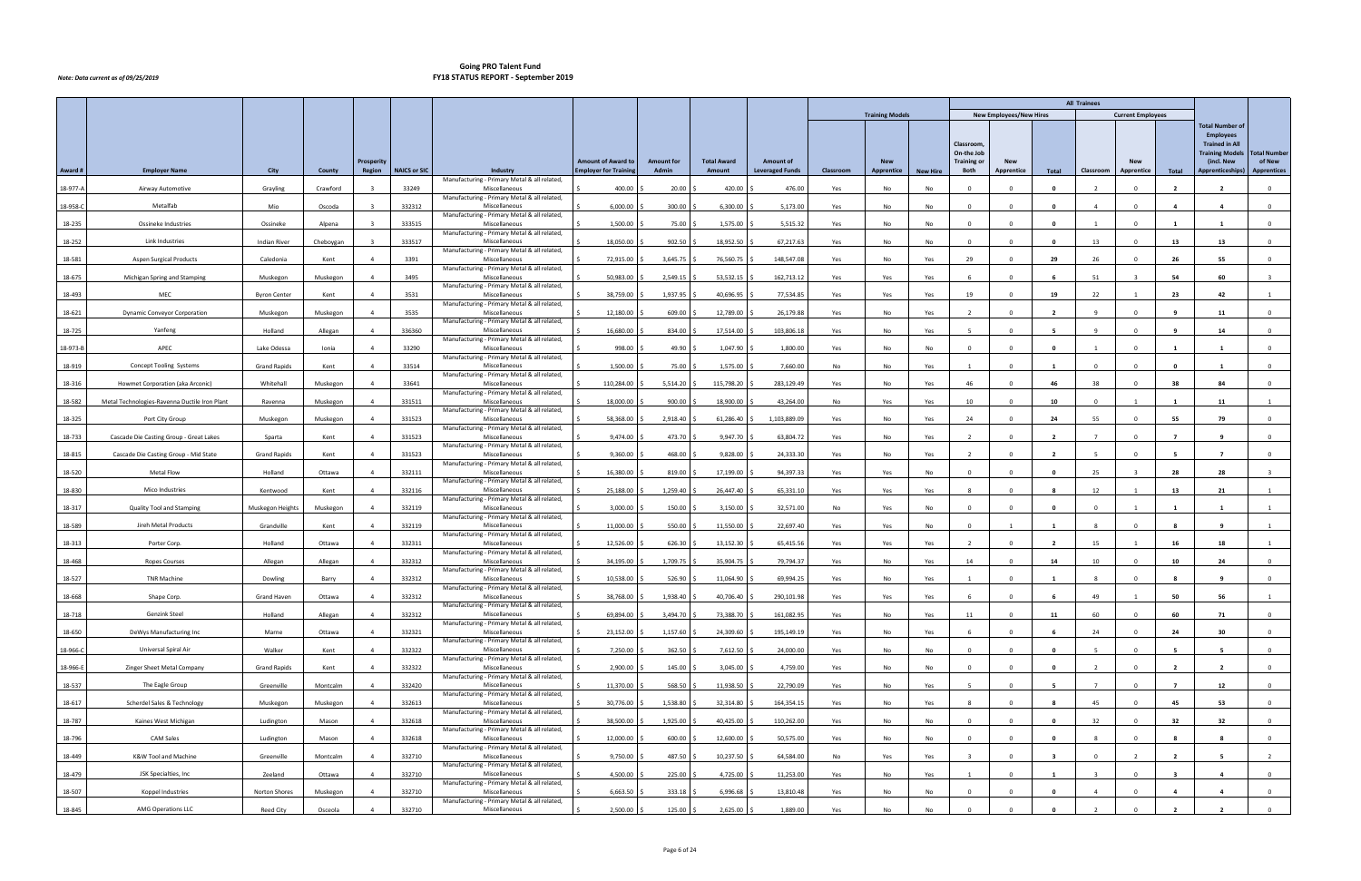# Going PRO Talent Fund
# FY18 STATUS REPORT - September 2019

*Note: Data current as of 09/25/2019*

| | | | | | | | | | | | Training Models | | | All Trainees | | | | | | | | |
|---|---|---|---|---|---|---|---|---|---|---|---|---|---|---|---|---|---|---|---|---|---|---|
| | | | | | | | | | | | | | | New Employees/New Hires | | | Current Employees | | | | | |
| Award # | Employer Name | City | County | Prosperity Region | NAICS or SIC | Industry | Amount of Award to Employer for Training | Amount for Admin | Total Award Amount | Amount of Leveraged Funds | Classroom | New Apprentice | New Hire | Classroom, On-the-Job Training or Both | New Apprentice | Total | Classroom | New Apprentice | Total | Total Number of Employees Trained in All Training Models (incl. New Apprenticeships) | Total Number of New Apprentices |
| 18-977-A | Airway Automotive | Grayling | Crawford | 3 | 33249 | Manufacturing - Primary Metal & all related, Miscellaneous | $ 400.00 | $ 20.00 | $ 420.00 | $ 476.00 | Yes | No | No | 0 | 0 | 0 | 2 | 0 | 2 | 2 | 0 |
| 18-958-C | Metalfab | Mio | Oscoda | 3 | 332312 | Manufacturing - Primary Metal & all related, Miscellaneous | $ 6,000.00 | $ 300.00 | $ 6,300.00 | $ 5,173.00 | Yes | No | No | 0 | 0 | 0 | 4 | 0 | 4 | 4 | 0 |
| 18-235 | Ossineke Industries | Ossineke | Alpena | 3 | 333515 | Manufacturing - Primary Metal & all related, Miscellaneous | $ 1,500.00 | $ 75.00 | $ 1,575.00 | $ 5,515.32 | Yes | No | No | 0 | 0 | 0 | 1 | 0 | 1 | 1 | 0 |
| 18-252 | Link Industries | Indian River | Cheboygan | 3 | 333517 | Manufacturing - Primary Metal & all related, Miscellaneous | $ 18,050.00 | $ 902.50 | $ 18,952.50 | $ 67,217.63 | Yes | No | No | 0 | 0 | 0 | 13 | 0 | 13 | 13 | 0 |
| 18-581 | Aspen Surgical Products | Caledonia | Kent | 4 | 3391 | Manufacturing - Primary Metal & all related, Miscellaneous | $ 72,915.00 | $ 3,645.75 | $ 76,560.75 | $ 148,547.08 | Yes | No | Yes | 29 | 0 | 29 | 26 | 0 | 26 | 55 | 0 |
| 18-675 | Michigan Spring and Stamping | Muskegon | Muskegon | 4 | 3495 | Manufacturing - Primary Metal & all related, Miscellaneous | $ 50,983.00 | $ 2,549.15 | $ 53,532.15 | $ 162,713.12 | Yes | Yes | Yes | 6 | 0 | 6 | 51 | 3 | 54 | 60 | 3 |
| 18-493 | MEC | Byron Center | Kent | 4 | 3531 | Manufacturing - Primary Metal & all related, Miscellaneous | $ 38,759.00 | $ 1,937.95 | $ 40,696.95 | $ 77,534.85 | Yes | Yes | Yes | 19 | 0 | 19 | 22 | 1 | 23 | 42 | 1 |
| 18-621 | Dynamic Conveyor Corporation | Muskegon | Muskegon | 4 | 3535 | Manufacturing - Primary Metal & all related, Miscellaneous | $ 12,180.00 | $ 609.00 | $ 12,789.00 | $ 26,179.88 | Yes | No | Yes | 2 | 0 | 2 | 9 | 0 | 9 | 11 | 0 |
| 18-725 | Yanfeng | Holland | Allegan | 4 | 336360 | Manufacturing - Primary Metal & all related, Miscellaneous | $ 16,680.00 | $ 834.00 | $ 17,514.00 | $ 103,806.18 | Yes | No | Yes | 5 | 0 | 5 | 9 | 0 | 9 | 14 | 0 |
| 18-973-B | APEC | Lake Odessa | Ionia | 4 | 33290 | Manufacturing - Primary Metal & all related, Miscellaneous | $ 998.00 | $ 49.90 | $ 1,047.90 | $ 1,800.00 | Yes | No | No | 0 | 0 | 0 | 1 | 0 | 1 | 1 | 0 |
| 18-919 | Concept Tooling Systems | Grand Rapids | Kent | 4 | 33514 | Manufacturing - Primary Metal & all related, Miscellaneous | $ 1,500.00 | $ 75.00 | $ 1,575.00 | $ 7,660.00 | No | No | Yes | 1 | 0 | 1 | 0 | 0 | 0 | 1 | 0 |
| 18-316 | Howmet Corporation (aka Arconic) | Whitehall | Muskegon | 4 | 33641 | Manufacturing - Primary Metal & all related, Miscellaneous | $ 110,284.00 | $ 5,514.20 | $ 115,798.20 | $ 283,129.49 | Yes | No | Yes | 46 | 0 | 46 | 38 | 0 | 38 | 84 | 0 |
| 18-582 | Metal Technologies-Ravenna Ductile Iron Plant | Ravenna | Muskegon | 4 | 331511 | Manufacturing - Primary Metal & all related, Miscellaneous | $ 18,000.00 | $ 900.00 | $ 18,900.00 | $ 43,264.00 | No | Yes | Yes | 10 | 0 | 10 | 0 | 1 | 1 | 11 | 1 |
| 18-325 | Port City Group | Muskegon | Muskegon | 4 | 331523 | Manufacturing - Primary Metal & all related, Miscellaneous | $ 58,368.00 | $ 2,918.40 | $ 61,286.40 | $ 1,103,889.09 | Yes | No | Yes | 24 | 0 | 24 | 55 | 0 | 55 | 79 | 0 |
| 18-733 | Cascade Die Casting Group - Great Lakes | Sparta | Kent | 4 | 331523 | Manufacturing - Primary Metal & all related, Miscellaneous | $ 9,474.00 | $ 473.70 | $ 9,947.70 | $ 63,804.72 | Yes | No | Yes | 2 | 0 | 2 | 7 | 0 | 7 | 9 | 0 |
| 18-815 | Cascade Die Casting Group - Mid State | Grand Rapids | Kent | 4 | 331523 | Manufacturing - Primary Metal & all related, Miscellaneous | $ 9,360.00 | $ 468.00 | $ 9,828.00 | $ 24,333.30 | Yes | No | Yes | 2 | 0 | 2 | 5 | 0 | 5 | 7 | 0 |
| 18-520 | Metal Flow | Holland | Ottawa | 4 | 332111 | Manufacturing - Primary Metal & all related, Miscellaneous | $ 16,380.00 | $ 819.00 | $ 17,199.00 | $ 94,397.33 | Yes | Yes | No | 0 | 0 | 0 | 25 | 3 | 28 | 28 | 3 |
| 18-830 | Mico Industries | Kentwood | Kent | 4 | 332116 | Manufacturing - Primary Metal & all related, Miscellaneous | $ 25,188.00 | $ 1,259.40 | $ 26,447.40 | $ 65,331.10 | Yes | Yes | Yes | 8 | 0 | 8 | 12 | 1 | 13 | 21 | 1 |
| 18-317 | Quality Tool and Stamping | Muskegon Heights | Muskegon | 4 | 332119 | Manufacturing - Primary Metal & all related, Miscellaneous | $ 3,000.00 | $ 150.00 | $ 3,150.00 | $ 32,571.00 | No | Yes | No | 0 | 0 | 0 | 0 | 1 | 1 | 1 | 1 |
| 18-589 | Jireh Metal Products | Grandville | Kent | 4 | 332119 | Manufacturing - Primary Metal & all related, Miscellaneous | $ 11,000.00 | $ 550.00 | $ 11,550.00 | $ 22,697.40 | Yes | Yes | No | 0 | 1 | 1 | 8 | 0 | 8 | 9 | 1 |
| 18-313 | Porter Corp. | Holland | Ottawa | 4 | 332311 | Manufacturing - Primary Metal & all related, Miscellaneous | $ 12,526.00 | $ 626.30 | $ 13,152.30 | $ 65,415.56 | Yes | Yes | Yes | 2 | 0 | 2 | 15 | 1 | 16 | 18 | 1 |
| 18-468 | Ropes Courses | Allegan | Allegan | 4 | 332312 | Manufacturing - Primary Metal & all related, Miscellaneous | $ 34,195.00 | $ 1,709.75 | $ 35,904.75 | $ 79,794.37 | Yes | No | Yes | 14 | 0 | 14 | 10 | 0 | 10 | 24 | 0 |
| 18-527 | TNR Machine | Dowling | Barry | 4 | 332312 | Manufacturing - Primary Metal & all related, Miscellaneous | $ 10,538.00 | $ 526.90 | $ 11,064.90 | $ 69,994.25 | Yes | No | Yes | 1 | 0 | 1 | 8 | 0 | 8 | 9 | 0 |
| 18-668 | Shape Corp. | Grand Haven | Ottawa | 4 | 332312 | Manufacturing - Primary Metal & all related, Miscellaneous | $ 38,768.00 | $ 1,938.40 | $ 40,706.40 | $ 290,101.98 | Yes | Yes | Yes | 6 | 0 | 6 | 49 | 1 | 50 | 56 | 1 |
| 18-718 | Genzink Steel | Holland | Allegan | 4 | 332312 | Manufacturing - Primary Metal & all related, Miscellaneous | $ 69,894.00 | $ 3,494.70 | $ 73,388.70 | $ 161,082.95 | Yes | No | Yes | 11 | 0 | 11 | 60 | 0 | 60 | 71 | 0 |
| 18-650 | DeWys Manufacturing Inc | Marne | Ottawa | 4 | 332321 | Manufacturing - Primary Metal & all related, Miscellaneous | $ 23,152.00 | $ 1,157.60 | $ 24,309.60 | $ 195,149.19 | Yes | No | Yes | 6 | 0 | 6 | 24 | 0 | 24 | 30 | 0 |
| 18-966-C | Universal Spiral Air | Walker | Kent | 4 | 332322 | Manufacturing - Primary Metal & all related, Miscellaneous | $ 7,250.00 | $ 362.50 | $ 7,612.50 | $ 24,000.00 | Yes | No | No | 0 | 0 | 0 | 5 | 0 | 5 | 5 | 0 |
| 18-966-E | Zinger Sheet Metal Company | Grand Rapids | Kent | 4 | 332322 | Manufacturing - Primary Metal & all related, Miscellaneous | $ 2,900.00 | $ 145.00 | $ 3,045.00 | $ 4,759.00 | Yes | No | No | 0 | 0 | 0 | 2 | 0 | 2 | 2 | 0 |
| 18-537 | The Eagle Group | Greenville | Montcalm | 4 | 332420 | Manufacturing - Primary Metal & all related, Miscellaneous | $ 11,370.00 | $ 568.50 | $ 11,938.50 | $ 22,790.09 | Yes | No | Yes | 5 | 0 | 5 | 7 | 0 | 7 | 12 | 0 |
| 18-617 | Scherdel Sales & Technology | Muskegon | Muskegon | 4 | 332613 | Manufacturing - Primary Metal & all related, Miscellaneous | $ 30,776.00 | $ 1,538.80 | $ 32,314.80 | $ 164,354.15 | Yes | No | Yes | 8 | 0 | 8 | 45 | 0 | 45 | 53 | 0 |
| 18-787 | Kaines West Michigan | Ludington | Mason | 4 | 332618 | Manufacturing - Primary Metal & all related, Miscellaneous | $ 38,500.00 | $ 1,925.00 | $ 40,425.00 | $ 110,262.00 | Yes | No | No | 0 | 0 | 0 | 32 | 0 | 32 | 32 | 0 |
| 18-796 | CAM Sales | Ludington | Mason | 4 | 332618 | Manufacturing - Primary Metal & all related, Miscellaneous | $ 12,000.00 | $ 600.00 | $ 12,600.00 | $ 50,575.00 | Yes | No | No | 0 | 0 | 0 | 8 | 0 | 8 | 8 | 0 |
| 18-449 | K&W Tool and Machine | Greenville | Montcalm | 4 | 332710 | Manufacturing - Primary Metal & all related, Miscellaneous | $ 9,750.00 | $ 487.50 | $ 10,237.50 | $ 64,584.00 | No | Yes | Yes | 3 | 0 | 3 | 0 | 2 | 2 | 5 | 2 |
| 18-479 | JSK Specialties, Inc | Zeeland | Ottawa | 4 | 332710 | Manufacturing - Primary Metal & all related, Miscellaneous | $ 4,500.00 | $ 225.00 | $ 4,725.00 | $ 11,253.00 | Yes | No | Yes | 1 | 0 | 1 | 3 | 0 | 3 | 4 | 0 |
| 18-507 | Koppel Industries | Norton Shores | Muskegon | 4 | 332710 | Manufacturing - Primary Metal & all related, Miscellaneous | $ 6,663.50 | $ 333.18 | $ 6,996.68 | $ 13,810.48 | Yes | No | No | 0 | 0 | 0 | 4 | 0 | 4 | 4 | 0 |
| 18-845 | AMG Operations LLC | Reed City | Osceola | 4 | 332710 | Manufacturing - Primary Metal & all related, Miscellaneous | $ 2,500.00 | $ 125.00 | $ 2,625.00 | $ 1,889.00 | Yes | No | No | 0 | 0 | 0 | 2 | 0 | 2 | 2 | 0 |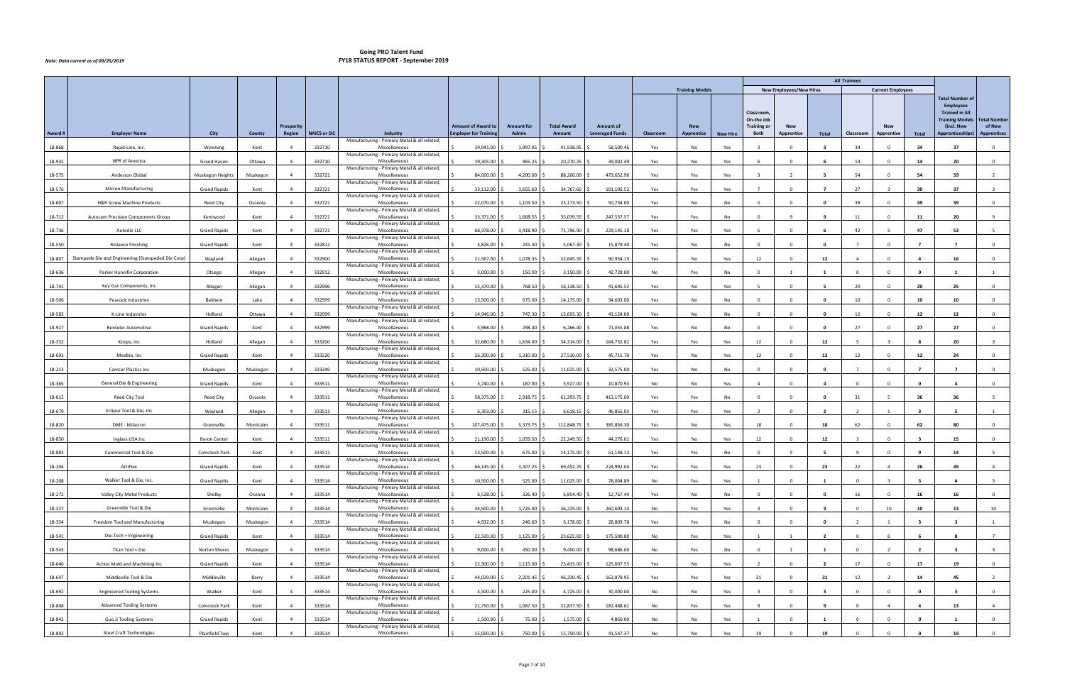# Going PRO Talent Fund
## FY18 STATUS REPORT - September 2019

*Note: Data current as of 09/25/2019*

| Award # | Employer Name | City | County | Prosperity Region | NAICS or SIC | Industry | Amount of Award to Employer for Training | Amount for Admin | Total Award Amount | Amount of Leveraged Funds | Training Models: Classroom | Training Models: New Apprentice | Training Models: New Hire | New Employees/New Hires: Classroom, On-the-Job Training or Both | New Employees/New Hires: New Apprentice | New Employees/New Hires: Total | Current Employees: Classroom | Current Employees: New Apprentice | Current Employees: Total | Total Number of Employees Trained in All Training Models (incl. New Apprenticeships) | Total Number of New Apprentices |
|---|---|---|---|---|---|---|---|---|---|---|---|---|---|---|---|---|---|---|---|---|---|
| 18-868 | Rapid-Line, Inc. | Wyoming | Kent | 4 | 332710 | Manufacturing - Primary Metal & all related, Miscellaneous | $ 39,941.00 | $ 1,997.05 | $ 41,938.05 | $ 58,500.46 | Yes | No | Yes | 3 | 0 | 3 | 34 | 0 | 34 | 37 | 0 |
| 18-932 | NPR of America | Grand Haven | Ottawa | 4 | 332710 | Manufacturing - Primary Metal & all related, Miscellaneous | $ 19,305.00 | $ 965.25 | $ 20,270.25 | $ 39,002.49 | Yes | No | Yes | 6 | 0 | 6 | 14 | 0 | 14 | 20 | 0 |
| 18-575 | Anderson Global | Muskegon Heights | Muskegon | 4 | 332721 | Manufacturing - Primary Metal & all related, Miscellaneous | $ 84,000.00 | $ 4,200.00 | $ 88,200.00 | $ 473,652.96 | Yes | Yes | Yes | 3 | 2 | 5 | 54 | 0 | 54 | 59 | 2 |
| 18-576 | Micron Manufacturing | Grand Rapids | Kent | 4 | 332721 | Manufacturing - Primary Metal & all related, Miscellaneous | $ 33,112.00 | $ 1,655.60 | $ 34,767.60 | $ 101,105.52 | Yes | Yes | Yes | 7 | 0 | 7 | 27 | 3 | 30 | 37 | 3 |
| 18-607 | H&R Screw Machine Products | Reed City | Osceola | 4 | 332721 | Manufacturing - Primary Metal & all related, Miscellaneous | $ 22,070.00 | $ 1,103.50 | $ 23,173.50 | $ 50,734.00 | Yes | No | No | 0 | 0 | 0 | 39 | 0 | 39 | 39 | 0 |
| 18-712 | Autocam Precision Components Group | Kentwood | Kent | 4 | 332721 | Manufacturing - Primary Metal & all related, Miscellaneous | $ 33,371.00 | $ 1,668.55 | $ 35,039.55 | $ 247,537.57 | Yes | Yes | No | 0 | 9 | 9 | 11 | 0 | 11 | 20 | 9 |
| 18-736 | Autodie LLC | Grand Rapids | Kent | 4 | 332721 | Manufacturing - Primary Metal & all related, Miscellaneous | $ 68,378.00 | $ 3,418.90 | $ 71,796.90 | $ 229,145.18 | Yes | Yes | Yes | 6 | 0 | 6 | 42 | 5 | 47 | 53 | 5 |
| 18-550 | Reliance Finishing | Grand Rapids | Kent | 4 | 332812 | Manufacturing - Primary Metal & all related, Miscellaneous | $ 4,826.00 | $ 241.30 | $ 5,067.30 | $ 15,879.40 | Yes | No | No | 0 | 0 | 0 | 7 | 0 | 7 | 7 | 0 |
| 18-807 | Stampede Die and Engineering (Stampeded Die Corp) | Wayland | Allegan | 4 | 332900 | Manufacturing - Primary Metal & all related, Miscellaneous | $ 21,567.00 | $ 1,078.35 | $ 22,645.35 | $ 90,954.15 | Yes | No | Yes | 12 | 0 | 12 | 4 | 0 | 4 | 16 | 0 |
| 18-636 | Parker Hannifin Corporation | Otsego | Allegan | 4 | 332912 | Manufacturing - Primary Metal & all related, Miscellaneous | $ 3,000.00 | $ 150.00 | $ 3,150.00 | $ 42,728.00 | No | Yes | No | 0 | 1 | 1 | 0 | 0 | 0 | 1 | 1 |
| 18-741 | Key Gas Components, Inc | Allegan | Allegan | 4 | 332996 | Manufacturing - Primary Metal & all related, Miscellaneous | $ 15,370.00 | $ 768.50 | $ 16,138.50 | $ 41,695.52 | Yes | No | Yes | 5 | 0 | 5 | 20 | 0 | 20 | 25 | 0 |
| 18-506 | Peacock Industries | Baldwin | Lake | 4 | 332999 | Manufacturing - Primary Metal & all related, Miscellaneous | $ 13,500.00 | $ 675.00 | $ 14,175.00 | $ 34,603.00 | Yes | No | No | 0 | 0 | 0 | 10 | 0 | 10 | 10 | 0 |
| 18-583 | K-Line Industries | Holland | Ottawa | 4 | 332999 | Manufacturing - Primary Metal & all related, Miscellaneous | $ 14,946.00 | $ 747.30 | $ 15,693.30 | $ 43,124.00 | Yes | No | No | 0 | 0 | 0 | 12 | 0 | 12 | 12 | 0 |
| 18-927 | Benteler Automotive | Grand Rapids | Kent | 4 | 332999 | Manufacturing - Primary Metal & all related, Miscellaneous | $ 5,968.00 | $ 298.40 | $ 6,266.40 | $ 71,055.88 | Yes | No | No | 0 | 0 | 0 | 27 | 0 | 27 | 27 | 0 |
| 18-332 | Koops, Inc | Holland | Allegan | 4 | 333200 | Manufacturing - Primary Metal & all related, Miscellaneous | $ 32,680.00 | $ 1,634.00 | $ 34,314.00 | $ 164,732.82 | Yes | Yes | Yes | 12 | 0 | 12 | 5 | 3 | 8 | 20 | 3 |
| 18-693 | Medbio, Inc | Grand Rapids | Kent | 4 | 333220 | Manufacturing - Primary Metal & all related, Miscellaneous | $ 26,200.00 | $ 1,310.00 | $ 27,510.00 | $ 45,711.70 | Yes | No | Yes | 12 | 0 | 12 | 12 | 0 | 12 | 24 | 0 |
| 18-213 | Camcar Plastics Inc | Muskegon | Muskegon | 4 | 333249 | Manufacturing - Primary Metal & all related, Miscellaneous | $ 10,500.00 | $ 525.00 | $ 11,025.00 | $ 32,575.00 | Yes | No | No | 0 | 0 | 0 | 7 | 0 | 7 | 7 | 0 |
| 18-365 | General Die & Engineering | Grand Rapids | Kent | 4 | 333511 | Manufacturing - Primary Metal & all related, Miscellaneous | $ 3,740.00 | $ 187.00 | $ 3,927.00 | $ 10,870.93 | No | No | Yes | 4 | 0 | 4 | 0 | 0 | 0 | 4 | 0 |
| 18-612 | Reed City Tool | Reed City | Osceola | 4 | 333511 | Manufacturing - Primary Metal & all related, Miscellaneous | $ 58,375.00 | $ 2,918.75 | $ 61,293.75 | $ 413,175.00 | Yes | Yes | No | 0 | 0 | 0 | 31 | 5 | 36 | 36 | 5 |
| 18-679 | Eclipse Tool & Die, Inc | Wayland | Allegan | 4 | 333511 | Manufacturing - Primary Metal & all related, Miscellaneous | $ 6,303.00 | $ 315.15 | $ 6,618.15 | $ 46,856.05 | Yes | Yes | Yes | 2 | 0 | 2 | 2 | 1 | 3 | 5 | 1 |
| 18-820 | DME - Milacron | Greenville | Montcalm | 4 | 333511 | Manufacturing - Primary Metal & all related, Miscellaneous | $ 107,475.00 | $ 5,373.75 | $ 112,848.75 | $ 385,856.30 | Yes | No | Yes | 18 | 0 | 18 | 62 | 0 | 62 | 80 | 0 |
| 18-850 | Inglass USA Inc | Byron Center | Kent | 4 | 333511 | Manufacturing - Primary Metal & all related, Miscellaneous | $ 21,190.00 | $ 1,059.50 | $ 22,249.50 | $ 44,276.01 | Yes | No | Yes | 12 | 0 | 12 | 3 | 0 | 3 | 15 | 0 |
| 18-883 | Commercial Tool & Die | Comstock Park | Kent | 4 | 333511 | Manufacturing - Primary Metal & all related, Miscellaneous | $ 13,500.00 | $ 675.00 | $ 14,175.00 | $ 51,148.13 | Yes | Yes | No | 0 | 5 | 5 | 9 | 0 | 9 | 14 | 5 |
| 18-204 | ArtiFlex | Grand Rapids | Kent | 4 | 333514 | Manufacturing - Primary Metal & all related, Miscellaneous | $ 66,145.00 | $ 3,307.25 | $ 69,452.25 | $ 224,992.04 | Yes | Yes | Yes | 23 | 0 | 23 | 22 | 4 | 26 | 49 | 4 |
| 18-208 | Walker Tool & Die, Inc. | Grand Rapids | Kent | 4 | 333514 | Manufacturing - Primary Metal & all related, Miscellaneous | $ 10,500.00 | $ 525.00 | $ 11,025.00 | $ 78,004.89 | No | Yes | Yes | 1 | 0 | 1 | 0 | 3 | 3 | 4 | 3 |
| 18-272 | Valley City Metal Products | Shelby | Oceana | 4 | 333514 | Manufacturing - Primary Metal & all related, Miscellaneous | $ 6,528.00 | $ 326.40 | $ 6,854.40 | $ 12,767.44 | Yes | No | No | 0 | 0 | 0 | 16 | 0 | 16 | 16 | 0 |
| 18-327 | Greenville Tool & Die | Greenville | Montcalm | 4 | 333514 | Manufacturing - Primary Metal & all related, Miscellaneous | $ 34,500.00 | $ 1,725.00 | $ 36,225.00 | $ 260,603.14 | No | Yes | Yes | 3 | 0 | 3 | 0 | 10 | 10 | 13 | 10 |
| 18-334 | Freedom Tool and Manufacturing | Muskegon | Muskegon | 4 | 333514 | Manufacturing - Primary Metal & all related, Miscellaneous | $ 4,932.00 | $ 246.60 | $ 5,178.60 | $ 28,809.78 | Yes | Yes | No | 0 | 0 | 0 | 2 | 1 | 3 | 3 | 1 |
| 18-541 | Die-Tech + Engineering | Grand Rapids | Kent | 4 | 333514 | Manufacturing - Primary Metal & all related, Miscellaneous | $ 22,500.00 | $ 1,125.00 | $ 23,625.00 | $ 175,500.00 | No | Yes | Yes | 1 | 1 | 2 | 0 | 6 | 6 | 8 | 7 |
| 18-543 | Titan Tool + Die | Norton Shores | Muskegon | 4 | 333514 | Manufacturing - Primary Metal & all related, Miscellaneous | $ 9,000.00 | $ 450.00 | $ 9,450.00 | $ 98,686.00 | No | Yes | No | 0 | 1 | 1 | 0 | 2 | 2 | 3 | 3 |
| 18-646 | Action Mold and Machining Inc | Grand Rapids | Kent | 4 | 333514 | Manufacturing - Primary Metal & all related, Miscellaneous | $ 22,300.00 | $ 1,115.00 | $ 23,415.00 | $ 125,607.55 | Yes | No | Yes | 2 | 0 | 2 | 17 | 0 | 17 | 19 | 0 |
| 18-647 | Middleville Tool & Die | Middleville | Barry | 4 | 333514 | Manufacturing - Primary Metal & all related, Miscellaneous | $ 44,029.00 | $ 2,201.45 | $ 46,230.45 | $ 163,878.95 | Yes | Yes | Yes | 31 | 0 | 31 | 12 | 2 | 14 | 45 | 2 |
| 18-692 | Engineered Tooling Systems | Walker | Kent | 4 | 333514 | Manufacturing - Primary Metal & all related, Miscellaneous | $ 4,500.00 | $ 225.00 | $ 4,725.00 | $ 30,000.00 | No | No | Yes | 3 | 0 | 3 | 0 | 0 | 0 | 3 | 0 |
| 18-808 | Advanced Tooling Systems | Comstock Park | Kent | 4 | 333514 | Manufacturing - Primary Metal & all related, Miscellaneous | $ 21,750.00 | $ 1,087.50 | $ 22,837.50 | $ 182,488.61 | No | Yes | Yes | 9 | 0 | 9 | 0 | 4 | 4 | 13 | 4 |
| 18-842 | Guo Ji Tooling Systems | Grand Rapids | Kent | 4 | 333514 | Manufacturing - Primary Metal & all related, Miscellaneous | $ 1,500.00 | $ 75.00 | $ 1,575.00 | $ 4,860.00 | No | No | Yes | 1 | 0 | 1 | 0 | 0 | 0 | 1 | 0 |
| 18-892 | Steel Craft Technologies | Plainfield Twp | Kent | 4 | 333514 | Manufacturing - Primary Metal & all related, Miscellaneous | $ 15,000.00 | $ 750.00 | $ 15,750.00 | $ 41,547.37 | No | No | Yes | 19 | 0 | 19 | 0 | 0 | 0 | 19 | 0 |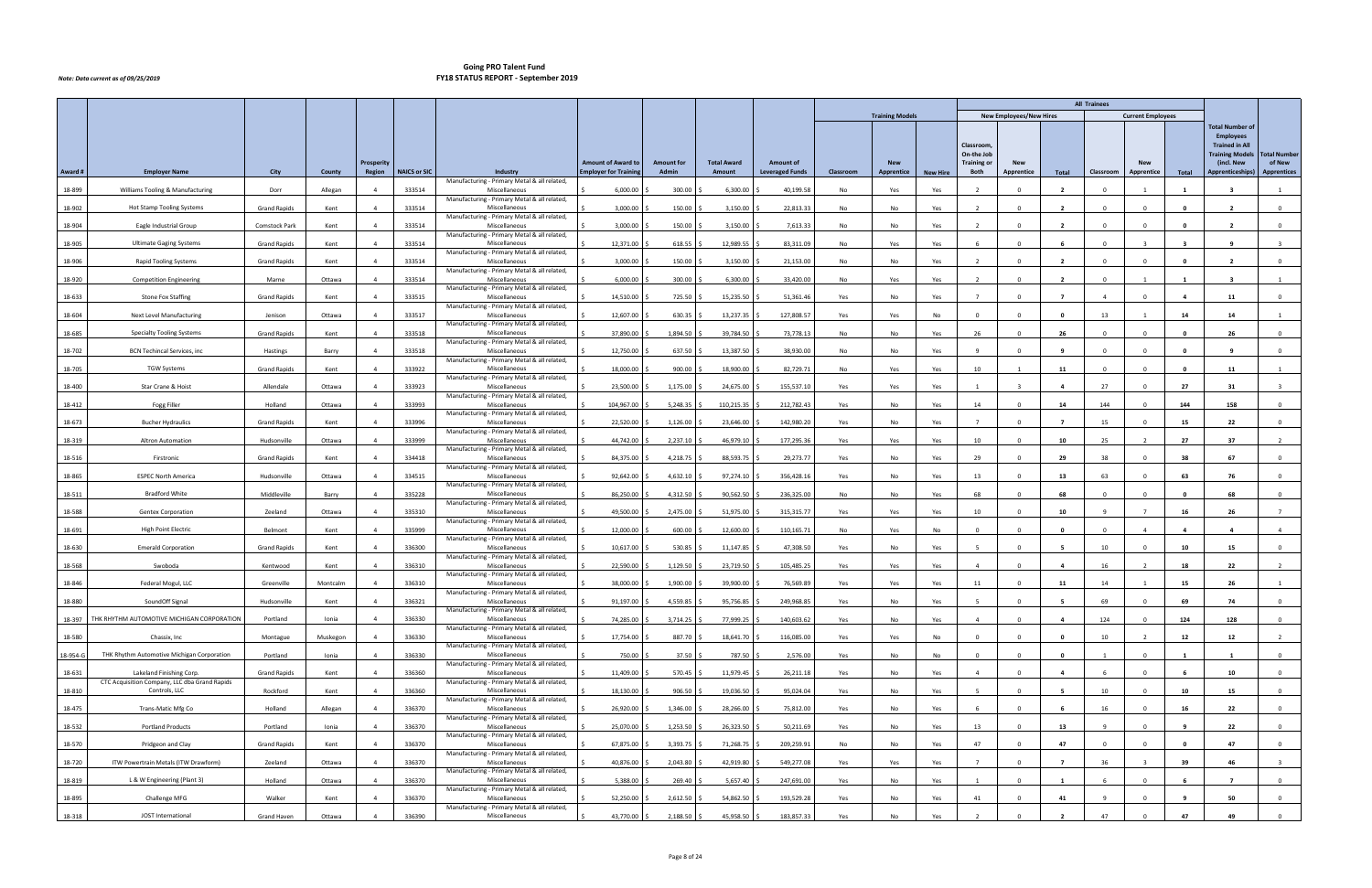# Going PRO Talent Fund
# FY18 STATUS REPORT - September 2019

*Note: Data current as of 09/25/2019*

| | | | | | | | | | | | Training Models | | | New Employees/New Hires | | | All Trainees Current Employees | | | | |
|---|---|---|---|---|---|---|---|---|---|---|---|---|---|---|---|---|---|---|---|---|---|
| Award # | Employer Name | City | County | Prosperity Region | NAICS or SIC | Industry | Amount of Award to Employer for Training | Amount for Admin | Total Award Amount | Amount of Leveraged Funds | Classroom | New Apprentice | New Hire | Classroom, On-the Job Training or Both | New Apprentice | Total | Classroom | New Apprentice | Total | Total Number of Employees Trained in All Training Models (incl. New Apprenticeships) | Total Number of New Apprentices |
| 18-899 | Williams Tooling & Manufacturing | Dorr | Allegan | 4 | 333514 | Manufacturing - Primary Metal & all related, Miscellaneous | $ 6,000.00 | $ 300.00 | $ 6,300.00 | $ 40,199.58 | No | Yes | Yes | 2 | 0 | 2 | 0 | 1 | 1 | 3 | 1 |
| 18-902 | Hot Stamp Tooling Systems | Grand Rapids | Kent | 4 | 333514 | Manufacturing - Primary Metal & all related, Miscellaneous | $ 3,000.00 | $ 150.00 | $ 3,150.00 | $ 22,813.33 | No | No | Yes | 2 | 0 | 2 | 0 | 0 | 0 | 2 | 0 |
| 18-904 | Eagle Industrial Group | Comstock Park | Kent | 4 | 333514 | Manufacturing - Primary Metal & all related, Miscellaneous | $ 3,000.00 | $ 150.00 | $ 3,150.00 | $ 7,613.33 | No | No | Yes | 2 | 0 | 2 | 0 | 0 | 0 | 2 | 0 |
| 18-905 | Ultimate Gaging Systems | Grand Rapids | Kent | 4 | 333514 | Manufacturing - Primary Metal & all related, Miscellaneous | $ 12,371.00 | $ 618.55 | $ 12,989.55 | $ 83,311.09 | No | Yes | Yes | 6 | 0 | 6 | 0 | 3 | 3 | 9 | 3 |
| 18-906 | Rapid Tooling Systems | Grand Rapids | Kent | 4 | 333514 | Manufacturing - Primary Metal & all related, Miscellaneous | $ 3,000.00 | $ 150.00 | $ 3,150.00 | $ 21,153.00 | No | No | Yes | 2 | 0 | 2 | 0 | 0 | 0 | 2 | 0 |
| 18-920 | Competition Engineering | Marne | Ottawa | 4 | 333514 | Manufacturing - Primary Metal & all related, Miscellaneous | $ 6,000.00 | $ 300.00 | $ 6,300.00 | $ 33,420.00 | No | Yes | Yes | 2 | 0 | 2 | 0 | 1 | 1 | 3 | 1 |
| 18-633 | Stone Fox Staffing | Grand Rapids | Kent | 4 | 333515 | Manufacturing - Primary Metal & all related, Miscellaneous | $ 14,510.00 | $ 725.50 | $ 15,235.50 | $ 51,361.46 | Yes | No | Yes | 7 | 0 | 7 | 4 | 0 | 4 | 11 | 0 |
| 18-604 | Next Level Manufacturing | Jenison | Ottawa | 4 | 333517 | Manufacturing - Primary Metal & all related, Miscellaneous | $ 12,607.00 | $ 630.35 | $ 13,237.35 | $ 127,808.57 | Yes | Yes | No | 0 | 0 | 0 | 13 | 1 | 14 | 14 | 1 |
| 18-685 | Specialty Tooling Systems | Grand Rapids | Kent | 4 | 333518 | Manufacturing - Primary Metal & all related, Miscellaneous | $ 37,890.00 | $ 1,894.50 | $ 39,784.50 | $ 73,778.13 | No | No | Yes | 26 | 0 | 26 | 0 | 0 | 0 | 26 | 0 |
| 18-702 | BCN Techincal Services, inc | Hastings | Barry | 4 | 333518 | Manufacturing - Primary Metal & all related, Miscellaneous | $ 12,750.00 | $ 637.50 | $ 13,387.50 | $ 38,930.00 | No | No | Yes | 9 | 0 | 9 | 0 | 0 | 0 | 9 | 0 |
| 18-705 | TGW Systems | Grand Rapids | Kent | 4 | 333922 | Manufacturing - Primary Metal & all related, Miscellaneous | $ 18,000.00 | $ 900.00 | $ 18,900.00 | $ 82,729.71 | No | Yes | Yes | 10 | 1 | 11 | 0 | 0 | 0 | 11 | 1 |
| 18-400 | Star Crane & Hoist | Allendale | Ottawa | 4 | 333923 | Manufacturing - Primary Metal & all related, Miscellaneous | $ 23,500.00 | $ 1,175.00 | $ 24,675.00 | $ 155,537.10 | Yes | Yes | Yes | 1 | 3 | 4 | 27 | 0 | 27 | 31 | 3 |
| 18-412 | Fogg Filler | Holland | Ottawa | 4 | 333993 | Manufacturing - Primary Metal & all related, Miscellaneous | $ 104,967.00 | $ 5,248.35 | $ 110,215.35 | $ 212,782.43 | Yes | No | Yes | 14 | 0 | 14 | 144 | 0 | 144 | 158 | 0 |
| 18-673 | Bucher Hydraulics | Grand Rapids | Kent | 4 | 333996 | Manufacturing - Primary Metal & all related, Miscellaneous | $ 22,520.00 | $ 1,126.00 | $ 23,646.00 | $ 142,980.20 | Yes | No | Yes | 7 | 0 | 7 | 15 | 0 | 15 | 22 | 0 |
| 18-319 | Altron Automation | Hudsonville | Ottawa | 4 | 333999 | Manufacturing - Primary Metal & all related, Miscellaneous | $ 44,742.00 | $ 2,237.10 | $ 46,979.10 | $ 177,295.36 | Yes | Yes | Yes | 10 | 0 | 10 | 25 | 2 | 27 | 37 | 2 |
| 18-516 | Firstronic | Grand Rapids | Kent | 4 | 334418 | Manufacturing - Primary Metal & all related, Miscellaneous | $ 84,375.00 | $ 4,218.75 | $ 88,593.75 | $ 29,273.77 | Yes | No | Yes | 29 | 0 | 29 | 38 | 0 | 38 | 67 | 0 |
| 18-865 | ESPEC North America | Hudsonville | Ottawa | 4 | 334515 | Manufacturing - Primary Metal & all related, Miscellaneous | $ 92,642.00 | $ 4,632.10 | $ 97,274.10 | $ 356,428.16 | Yes | No | Yes | 13 | 0 | 13 | 63 | 0 | 63 | 76 | 0 |
| 18-511 | Bradford White | Middleville | Barry | 4 | 335228 | Manufacturing - Primary Metal & all related, Miscellaneous | $ 86,250.00 | $ 4,312.50 | $ 90,562.50 | $ 236,325.00 | No | No | Yes | 68 | 0 | 68 | 0 | 0 | 0 | 68 | 0 |
| 18-588 | Gentex Corporation | Zeeland | Ottawa | 4 | 335310 | Manufacturing - Primary Metal & all related, Miscellaneous | $ 49,500.00 | $ 2,475.00 | $ 51,975.00 | $ 315,315.77 | Yes | Yes | Yes | 10 | 0 | 10 | 9 | 7 | 16 | 26 | 7 |
| 18-691 | High Point Electric | Belmont | Kent | 4 | 335999 | Manufacturing - Primary Metal & all related, Miscellaneous | $ 12,000.00 | $ 600.00 | $ 12,600.00 | $ 110,165.71 | No | Yes | No | 0 | 0 | 0 | 0 | 4 | 4 | 4 | 4 |
| 18-630 | Emerald Corporation | Grand Rapids | Kent | 4 | 336300 | Manufacturing - Primary Metal & all related, Miscellaneous | $ 10,617.00 | $ 530.85 | $ 11,147.85 | $ 47,308.50 | Yes | No | Yes | 5 | 0 | 5 | 10 | 0 | 10 | 15 | 0 |
| 18-568 | Swoboda | Kentwood | Kent | 4 | 336310 | Manufacturing - Primary Metal & all related, Miscellaneous | $ 22,590.00 | $ 1,129.50 | $ 23,719.50 | $ 105,485.25 | Yes | Yes | Yes | 4 | 0 | 4 | 16 | 2 | 18 | 22 | 2 |
| 18-846 | Federal Mogul, LLC | Greenville | Montcalm | 4 | 336310 | Manufacturing - Primary Metal & all related, Miscellaneous | $ 38,000.00 | $ 1,900.00 | $ 39,900.00 | $ 76,569.89 | Yes | Yes | Yes | 11 | 0 | 11 | 14 | 1 | 15 | 26 | 1 |
| 18-880 | SoundOff Signal | Hudsonville | Kent | 4 | 336321 | Manufacturing - Primary Metal & all related, Miscellaneous | $ 91,197.00 | $ 4,559.85 | $ 95,756.85 | $ 249,968.85 | Yes | No | Yes | 5 | 0 | 5 | 69 | 0 | 69 | 74 | 0 |
| 18-397 | THK RHYTHM AUTOMOTIVE MICHIGAN CORPORATION | Portland | Ionia | 4 | 336330 | Manufacturing - Primary Metal & all related, Miscellaneous | $ 74,285.00 | $ 3,714.25 | $ 77,999.25 | $ 140,603.62 | Yes | No | Yes | 4 | 0 | 4 | 124 | 0 | 124 | 128 | 0 |
| 18-580 | Chassix, Inc | Montague | Muskegon | 4 | 336330 | Manufacturing - Primary Metal & all related, Miscellaneous | $ 17,754.00 | $ 887.70 | $ 18,641.70 | $ 116,085.00 | Yes | Yes | No | 0 | 0 | 0 | 10 | 2 | 12 | 12 | 2 |
| 18-954-G | THK Rhythm Automotive Michigan Corporation | Portland | Ionia | 4 | 336330 | Manufacturing - Primary Metal & all related, Miscellaneous | $ 750.00 | $ 37.50 | $ 787.50 | $ 2,576.00 | Yes | No | No | 0 | 0 | 0 | 1 | 0 | 1 | 1 | 0 |
| 18-631 | Lakeland Finishing Corp. | Grand Rapids | Kent | 4 | 336360 | Manufacturing - Primary Metal & all related, Miscellaneous | $ 11,409.00 | $ 570.45 | $ 11,979.45 | $ 26,211.18 | Yes | No | Yes | 4 | 0 | 4 | 6 | 0 | 6 | 10 | 0 |
| 18-810 | CTC Acquisition Company, LLC dba Grand Rapids Controls, LLC | Rockford | Kent | 4 | 336360 | Manufacturing - Primary Metal & all related, Miscellaneous | $ 18,130.00 | $ 906.50 | $ 19,036.50 | $ 95,024.04 | Yes | No | Yes | 5 | 0 | 5 | 10 | 0 | 10 | 15 | 0 |
| 18-475 | Trans-Matic Mfg Co | Holland | Allegan | 4 | 336370 | Manufacturing - Primary Metal & all related, Miscellaneous | $ 26,920.00 | $ 1,346.00 | $ 28,266.00 | $ 75,812.00 | Yes | No | Yes | 6 | 0 | 6 | 16 | 0 | 16 | 22 | 0 |
| 18-532 | Portland Products | Portland | Ionia | 4 | 336370 | Manufacturing - Primary Metal & all related, Miscellaneous | $ 25,070.00 | $ 1,253.50 | $ 26,323.50 | $ 50,211.69 | Yes | No | Yes | 13 | 0 | 13 | 9 | 0 | 9 | 22 | 0 |
| 18-570 | Pridgeon and Clay | Grand Rapids | Kent | 4 | 336370 | Manufacturing - Primary Metal & all related, Miscellaneous | $ 67,875.00 | $ 3,393.75 | $ 71,268.75 | $ 209,259.91 | No | No | Yes | 47 | 0 | 47 | 0 | 0 | 0 | 47 | 0 |
| 18-720 | ITW Powertrain Metals (ITW Drawform) | Zeeland | Ottawa | 4 | 336370 | Manufacturing - Primary Metal & all related, Miscellaneous | $ 40,876.00 | $ 2,043.80 | $ 42,919.80 | $ 549,277.08 | Yes | Yes | Yes | 7 | 0 | 7 | 36 | 3 | 39 | 46 | 3 |
| 18-819 | L & W Engineering (Plant 3) | Holland | Ottawa | 4 | 336370 | Manufacturing - Primary Metal & all related, Miscellaneous | $ 5,388.00 | $ 269.40 | $ 5,657.40 | $ 247,691.00 | Yes | No | Yes | 1 | 0 | 1 | 6 | 0 | 6 | 7 | 0 |
| 18-895 | Challenge MFG | Walker | Kent | 4 | 336370 | Manufacturing - Primary Metal & all related, Miscellaneous | $ 52,250.00 | $ 2,612.50 | $ 54,862.50 | $ 193,529.28 | Yes | No | Yes | 41 | 0 | 41 | 9 | 0 | 9 | 50 | 0 |
| 18-318 | JOST International | Grand Haven | Ottawa | 4 | 336390 | Manufacturing - Primary Metal & all related, Miscellaneous | $ 43,770.00 | $ 2,188.50 | $ 45,958.50 | $ 183,857.33 | Yes | No | Yes | 2 | 0 | 2 | 47 | 0 | 47 | 49 | 0 |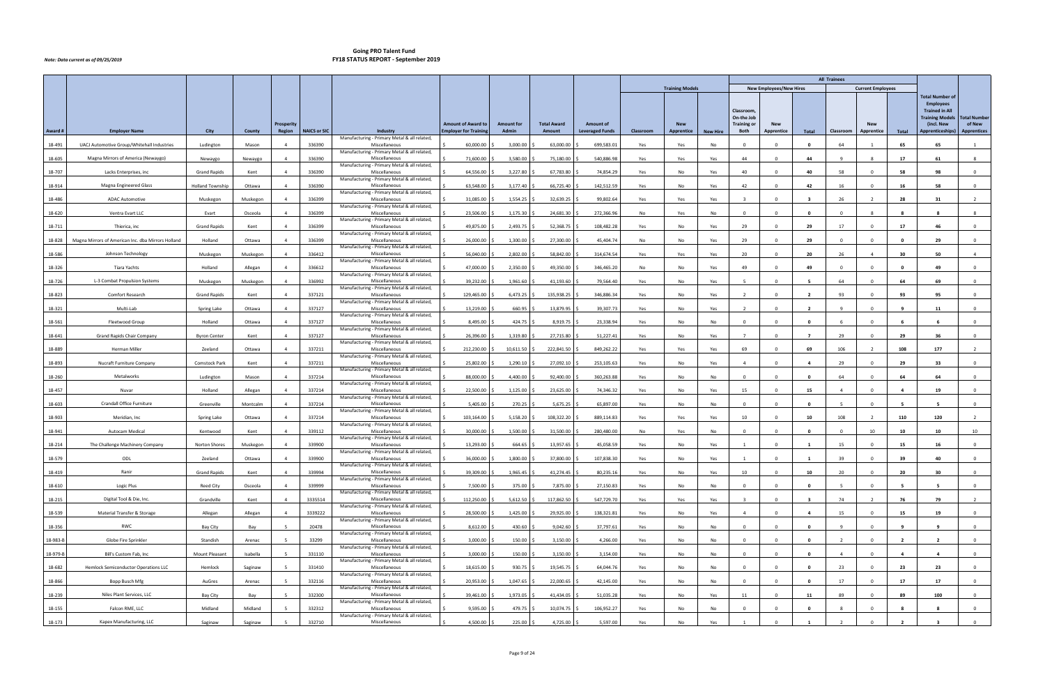*Note: Data current as of 09/25/2019*

# Going PRO Talent Fund
## FY18 STATUS REPORT - September 2019

| | | | | | | | | | | | | | | | | | All Trainees | | | | | | |
|---|---|---|---|---|---|---|---|---|---|---|---|---|---|---|---|---|---|---|---|---|---|---|---|
| | | | | | | | | | | | | Training Models | | | New Employees/New Hires | | | Current Employees | | | | | |
| Award # | Employer Name | City | County | Prosperity Region | NAICS or SIC | Industry | Amount of Award to Employer for Training | Amount for Admin | Total Award Amount | Amount of Leveraged Funds | Classroom | New Apprentice | New Hire | Classroom, On-the-Job Training or Both | New Apprentice | Total | Classroom | New Apprentice | Total | Total Number of Employees Trained in All Training Models (incl. New Apprenticeships) | Total Number of New Apprentices |
| 18-491 | UACJ Automotive Group/Whitehall Industries | Ludington | Mason | 4 | 336390 | Manufacturing - Primary Metal & all related, Miscellaneous | $ 60,000.00 | $ 3,000.00 | $ 63,000.00 | $ 699,583.01 | Yes | Yes | No | 0 | 0 | 0 | 64 | 1 | 65 | 65 | 1 |
| 18-605 | Magna Mirrors of America (Newaygo) | Newaygo | Newaygo | 4 | 336390 | Manufacturing - Primary Metal & all related, Miscellaneous | $ 71,600.00 | $ 3,580.00 | $ 75,180.00 | $ 540,886.98 | Yes | Yes | Yes | 44 | 0 | 44 | 9 | 8 | 17 | 61 | 8 |
| 18-707 | Lacks Enterprises, inc | Grand Rapids | Kent | 4 | 336390 | Manufacturing - Primary Metal & all related, Miscellaneous | $ 64,556.00 | $ 3,227.80 | $ 67,783.80 | $ 74,854.29 | Yes | No | Yes | 40 | 0 | 40 | 58 | 0 | 58 | 98 | 0 |
| 18-914 | Magna Engineered Glass | Holland Township | Ottawa | 4 | 336390 | Manufacturing - Primary Metal & all related, Miscellaneous | $ 63,548.00 | $ 3,177.40 | $ 66,725.40 | $ 142,512.59 | Yes | No | Yes | 42 | 0 | 42 | 16 | 0 | 16 | 58 | 0 |
| 18-486 | ADAC Automotive | Muskegon | Muskegon | 4 | 336399 | Manufacturing - Primary Metal & all related, Miscellaneous | $ 31,085.00 | $ 1,554.25 | $ 32,639.25 | $ 99,802.64 | Yes | Yes | Yes | 3 | 0 | 3 | 26 | 2 | 28 | 31 | 2 |
| 18-620 | Ventra Evart LLC | Evart | Osceola | 4 | 336399 | Manufacturing - Primary Metal & all related, Miscellaneous | $ 23,506.00 | $ 1,175.30 | $ 24,681.30 | $ 272,366.96 | No | Yes | No | 0 | 0 | 0 | 0 | 8 | 8 | 8 | 8 |
| 18-711 | Thierica, inc | Grand Rapids | Kent | 4 | 336399 | Manufacturing - Primary Metal & all related, Miscellaneous | $ 49,875.00 | $ 2,493.75 | $ 52,368.75 | $ 108,482.28 | Yes | No | Yes | 29 | 0 | 29 | 17 | 0 | 17 | 46 | 0 |
| 18-828 | Magna Mirrors of American Inc. dba Mirrors Holland | Holland | Ottawa | 4 | 336399 | Manufacturing - Primary Metal & all related, Miscellaneous | $ 26,000.00 | $ 1,300.00 | $ 27,300.00 | $ 45,404.74 | No | No | Yes | 29 | 0 | 29 | 0 | 0 | 0 | 29 | 0 |
| 18-586 | Johnson Technology | Muskegon | Muskegon | 4 | 336412 | Manufacturing - Primary Metal & all related, Miscellaneous | $ 56,040.00 | $ 2,802.00 | $ 58,842.00 | $ 314,674.54 | Yes | Yes | Yes | 20 | 0 | 20 | 26 | 4 | 30 | 50 | 4 |
| 18-326 | Tiara Yachts | Holland | Allegan | 4 | 336612 | Manufacturing - Primary Metal & all related, Miscellaneous | $ 47,000.00 | $ 2,350.00 | $ 49,350.00 | $ 346,465.20 | No | No | Yes | 49 | 0 | 49 | 0 | 0 | 0 | 49 | 0 |
| 18-726 | L-3 Combat Propulsion Systems | Muskegon | Muskegon | 4 | 336992 | Manufacturing - Primary Metal & all related, Miscellaneous | $ 39,232.00 | $ 1,961.60 | $ 41,193.60 | $ 79,564.40 | Yes | No | Yes | 5 | 0 | 5 | 64 | 0 | 64 | 69 | 0 |
| 18-823 | Comfort Research | Grand Rapids | Kent | 4 | 337121 | Manufacturing - Primary Metal & all related, Miscellaneous | $ 129,465.00 | $ 6,473.25 | $ 135,938.25 | $ 346,886.34 | Yes | No | Yes | 2 | 0 | 2 | 93 | 0 | 93 | 95 | 0 |
| 18-321 | Multi-Lab | Spring Lake | Ottawa | 4 | 337127 | Manufacturing - Primary Metal & all related, Miscellaneous | $ 13,219.00 | $ 660.95 | $ 13,879.95 | $ 39,307.73 | Yes | No | Yes | 2 | 0 | 2 | 9 | 0 | 9 | 11 | 0 |
| 18-561 | Fleetwood Group | Holland | Ottawa | 4 | 337127 | Manufacturing - Primary Metal & all related, Miscellaneous | $ 8,495.00 | $ 424.75 | $ 8,919.75 | $ 23,338.94 | Yes | No | No | 0 | 0 | 0 | 6 | 0 | 6 | 6 | 0 |
| 18-641 | Grand Rapids Chair Company | Byron Center | Kent | 4 | 337127 | Manufacturing - Primary Metal & all related, Miscellaneous | $ 26,396.00 | $ 1,319.80 | $ 27,715.80 | $ 51,227.41 | Yes | No | Yes | 7 | 0 | 7 | 29 | 0 | 29 | 36 | 0 |
| 18-889 | Herman Miller | Zeeland | Ottawa | 4 | 337211 | Manufacturing - Primary Metal & all related, Miscellaneous | $ 212,230.00 | $ 10,611.50 | $ 222,841.50 | $ 849,262.22 | Yes | Yes | Yes | 69 | 0 | 69 | 106 | 2 | 108 | 177 | 2 |
| 18-893 | Nucraft Furniture Company | Comstock Park | Kent | 4 | 337211 | Manufacturing - Primary Metal & all related, Miscellaneous | $ 25,802.00 | $ 1,290.10 | $ 27,092.10 | $ 253,105.63 | Yes | No | Yes | 4 | 0 | 4 | 29 | 0 | 29 | 33 | 0 |
| 18-260 | Metalworks | Ludington | Mason | 4 | 337214 | Manufacturing - Primary Metal & all related, Miscellaneous | $ 88,000.00 | $ 4,400.00 | $ 92,400.00 | $ 360,263.88 | Yes | No | No | 0 | 0 | 0 | 64 | 0 | 64 | 64 | 0 |
| 18-457 | Nuvar | Holland | Allegan | 4 | 337214 | Manufacturing - Primary Metal & all related, Miscellaneous | $ 22,500.00 | $ 1,125.00 | $ 23,625.00 | $ 74,346.32 | Yes | No | Yes | 15 | 0 | 15 | 4 | 0 | 4 | 19 | 0 |
| 18-603 | Crandall Office Furniture | Greenville | Montcalm | 4 | 337214 | Manufacturing - Primary Metal & all related, Miscellaneous | $ 5,405.00 | $ 270.25 | $ 5,675.25 | $ 65,897.00 | Yes | No | No | 0 | 0 | 0 | 5 | 0 | 5 | 5 | 0 |
| 18-903 | Meridian, Inc | Spring Lake | Ottawa | 4 | 337214 | Manufacturing - Primary Metal & all related, Miscellaneous | $ 103,164.00 | $ 5,158.20 | $ 108,322.20 | $ 889,114.83 | Yes | Yes | Yes | 10 | 0 | 10 | 108 | 2 | 110 | 120 | 2 |
| 18-941 | Autocam Medical | Kentwood | Kent | 4 | 339112 | Manufacturing - Primary Metal & all related, Miscellaneous | $ 30,000.00 | $ 1,500.00 | $ 31,500.00 | $ 280,480.00 | No | Yes | No | 0 | 0 | 0 | 0 | 10 | 10 | 10 | 10 |
| 18-214 | The Challenge Machinery Company | Norton Shores | Muskegon | 4 | 339900 | Manufacturing - Primary Metal & all related, Miscellaneous | $ 13,293.00 | $ 664.65 | $ 13,957.65 | $ 45,058.59 | Yes | No | Yes | 1 | 0 | 1 | 15 | 0 | 15 | 16 | 0 |
| 18-579 | ODL | Zeeland | Ottawa | 4 | 339900 | Manufacturing - Primary Metal & all related, Miscellaneous | $ 36,000.00 | $ 1,800.00 | $ 37,800.00 | $ 107,838.30 | Yes | No | Yes | 1 | 0 | 1 | 39 | 0 | 39 | 40 | 0 |
| 18-419 | Ranir | Grand Rapids | Kent | 4 | 339994 | Manufacturing - Primary Metal & all related, Miscellaneous | $ 39,309.00 | $ 1,965.45 | $ 41,274.45 | $ 80,235.16 | Yes | No | Yes | 10 | 0 | 10 | 20 | 0 | 20 | 30 | 0 |
| 18-610 | Logic Plus | Reed City | Osceola | 4 | 339999 | Manufacturing - Primary Metal & all related, Miscellaneous | $ 7,500.00 | $ 375.00 | $ 7,875.00 | $ 27,150.83 | Yes | No | No | 0 | 0 | 0 | 5 | 0 | 5 | 5 | 0 |
| 18-215 | Digital Tool & Die, Inc. | Grandville | Kent | 4 | 3335514 | Manufacturing - Primary Metal & all related, Miscellaneous | $ 112,250.00 | $ 5,612.50 | $ 117,862.50 | $ 547,729.70 | Yes | Yes | Yes | 3 | 0 | 3 | 74 | 2 | 76 | 79 | 2 |
| 18-539 | Material Transfer & Storage | Allegan | Allegan | 4 | 3339222 | Manufacturing - Primary Metal & all related, Miscellaneous | $ 28,500.00 | $ 1,425.00 | $ 29,925.00 | $ 138,321.81 | Yes | No | Yes | 4 | 0 | 4 | 15 | 0 | 15 | 19 | 0 |
| 18-356 | RWC | Bay City | Bay | 5 | 20478 | Manufacturing - Primary Metal & all related, Miscellaneous | $ 8,612.00 | $ 430.60 | $ 9,042.60 | $ 37,797.61 | Yes | No | No | 0 | 0 | 0 | 9 | 0 | 9 | 9 | 0 |
| 18-983-B | Globe Fire Sprinkler | Standish | Arenac | 5 | 33299 | Manufacturing - Primary Metal & all related, Miscellaneous | $ 3,000.00 | $ 150.00 | $ 3,150.00 | $ 4,266.00 | Yes | No | No | 0 | 0 | 0 | 2 | 0 | 2 | 2 | 0 |
| 18-979-B | Bill's Custom Fab, Inc | Mount Pleasant | Isabella | 5 | 331110 | Manufacturing - Primary Metal & all related, Miscellaneous | $ 3,000.00 | $ 150.00 | $ 3,150.00 | $ 3,154.00 | Yes | No | No | 0 | 0 | 0 | 4 | 0 | 4 | 4 | 0 |
| 18-682 | Hemlock Semiconductor Operations LLC | Hemlock | Saginaw | 5 | 331410 | Manufacturing - Primary Metal & all related, Miscellaneous | $ 18,615.00 | $ 930.75 | $ 19,545.75 | $ 64,044.76 | Yes | No | No | 0 | 0 | 0 | 23 | 0 | 23 | 23 | 0 |
| 18-866 | Bopp Busch Mfg | AuGres | Arenac | 5 | 332116 | Manufacturing - Primary Metal & all related, Miscellaneous | $ 20,953.00 | $ 1,047.65 | $ 22,000.65 | $ 42,145.00 | Yes | No | No | 0 | 0 | 0 | 17 | 0 | 17 | 17 | 0 |
| 18-239 | Niles Plant Services, LLC | Bay City | Bay | 5 | 332300 | Manufacturing - Primary Metal & all related, Miscellaneous | $ 39,461.00 | $ 1,973.05 | $ 41,434.05 | $ 51,035.28 | Yes | No | Yes | 11 | 0 | 11 | 89 | 0 | 89 | 100 | 0 |
| 18-155 | Falcon RME, LLC | Midland | Midland | 5 | 332312 | Manufacturing - Primary Metal & all related, Miscellaneous | $ 9,595.00 | $ 479.75 | $ 10,074.75 | $ 106,952.27 | Yes | No | No | 0 | 0 | 0 | 8 | 0 | 8 | 8 | 0 |
| 18-173 | Kapex Manufacturing, LLC | Saginaw | Saginaw | 5 | 332710 | Manufacturing - Primary Metal & all related, Miscellaneous | $ 4,500.00 | $ 225.00 | $ 4,725.00 | $ 5,597.00 | Yes | No | Yes | 1 | 0 | 1 | 2 | 0 | 2 | 3 | 0 |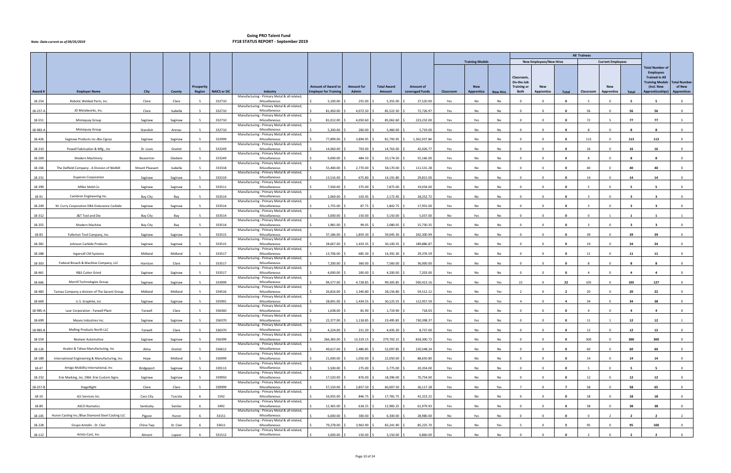# Going PRO Talent Fund
# FY18 STATUS REPORT - September 2019

*Note: Data current as of 09/25/2019*

| | | | | | | | | | | | Training Models | | | All Trainees | | | | | | | |
|---|---|---|---|---|---|---|---|---|---|---|---|---|---|---|---|---|---|---|---|---|---|
| | | | | | | | | | | | | | | New Employees/New Hires | | | Current Employees | | | | |
| Award # | Employer Name | City | County | Prosperity Region | NAICS or SIC | Industry | Amount of Award to Employer for Training | Amount for Admin | Total Award Amount | Amount of Leveraged Funds | Classroom | New Apprentice | New Hire | Classroom, On-the-Job Training or Both | New Apprentice | Total | Classroom | New Apprentice | Total | Total Number of Employees Trained in All Training Models (incl. New Apprenticeships) | Total Number of New Apprentices |
| 18-254 | Robotic Welded Parts, Inc | Clare | Clare | 5 | 332710 | Manufacturing - Primary Metal & all related, Miscellaneous | $ 5,100.00 | $ 255.00 | $ 5,355.00 | $ 27,520.00 | Yes | No | No | 0 | 0 | 0 | 5 | 0 | 5 | 5 | 0 |
| 18-257-A | JD Metalworks, Inc. | Clare | Isabella | 5 | 332710 | Manufacturing - Primary Metal & all related, Miscellaneous | $ 81,450.00 | $ 4,072.50 | $ 85,522.50 | $ 72,726.97 | Yes | No | No | 0 | 0 | 0 | 56 | 0 | 56 | 56 | 0 |
| 18-551 | Mistequay Group | Saginaw | Saginaw | 5 | 332710 | Manufacturing - Primary Metal & all related, Miscellaneous | $ 81,012.00 | $ 4,050.60 | $ 85,062.60 | $ 223,232.00 | Yes | Yes | No | 0 | 0 | 0 | 72 | 5 | 77 | 77 | 5 |
| 18-983-A | Mistequay Group | Standish | Arenac | 5 | 332710 | Manufacturing - Primary Metal & all related, Miscellaneous | $ 5,200.00 | $ 260.00 | $ 5,460.00 | $ 5,719.00 | Yes | No | No | 0 | 0 | 0 | 8 | 0 | 8 | 8 | 0 |
| 18-426 | Saginaw Products inc dba Cignys | Saginaw | Saginaw | 5 | 332999 | Manufacturing - Primary Metal & all related, Miscellaneous | $ 77,899.00 | $ 3,894.95 | $ 81,793.95 | $ 1,362,037.84 | Yes | No | No | 0 | 0 | 0 | 113 | 0 | 113 | 113 | 0 |
| 18-210 | Powell Fabrication & Mfg., Inc | St. Louis | Gratiot | 5 | 333249 | Manufacturing - Primary Metal & all related, Miscellaneous | $ 14,060.00 | $ 703.00 | $ 14,763.00 | $ 42,026.77 | Yes | No | No | 0 | 0 | 0 | 16 | 0 | 16 | 16 | 0 |
| 18-269 | Modern Machinery | Beaverton | Gladwin | 5 | 333249 | Manufacturing - Primary Metal & all related, Miscellaneous | $ 9,690.00 | $ 484.50 | $ 10,174.50 | $ 55,166.00 | Yes | No | No | 0 | 0 | 0 | 8 | 0 | 8 | 8 | 0 |
| 18-166 | The Delfield Company - A Division of Welbilt | Mount Pleasant | Isabella | 5 | 333318 | Manufacturing - Primary Metal & all related, Miscellaneous | $ 55,400.00 | $ 2,770.00 | $ 58,170.00 | $ 111,531.28 | Yes | No | No | 0 | 0 | 0 | 40 | 0 | 40 | 40 | 0 |
| 18-231 | Duperon Corporation | Saginaw | Saginaw | 5 | 333319 | Manufacturing - Primary Metal & all related, Miscellaneous | $ 13,516.00 | $ 675.80 | $ 14,191.80 | $ 29,815.00 | Yes | No | No | 0 | 0 | 0 | 14 | 0 | 14 | 14 | 0 |
| 18-399 | Miller Mold Co | Saginaw | Saginaw | 5 | 333511 | Manufacturing - Primary Metal & all related, Miscellaneous | $ 7,500.00 | $ 375.00 | $ 7,875.00 | $ 19,034.00 | Yes | No | No | 0 | 0 | 0 | 5 | 0 | 5 | 5 | 0 |
| 18-91 | Cambron Engineering Inc. | Bay City | Bay | 5 | 333514 | Manufacturing - Primary Metal & all related, Miscellaneous | $ 2,069.00 | $ 103.45 | $ 2,172.45 | $ 18,252.72 | Yes | No | No | 0 | 0 | 0 | 3 | 0 | 3 | 3 | 0 |
| 18-249 | M. Curry Corporation DBA Endurance Carbide | Saginaw | Saginaw | 5 | 333514 | Manufacturing - Primary Metal & all related, Miscellaneous | $ 1,755.00 | $ 87.75 | $ 1,842.75 | $ 17,955.00 | Yes | No | No | 0 | 0 | 0 | 3 | 0 | 3 | 3 | 0 |
| 18-312 | J&T Tool and Die | Bay City | Bay | 5 | 333514 | Manufacturing - Primary Metal & all related, Miscellaneous | $ 3,000.00 | $ 150.00 | $ 3,150.00 | $ 5,037.00 | No | Yes | No | 0 | 0 | 0 | 0 | 1 | 1 | 1 | 1 |
| 18-355 | Modern Machine | Bay City | Bay | 5 | 333514 | Manufacturing - Primary Metal & all related, Miscellaneous | $ 1,981.00 | $ 99.05 | $ 2,080.05 | $ 15,730.35 | Yes | No | No | 0 | 0 | 0 | 3 | 0 | 3 | 3 | 0 |
| 18-83 | Fullerton Tool Company, Inc. | Saginaw | Saginaw | 5 | 333515 | Manufacturing - Primary Metal & all related, Miscellaneous | $ 37,186.00 | $ 1,859.30 | $ 39,045.30 | $ 202,300.99 | Yes | No | No | 0 | 0 | 0 | 39 | 0 | 39 | 39 | 0 |
| 18-381 | Johnson Carbide Products | Saginaw | Saginaw | 5 | 333515 | Manufacturing - Primary Metal & all related, Miscellaneous | $ 28,667.00 | $ 1,433.35 | $ 30,100.35 | $ 189,886.87 | Yes | No | No | 0 | 0 | 0 | 24 | 0 | 24 | 24 | 0 |
| 18-288 | Ingersoll CM Systems | Midland | Midland | 5 | 333517 | Manufacturing - Primary Metal & all related, Miscellaneous | $ 13,706.00 | $ 685.30 | $ 14,391.30 | $ 29,376.59 | Yes | No | No | 0 | 0 | 0 | 11 | 0 | 11 | 11 | 0 |
| 18-303 | Federal Broach & Machine Company, LLC | Harrison | Clare | 5 | 333517 | Manufacturing - Primary Metal & all related, Miscellaneous | $ 7,200.00 | $ 360.00 | $ 7,560.00 | $ 36,000.00 | Yes | No | No | 0 | 0 | 0 | 8 | 0 | 8 | 8 | 0 |
| 18-461 | R&S Cutter Grind | Saginaw | Saginaw | 5 | 333517 | Manufacturing - Primary Metal & all related, Miscellaneous | $ 4,000.00 | $ 200.00 | $ 4,200.00 | $ 7,203.00 | Yes | No | No | 0 | 0 | 0 | 4 | 0 | 4 | 4 | 0 |
| 18-666 | Merrill Technologies Group | Saginaw | Saginaw | 5 | 333999 | Manufacturing - Primary Metal & all related, Miscellaneous | $ 94,577.00 | $ 4,728.85 | $ 99,305.85 | $ 500,413.16 | Yes | No | Yes | 22 | 0 | 22 | 105 | 0 | 105 | 127 | 0 |
| 18-483 | Tannas Company a division of The Savant Group | Midland | Midland | 5 | 334516 | Manufacturing - Primary Metal & all related, Miscellaneous | $ 26,816.00 | $ 1,340.80 | $ 28,156.80 | $ 54,512.12 | Yes | No | Yes | 2 | 0 | 2 | 20 | 0 | 20 | 22 | 0 |
| 18-669 | U.S. Graphite, Inc | Saginaw | Saginaw | 5 | 335991 | Manufacturing - Primary Metal & all related, Miscellaneous | $ 28,691.00 | $ 1,434.55 | $ 30,125.55 | $ 112,957.59 | Yes | No | Yes | 4 | 0 | 4 | 34 | 0 | 34 | 38 | 0 |
| 18-985-A | Lear Corporation - Farwell Plant | Farwell | Clare | 5 | 336360 | Manufacturing - Primary Metal & all related, Miscellaneous | $ 1,638.00 | $ 81.90 | $ 1,719.90 | $ 718.03 | Yes | No | No | 0 | 0 | 0 | 4 | 0 | 4 | 4 | 0 |
| 18-699 | Means Industries Inc. | Saginaw | Saginaw | 5 | 336370 | Manufacturing - Primary Metal & all related, Miscellaneous | $ 22,377.00 | $ 1,118.85 | $ 23,495.85 | $ 730,398.37 | Yes | Yes | No | 0 | 0 | 0 | 11 | 1 | 12 | 12 | 1 |
| 18-985-B | Melling Products North LLC | Farwell | Clare | 5 | 336370 | Manufacturing - Primary Metal & all related, Miscellaneous | $ 4,224.00 | $ 211.20 | $ 4,435.20 | $ 8,737.00 | Yes | No | No | 0 | 0 | 0 | 12 | 0 | 12 | 12 | 0 |
| 18-559 | Nexteer Automotive | Saginaw | Saginaw | 5 | 336399 | Manufacturing - Primary Metal & all related, Miscellaneous | $ 266,383.00 | $ 13,319.15 | $ 279,702.15 | $ 818,300.72 | Yes | No | No | 0 | 0 | 0 | 300 | 0 | 300 | 300 | 0 |
| 18-126 | Avalon & Tahoe Manufacturing, Inc | Alma | Gratiot | 5 | 336612 | Manufacturing - Primary Metal & all related, Miscellaneous | $ 49,617.00 | $ 2,480.85 | $ 52,097.85 | $ 220,548.24 | Yes | No | No | 0 | 0 | 0 | 60 | 0 | 60 | 60 | 0 |
| 18-189 | International Engineering & Manufacturing, Inc. | Hope | Midland | 5 | 336999 | Manufacturing - Primary Metal & all related, Miscellaneous | $ 21,000.00 | $ 1,050.00 | $ 22,050.00 | $ 88,650.80 | Yes | No | No | 0 | 0 | 0 | 14 | 0 | 14 | 14 | 0 |
| 18-47 | Amigo Mobility International, Inc | Bridgeport | Saginaw | 5 | 339113 | Manufacturing - Primary Metal & all related, Miscellaneous | $ 5,500.00 | $ 275.00 | $ 5,775.00 | $ 20,354.00 | Yes | No | No | 0 | 0 | 0 | 5 | 0 | 5 | 5 | 0 |
| 18-232 | Erie Marking, Inc. DBA: Erie Custom Signs | Saginaw | Saginaw | 5 | 339950 | Manufacturing - Primary Metal & all related, Miscellaneous | $ 17,520.00 | $ 876.00 | $ 18,396.00 | $ 70,754.00 | Yes | No | No | 0 | 0 | 0 | 12 | 0 | 12 | 12 | 0 |
| 18-257-B | StageRight | Clare | Clare | 5 | 339999 | Manufacturing - Primary Metal & all related, Miscellaneous | $ 57,150.00 | $ 2,857.50 | $ 60,007.50 | $ 26,117.28 | Yes | No | Yes | 7 | 0 | 7 | 58 | 0 | 58 | 65 | 0 |
| 18-10 | d/s Services Inc. | Cass City | Tuscola | 6 | 1542 | Manufacturing - Primary Metal & all related, Miscellaneous | $ 16,935.00 | $ 846.75 | $ 17,781.75 | $ 41,323.22 | Yes | No | No | 0 | 0 | 0 | 18 | 0 | 18 | 18 | 0 |
| 18-89 | ASCO Numatics | Sandusky | Sanilac | 6 | 3492 | Manufacturing - Primary Metal & all related, Miscellaneous | $ 12,365.00 | $ 618.25 | $ 12,983.25 | $ 61,979.93 | Yes | No | No | 0 | 0 | 0 | 38 | 0 | 38 | 38 | 0 |
| 18-105 | Huron Casting Inc./Blue Diamond Steel Casting LLC | Pigeon | Huron | 6 | 33151 | Manufacturing - Primary Metal & all related, Miscellaneous | $ 6,000.00 | $ 300.00 | $ 6,300.00 | $ 28,980.00 | No | Yes | No | 0 | 0 | 0 | 0 | 2 | 2 | 2 | 2 |
| 18-228 | Grupo Antolin - St. Clair | China Twp | St. Clair | 6 | 33611 | Manufacturing - Primary Metal & all related, Miscellaneous | $ 79,278.00 | $ 3,963.90 | $ 83,241.90 | $ 85,225.70 | Yes | No | Yes | 5 | 0 | 5 | 95 | 0 | 95 | 100 | 0 |
| 18-112 | Aristo-Cast, Inc. | Almont | Lapeer | 6 | 331512 | Manufacturing - Primary Metal & all related, Miscellaneous | $ 3,000.00 | $ 150.00 | $ 3,150.00 | $ 6,860.00 | Yes | No | No | 0 | 0 | 0 | 2 | 0 | 2 | 2 | 0 |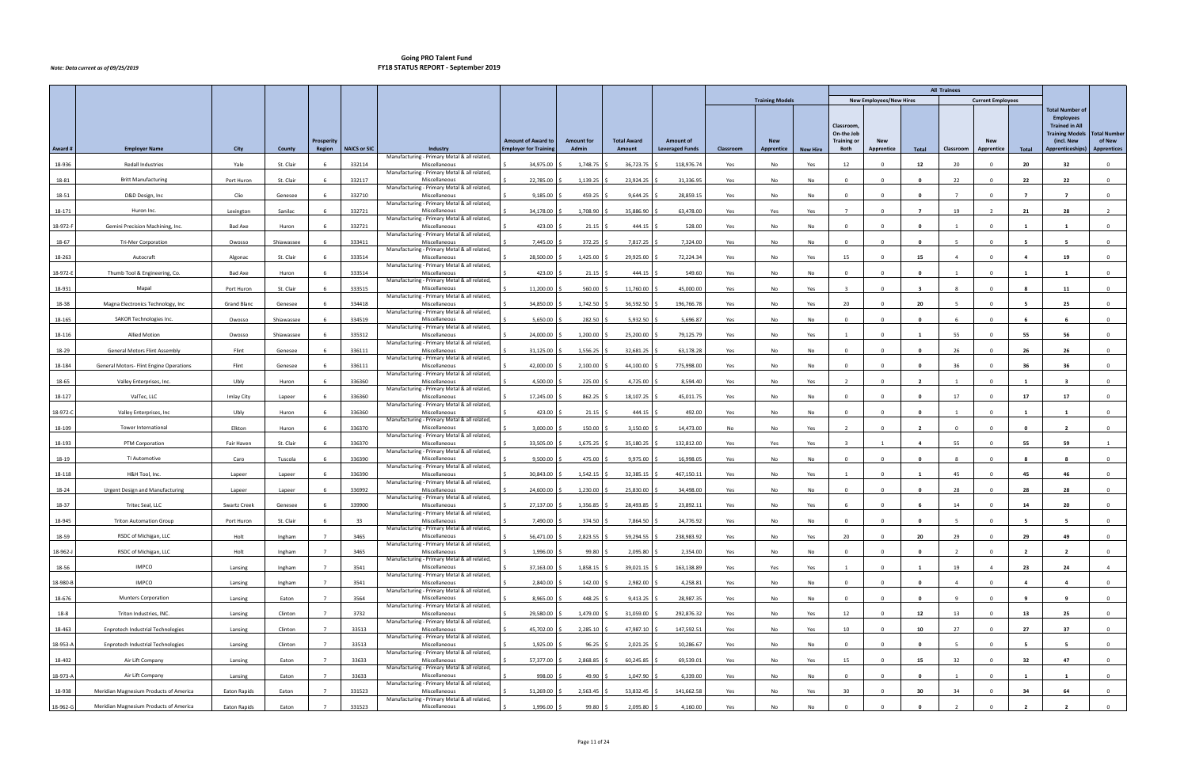# Going PRO Talent Fund
## FY18 STATUS REPORT - September 2019

*Note: Data current as of 09/25/2019*

| | | | | | | | | | | | | Training Models | | | All Trainees: New Employees/New Hires | | | All Trainees: Current Employees | | | | |
|---|---|---|---|---|---|---|---|---|---|---|---|---|---|---|---|---|---|---|---|---|---|---|
| Award # | Employer Name | City | County | Prosperity Region | NAICS or SIC | Industry | Amount of Award to Employer for Training | Amount for Admin | Total Award Amount | Amount of Leveraged Funds | Classroom | New Apprentice | New Hire | Classroom, On-the-Job Training or Both | New Apprentice | Total | Classroom | New Apprentice | Total | Total Number of Employees Trained in All Training Models (incl. New Apprenticeships) | Total Number of New Apprentices |
| 18-936 | Redall Industries | Yale | St. Clair | 6 | 332114 | Manufacturing - Primary Metal & all related, Miscellaneous | $ 34,975.00 | $ 1,748.75 | $ 36,723.75 | $ 118,976.74 | Yes | No | Yes | 12 | 0 | 12 | 20 | 0 | 20 | 32 | 0 |
| 18-81 | Britt Manufacturing | Port Huron | St. Clair | 6 | 332117 | Manufacturing - Primary Metal & all related, Miscellaneous | $ 22,785.00 | $ 1,139.25 | $ 23,924.25 | $ 31,336.95 | Yes | No | No | 0 | 0 | 0 | 22 | 0 | 22 | 22 | 0 |
| 18-51 | D&D Design, Inc | Clio | Genesee | 6 | 332710 | Manufacturing - Primary Metal & all related, Miscellaneous | $ 9,185.00 | $ 459.25 | $ 9,644.25 | $ 28,859.15 | Yes | No | No | 0 | 0 | 0 | 7 | 0 | 7 | 7 | 0 |
| 18-171 | Huron Inc. | Lexington | Sanilac | 6 | 332721 | Manufacturing - Primary Metal & all related, Miscellaneous | $ 34,178.00 | $ 1,708.90 | $ 35,886.90 | $ 63,478.00 | Yes | Yes | Yes | 7 | 0 | 7 | 19 | 2 | 21 | 28 | 2 |
| 18-972-F | Gemini Precision Machining, Inc. | Bad Axe | Huron | 6 | 332721 | Manufacturing - Primary Metal & all related, Miscellaneous | $ 423.00 | $ 21.15 | $ 444.15 | $ 528.00 | Yes | No | No | 0 | 0 | 0 | 1 | 0 | 1 | 1 | 0 |
| 18-67 | Tri-Mer Corporation | Owosso | Shiawassee | 6 | 333411 | Manufacturing - Primary Metal & all related, Miscellaneous | $ 7,445.00 | $ 372.25 | $ 7,817.25 | $ 7,324.00 | Yes | No | No | 0 | 0 | 0 | 5 | 0 | 5 | 5 | 0 |
| 18-263 | Autocraft | Algonac | St. Clair | 6 | 333514 | Manufacturing - Primary Metal & all related, Miscellaneous | $ 28,500.00 | $ 1,425.00 | $ 29,925.00 | $ 72,224.34 | Yes | No | Yes | 15 | 0 | 15 | 4 | 0 | 4 | 19 | 0 |
| 18-972-E | Thumb Tool & Engineering, Co. | Bad Axe | Huron | 6 | 333514 | Manufacturing - Primary Metal & all related, Miscellaneous | $ 423.00 | $ 21.15 | $ 444.15 | $ 549.60 | Yes | No | No | 0 | 0 | 0 | 1 | 0 | 1 | 1 | 0 |
| 18-931 | Mapal | Port Huron | St. Clair | 6 | 333515 | Manufacturing - Primary Metal & all related, Miscellaneous | $ 11,200.00 | $ 560.00 | $ 11,760.00 | $ 45,000.00 | Yes | No | Yes | 3 | 0 | 3 | 8 | 0 | 8 | 11 | 0 |
| 18-38 | Magna Electronics Technology, Inc | Grand Blanc | Genesee | 6 | 334418 | Manufacturing - Primary Metal & all related, Miscellaneous | $ 34,850.00 | $ 1,742.50 | $ 36,592.50 | $ 196,766.78 | Yes | No | Yes | 20 | 0 | 20 | 5 | 0 | 5 | 25 | 0 |
| 18-165 | SAKOR Technologies Inc. | Owosso | Shiawassee | 6 | 334519 | Manufacturing - Primary Metal & all related, Miscellaneous | $ 5,650.00 | $ 282.50 | $ 5,932.50 | $ 5,696.87 | Yes | No | No | 0 | 0 | 0 | 6 | 0 | 6 | 6 | 0 |
| 18-116 | Allied Motion | Owosso | Shiawassee | 6 | 335312 | Manufacturing - Primary Metal & all related, Miscellaneous | $ 24,000.00 | $ 1,200.00 | $ 25,200.00 | $ 79,125.79 | Yes | No | Yes | 1 | 0 | 1 | 55 | 0 | 55 | 56 | 0 |
| 18-29 | General Motors Flint Assembly | Flint | Genesee | 6 | 336111 | Manufacturing - Primary Metal & all related, Miscellaneous | $ 31,125.00 | $ 1,556.25 | $ 32,681.25 | $ 63,178.28 | Yes | No | No | 0 | 0 | 0 | 26 | 0 | 26 | 26 | 0 |
| 18-184 | General Motors- Flint Engine Operations | Flint | Genesee | 6 | 336111 | Manufacturing - Primary Metal & all related, Miscellaneous | $ 42,000.00 | $ 2,100.00 | $ 44,100.00 | $ 775,998.00 | Yes | No | No | 0 | 0 | 0 | 36 | 0 | 36 | 36 | 0 |
| 18-65 | Valley Enterprises, Inc. | Ubly | Huron | 6 | 336360 | Manufacturing - Primary Metal & all related, Miscellaneous | $ 4,500.00 | $ 225.00 | $ 4,725.00 | $ 8,594.40 | Yes | No | Yes | 2 | 0 | 2 | 1 | 0 | 1 | 3 | 0 |
| 18-127 | ValTec, LLC | Imlay City | Lapeer | 6 | 336360 | Manufacturing - Primary Metal & all related, Miscellaneous | $ 17,245.00 | $ 862.25 | $ 18,107.25 | $ 45,011.75 | Yes | No | No | 0 | 0 | 0 | 17 | 0 | 17 | 17 | 0 |
| 18-972-C | Valley Enterprises, Inc | Ubly | Huron | 6 | 336360 | Manufacturing - Primary Metal & all related, Miscellaneous | $ 423.00 | $ 21.15 | $ 444.15 | $ 492.00 | Yes | No | No | 0 | 0 | 0 | 1 | 0 | 1 | 1 | 0 |
| 18-109 | Tower International | Elkton | Huron | 6 | 336370 | Manufacturing - Primary Metal & all related, Miscellaneous | $ 3,000.00 | $ 150.00 | $ 3,150.00 | $ 14,473.00 | No | No | Yes | 2 | 0 | 2 | 0 | 0 | 0 | 2 | 0 |
| 18-193 | PTM Corporation | Fair Haven | St. Clair | 6 | 336370 | Manufacturing - Primary Metal & all related, Miscellaneous | $ 33,505.00 | $ 1,675.25 | $ 35,180.25 | $ 132,812.00 | Yes | Yes | Yes | 3 | 1 | 4 | 55 | 0 | 55 | 59 | 1 |
| 18-19 | TI Automotive | Caro | Tuscola | 6 | 336390 | Manufacturing - Primary Metal & all related, Miscellaneous | $ 9,500.00 | $ 475.00 | $ 9,975.00 | $ 16,998.05 | Yes | No | No | 0 | 0 | 0 | 8 | 0 | 8 | 8 | 0 |
| 18-118 | H&H Tool, Inc. | Lapeer | Lapeer | 6 | 336390 | Manufacturing - Primary Metal & all related, Miscellaneous | $ 30,843.00 | $ 1,542.15 | $ 32,385.15 | $ 467,150.11 | Yes | No | Yes | 1 | 0 | 1 | 45 | 0 | 45 | 46 | 0 |
| 18-24 | Urgent Design and Manufacturing | Lapeer | Lapeer | 6 | 336992 | Manufacturing - Primary Metal & all related, Miscellaneous | $ 24,600.00 | $ 1,230.00 | $ 25,830.00 | $ 34,498.00 | Yes | No | No | 0 | 0 | 0 | 28 | 0 | 28 | 28 | 0 |
| 18-37 | Tritec Seal, LLC | Swartz Creek | Genesee | 6 | 339900 | Manufacturing - Primary Metal & all related, Miscellaneous | $ 27,137.00 | $ 1,356.85 | $ 28,493.85 | $ 23,892.11 | Yes | No | Yes | 6 | 0 | 6 | 14 | 0 | 14 | 20 | 0 |
| 18-945 | Triton Automation Group | Port Huron | St. Clair | 6 | 33 | Manufacturing - Primary Metal & all related, Miscellaneous | $ 7,490.00 | $ 374.50 | $ 7,864.50 | $ 24,776.92 | Yes | No | No | 0 | 0 | 0 | 5 | 0 | 5 | 5 | 0 |
| 18-59 | RSDC of Michigan, LLC | Holt | Ingham | 7 | 3465 | Manufacturing - Primary Metal & all related, Miscellaneous | $ 56,471.00 | $ 2,823.55 | $ 59,294.55 | $ 238,983.92 | Yes | No | Yes | 20 | 0 | 20 | 29 | 0 | 29 | 49 | 0 |
| 18-962-J | RSDC of Michigan, LLC | Holt | Ingham | 7 | 3465 | Manufacturing - Primary Metal & all related, Miscellaneous | $ 1,996.00 | $ 99.80 | $ 2,095.80 | $ 2,354.00 | Yes | No | No | 0 | 0 | 0 | 2 | 0 | 2 | 2 | 0 |
| 18-56 | IMPCO | Lansing | Ingham | 7 | 3541 | Manufacturing - Primary Metal & all related, Miscellaneous | $ 37,163.00 | $ 1,858.15 | $ 39,021.15 | $ 163,138.89 | Yes | Yes | Yes | 1 | 0 | 1 | 19 | 4 | 23 | 24 | 4 |
| 18-980-B | IMPCO | Lansing | Ingham | 7 | 3541 | Manufacturing - Primary Metal & all related, Miscellaneous | $ 2,840.00 | $ 142.00 | $ 2,982.00 | $ 4,258.81 | Yes | No | No | 0 | 0 | 0 | 4 | 0 | 4 | 4 | 0 |
| 18-676 | Munters Corporation | Lansing | Eaton | 7 | 3564 | Manufacturing - Primary Metal & all related, Miscellaneous | $ 8,965.00 | $ 448.25 | $ 9,413.25 | $ 28,987.35 | Yes | No | No | 0 | 0 | 0 | 9 | 0 | 9 | 9 | 0 |
| 18-8 | Triton Industries, INC. | Lansing | Clinton | 7 | 3732 | Manufacturing - Primary Metal & all related, Miscellaneous | $ 29,580.00 | $ 1,479.00 | $ 31,059.00 | $ 292,876.32 | Yes | No | Yes | 12 | 0 | 12 | 13 | 0 | 13 | 25 | 0 |
| 18-463 | Enprotech Industrial Technologies | Lansing | Clinton | 7 | 33513 | Manufacturing - Primary Metal & all related, Miscellaneous | $ 45,702.00 | $ 2,285.10 | $ 47,987.10 | $ 147,592.51 | Yes | No | Yes | 10 | 0 | 10 | 27 | 0 | 27 | 37 | 0 |
| 18-953-A | Enprotech Industrial Technologies | Lansing | Clinton | 7 | 33513 | Manufacturing - Primary Metal & all related, Miscellaneous | $ 1,925.00 | $ 96.25 | $ 2,021.25 | $ 10,286.67 | Yes | No | No | 0 | 0 | 0 | 5 | 0 | 5 | 5 | 0 |
| 18-402 | Air Lift Company | Lansing | Eaton | 7 | 33633 | Manufacturing - Primary Metal & all related, Miscellaneous | $ 57,377.00 | $ 2,868.85 | $ 60,245.85 | $ 69,539.01 | Yes | No | Yes | 15 | 0 | 15 | 32 | 0 | 32 | 47 | 0 |
| 18-973-A | Air Lift Company | Lansing | Eaton | 7 | 33633 | Manufacturing - Primary Metal & all related, Miscellaneous | $ 998.00 | $ 49.90 | $ 1,047.90 | $ 6,339.00 | Yes | No | No | 0 | 0 | 0 | 1 | 0 | 1 | 1 | 0 |
| 18-938 | Meridian Magnesium Products of America | Eaton Rapids | Eaton | 7 | 331523 | Manufacturing - Primary Metal & all related, Miscellaneous | $ 51,269.00 | $ 2,563.45 | $ 53,832.45 | $ 141,662.58 | Yes | No | Yes | 30 | 0 | 30 | 34 | 0 | 34 | 64 | 0 |
| 18-962-G | Meridian Magnesium Products of America | Eaton Rapids | Eaton | 7 | 331523 | Manufacturing - Primary Metal & all related, Miscellaneous | $ 1,996.00 | $ 99.80 | $ 2,095.80 | $ 4,160.00 | Yes | No | No | 0 | 0 | 0 | 2 | 0 | 2 | 2 | 0 |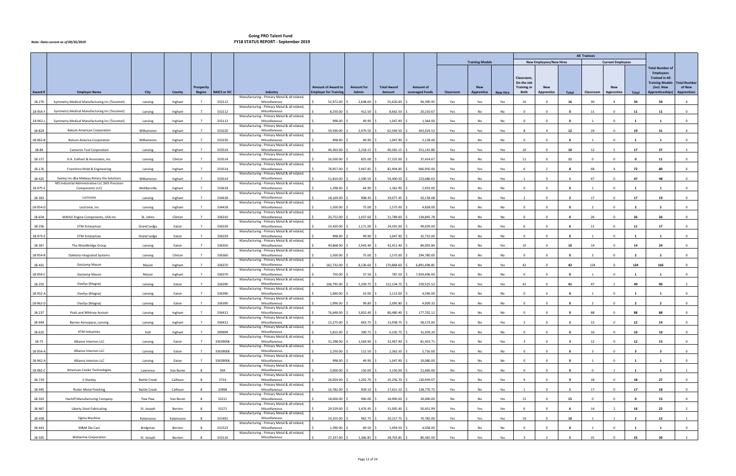*Note: Data current as of 09/25/2019*

# Going PRO Talent Fund
## FY18 STATUS REPORT - September 2019

| Award # | Employer Name | City | County | Prosperity Region | NAICS or SIC | Industry | Amount of Award to Employer for Training | Amount for Admin | Total Award Amount | Amount of Leveraged Funds | Training Models: Classroom | Training Models: New Apprentice | Training Models: New Hire | New Employees/New Hires: Classroom, On-the Job Training or Both | New Employees/New Hires: New Apprentice | New Employees/New Hires: Total | Current Employees: Classroom | Current Employees: New Apprentice | Current Employees: Total | Total Number of Employees Trained in All Training Models (incl. New Apprenticeships) | Total Number of New Apprentices |
|---|---|---|---|---|---|---|---|---|---|---|---|---|---|---|---|---|---|---|---|---|---|
| 18-276 | Symmetry Medical Manufacturing Inc (Tecomet) | Lansing | Ingham | 7 | 332112 | Manufacturing - Primary Metal & all related, Miscellaneous | $ 52,972.00 | $ 2,648.60 | $ 55,620.60 | $ 94,390.95 | Yes | Yes | Yes | 16 | 0 | 16 | 30 | 4 | 34 | 50 | 4 |
| 18-954-F | Symmetry Medical Manufacturing Inc (Tecomet) | Lansing | Ingham | 7 | 332112 | Manufacturing - Primary Metal & all related, Miscellaneous | $ 8,250.00 | $ 412.50 | $ 8,662.50 | $ 20,210.67 | Yes | No | No | 0 | 0 | 0 | 11 | 0 | 11 | 11 | 0 |
| 18-962-L | Symmetry Medical Manufacturing Inc (Tecomet) | Lansing | Ingham | 7 | 332112 | Manufacturing - Primary Metal & all related, Miscellaneous | $ 998.00 | $ 49.90 | $ 1,047.90 | $ 1,364.00 | Yes | No | No | 0 | 0 | 0 | 1 | 0 | 1 | 1 | 0 |
| 18-824 | Bekum American Corporation | Williamston | Ingham | 7 | 333220 | Manufacturing - Primary Metal & all related, Miscellaneous | $ 59,590.00 | $ 2,979.50 | $ 62,569.50 | $ 363,024.53 | Yes | Yes | Yes | 8 | 4 | 12 | 19 | 0 | 19 | 31 | 4 |
| 18-962-B | Bekum America Corporation | Williamston | Ingham | 7 | 333220 | Manufacturing - Primary Metal & all related, Miscellaneous | $ 998.00 | $ 49.90 | $ 1,047.90 | $ 2,128.00 | Yes | No | No | 0 | 0 | 0 | 1 | 0 | 1 | 1 | 0 |
| 18-84 | Cameron Tool Corporation | Lansing | Ingham | 7 | 333514 | Manufacturing - Primary Metal & all related, Miscellaneous | $ 44,363.00 | $ 2,218.15 | $ 46,581.15 | $ 251,141.86 | Yes | Yes | Yes | 10 | 0 | 10 | 12 | 5 | 17 | 27 | 5 |
| 18-157 | H.A. Eckhart & Associates, Inc. | Lansing | Clinton | 7 | 333514 | Manufacturing - Primary Metal & all related, Miscellaneous | $ 16,500.00 | $ 825.00 | $ 17,325.00 | $ 37,414.67 | No | No | Yes | 11 | 0 | 11 | 0 | 0 | 0 | 11 | 0 |
| 18-176 | Franchino Mold & Engineering | Lansing | Ingham | 7 | 333514 | Manufacturing - Primary Metal & all related, Miscellaneous | $ 78,957.00 | $ 3,947.85 | $ 82,904.85 | $ 966,950.00 | Yes | Yes | Yes | 6 | 2 | 8 | 68 | 4 | 72 | 80 | 6 |
| 18-425 | Seeley Inc dba Midway Rotary Die Solutions | Williamston | Ingham | 7 | 333514 | Manufacturing - Primary Metal & all related, Miscellaneous | $ 51,810.00 | $ 2,590.50 | $ 54,400.50 | $ 223,686.63 | Yes | No | Yes | 1 | 0 | 1 | 47 | 0 | 47 | 48 | 0 |
| 18-975-E | MS Industrial Administrative LLC (MS Precision Components LLC) | Webberville | Ingham | 7 | 333618 | Manufacturing - Primary Metal & all related, Miscellaneous | $ 1,298.00 | $ 64.90 | $ 1,362.90 | $ 2,933.00 | Yes | No | No | 0 | 0 | 0 | 1 | 0 | 1 | 1 | 0 |
| 18-363 | Lectronix | Lansing | Ingham | 7 | 334418 | Manufacturing - Primary Metal & all related, Miscellaneous | $ 18,169.00 | $ 908.45 | $ 19,077.45 | $ 50,158.08 | Yes | No | Yes | 2 | 0 | 2 | 17 | 0 | 17 | 19 | 0 |
| 18-954-D | Lectronix, Inc | Lansing | Ingham | 7 | 334418 | Manufacturing - Primary Metal & all related, Miscellaneous | $ 1,500.00 | $ 75.00 | $ 1,575.00 | $ 4,828.00 | Yes | No | No | 0 | 0 | 0 | 2 | 0 | 2 | 2 | 0 |
| 18-654 | MAHLE Engine Components, USA Inc | St. Johns | Clinton | 7 | 336310 | Manufacturing - Primary Metal & all related, Miscellaneous | $ 20,752.00 | $ 1,037.60 | $ 21,789.60 | $ 134,845.78 | Yes | No | No | 0 | 0 | 0 | 26 | 0 | 26 | 26 | 0 |
| 18-256 | ETM Enterprises | Grand Ledge | Eaton | 7 | 336339 | Manufacturing - Primary Metal & all related, Miscellaneous | $ 23,420.00 | $ 1,171.00 | $ 24,591.00 | $ 49,029.00 | Yes | No | Yes | 6 | 0 | 6 | 11 | 0 | 11 | 17 | 0 |
| 18-973-E | ETM Enterprises | Grand Ledge | Eaton | 7 | 336339 | Manufacturing - Primary Metal & all related, Miscellaneous | $ 998.00 | $ 49.90 | $ 1,047.90 | $ 32,715.00 | Yes | No | No | 0 | 0 | 0 | 1 | 0 | 1 | 1 | 0 |
| 18-367 | The Woodbridge Group | Lansing | Eaton | 7 | 336350 | Manufacturing - Primary Metal & all related, Miscellaneous | $ 40,868.00 | $ 2,043.40 | $ 42,911.40 | $ 84,093.84 | Yes | No | Yes | 10 | 0 | 10 | 14 | 0 | 14 | 24 | 0 |
| 18-954-B | Dakkota Integrated Systems | Lansing | Clinton | 7 | 336360 | Manufacturing - Primary Metal & all related, Miscellaneous | $ 1,500.00 | $ 75.00 | $ 1,575.00 | $ 294,780.00 | Yes | No | No | 0 | 0 | 0 | 2 | 0 | 2 | 2 | 0 |
| 18-431 | Gestamp Mason | Mason | Ingham | 7 | 336370 | Manufacturing - Primary Metal & all related, Miscellaneous | $ 162,732.00 | $ 8,136.60 | $ 170,868.60 | $ 6,891,698.85 | Yes | No | Yes | 42 | 0 | 42 | 124 | 0 | 124 | 166 | 0 |
| 18-954-C | Gestamp Mason | Mason | Ingham | 7 | 336370 | Manufacturing - Primary Metal & all related, Miscellaneous | $ 750.00 | $ 37.50 | $ 787.50 | $ 7,924,696.00 | Yes | No | No | 0 | 0 | 0 | 1 | 0 | 1 | 1 | 0 |
| 18-255 | DexSys (Magna) | Lansing | Eaton | 7 | 336390 | Manufacturing - Primary Metal & all related, Miscellaneous | $ 106,795.00 | $ 5,339.75 | $ 112,134.75 | $ 259,525.53 | Yes | Yes | Yes | 41 | 0 | 41 | 47 | 2 | 49 | 90 | 2 |
| 18-952-A | DexSys (Magna) | Lansing | Eaton | 7 | 336390 | Manufacturing - Primary Metal & all related, Miscellaneous | $ 1,060.00 | $ 53.00 | $ 1,113.00 | $ 4,596.00 | Yes | No | No | 0 | 0 | 0 | 1 | 0 | 1 | 1 | 0 |
| 18-962-D | DexSys (Magna) | Lansing | Eaton | 7 | 336390 | Manufacturing - Primary Metal & all related, Miscellaneous | $ 1,996.00 | $ 99.80 | $ 2,095.80 | $ 4,009.33 | Yes | No | No | 0 | 0 | 0 | 2 | 0 | 2 | 2 | 0 |
| 18-237 | Pratt and Whitney Autoair | Lansing | Ingham | 7 | 336412 | Manufacturing - Primary Metal & all related, Miscellaneous | $ 76,648.00 | $ 3,832.40 | $ 80,480.40 | $ 177,702.12 | Yes | No | No | 0 | 0 | 0 | 88 | 0 | 88 | 88 | 0 |
| 18-944 | Barnes Aerospace, Lansing | Lansing | Ingham | 7 | 336412 | Manufacturing - Primary Metal & all related, Miscellaneous | $ 13,275.00 | $ 663.75 | $ 13,938.75 | $ 58,573.00 | Yes | No | Yes | 2 | 0 | 2 | 12 | 0 | 12 | 14 | 0 |
| 18-625 | KTM Industries | holt | Ingham | 7 | 399999 | Manufacturing - Primary Metal & all related, Miscellaneous | $ 5,815.00 | $ 290.75 | $ 6,105.75 | $ 31,939.20 | Yes | No | No | 0 | 0 | 0 | 10 | 0 | 10 | 10 | 0 |
| 18-75 | Alliance Interiors LLC | Lansing | Eaton | 7 | 33639006 | Manufacturing - Primary Metal & all related, Miscellaneous | $ 31,398.00 | $ 1,569.90 | $ 32,967.90 | $ 81,453.71 | Yes | No | Yes | 3 | 0 | 3 | 12 | 0 | 12 | 15 | 0 |
| 18-954-A | Alliance Interiors LLC | Lansing | Eaton | 7 | 33639006 | Manufacturing - Primary Metal & all related, Miscellaneous | $ 2,250.00 | $ 112.50 | $ 2,362.50 | $ 5,716.00 | Yes | No | No | 0 | 0 | 0 | 3 | 0 | 3 | 3 | 0 |
| 18-962-A | Alliance Interiors LLC | Lansing | Eaton | 7 | 33639006 | Manufacturing - Primary Metal & all related, Miscellaneous | $ 998.00 | $ 49.90 | $ 1,047.90 | $ 19,080.00 | Yes | No | No | 0 | 0 | 0 | 1 | 0 | 1 | 1 | 0 |
| 18-982-C | American Cooler Technologies | Lawrence | Van Buren | 8 | 304 | Manufacturing - Primary Metal & all related, Miscellaneous | $ 3,000.00 | $ 150.00 | $ 3,150.00 | $ 21,660.00 | No | Yes | No | 0 | 0 | 0 | 0 | 1 | 1 | 1 | 1 |
| 18-719 | II Stanley | Battle Creek | Calhoun | 8 | 3714 | Manufacturing - Primary Metal & all related, Miscellaneous | $ 24,054.00 | $ 1,202.70 | $ 25,256.70 | $ 130,939.07 | Yes | No | Yes | 9 | 0 | 9 | 18 | 0 | 18 | 27 | 0 |
| 18-445 | Rosler Metal Finishing | Battle Creek | Calhoun | 8 | 10998 | Manufacturing - Primary Metal & all related, Miscellaneous | $ 16,782.00 | $ 839.10 | $ 17,621.10 | $ 128,770.72 | Yes | No | Yes | 1 | 0 | 1 | 17 | 0 | 17 | 18 | 0 |
| 18-503 | Harloff Manufacturing Company | Paw Paw | Van Buren | 8 | 33211 | Manufacturing - Primary Metal & all related, Miscellaneous | $ 18,000.00 | $ 900.00 | $ 18,900.00 | $ 24,000.00 | No | No | Yes | 15 | 0 | 15 | 0 | 0 | 0 | 15 | 0 |
| 18-467 | Liberty Steel Fabricating | St. Joseph | Berrien | 8 | 33271 | Manufacturing - Primary Metal & all related, Miscellaneous | $ 29,529.00 | $ 1,476.45 | $ 31,005.45 | $ 50,451.99 | Yes | Yes | Yes | 6 | 0 | 6 | 14 | 2 | 16 | 22 | 2 |
| 18-458 | Sigma Machine | Kalamazoo | Kalamazoo | 8 | 331491 | Manufacturing - Primary Metal & all related, Miscellaneous | $ 19,255.00 | $ 962.75 | $ 20,217.75 | $ 70,782.00 | Yes | Yes | Yes | 10 | 0 | 10 | 1 | 1 | 2 | 12 | 1 |
| 18-443 | M&M Die Cast | Bridgman | Berrien | 8 | 331523 | Manufacturing - Primary Metal & all related, Miscellaneous | $ 1,390.00 | $ 69.50 | $ 1,459.50 | $ 4,058.00 | Yes | No | No | 0 | 0 | 0 | 1 | 0 | 1 | 1 | 0 |
| 18-505 | Wolverine Corporation | St. Joseph | Berrien | 8 | 332110 | Manufacturing - Primary Metal & all related, Miscellaneous | $ 27,337.00 | $ 1,366.85 | $ 28,703.85 | $ 80,381.00 | Yes | Yes | Yes | 3 | 2 | 5 | 25 | 0 | 25 | 30 | 2 |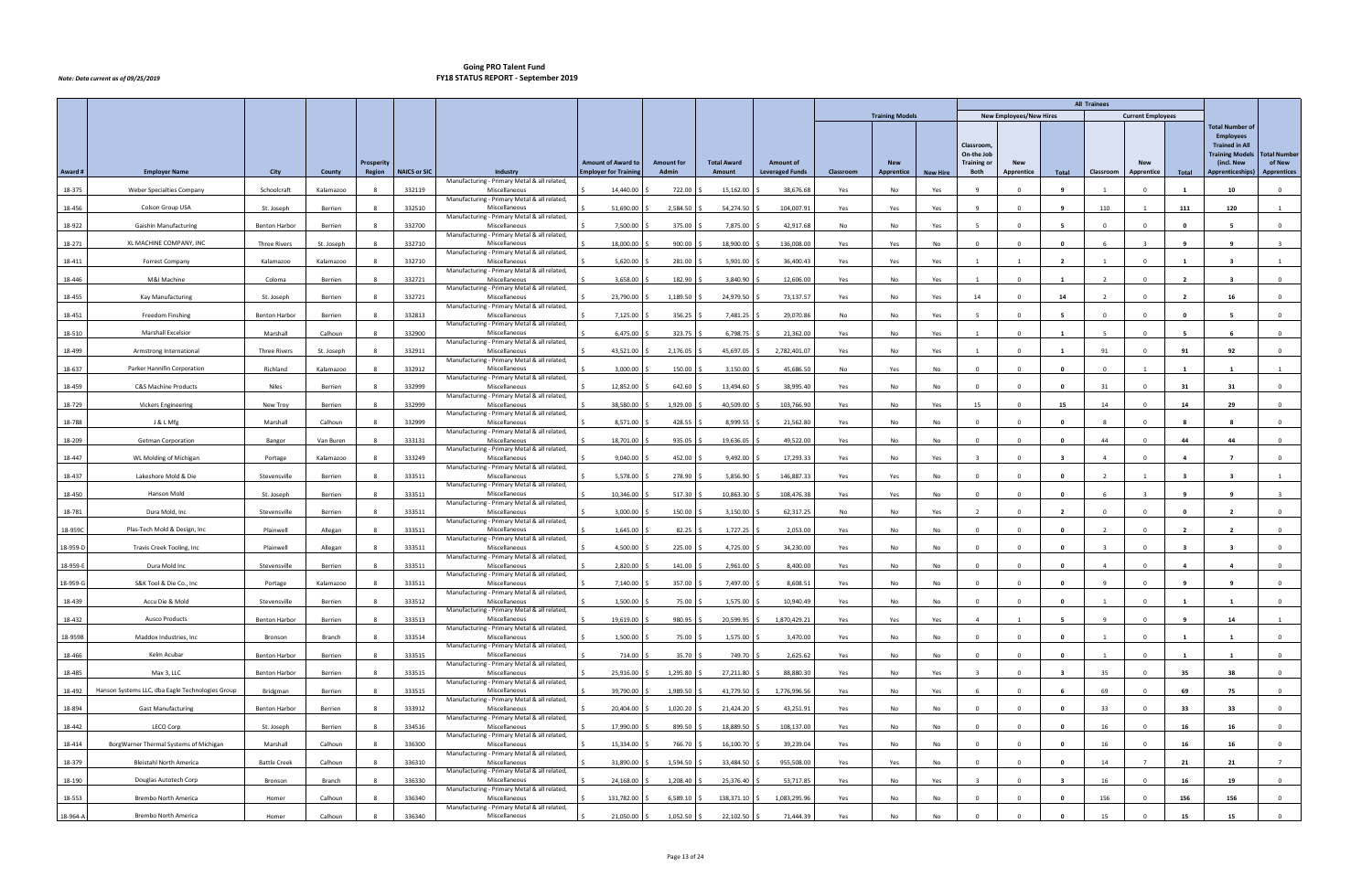*Note: Data current as of 09/25/2019*

# Going PRO Talent Fund
## FY18 STATUS REPORT - September 2019

| Award # | Employer Name | City | County | Prosperity Region | NAICS or SIC | Industry | Amount of Award to Employer for Training | Amount for Admin | Total Award Amount | Amount of Leveraged Funds | Training Models: Classroom | Training Models: New Apprentice | Training Models: New Hire | New Employees/New Hires: Classroom, On-the-Job Training or Both | New Employees/New Hires: New Apprentice | New Employees/New Hires: Total | Current Employees: Classroom | Current Employees: New Apprentice | Current Employees: Total | Total Number of Employees Trained in All Training Models (incl. New Apprenticeships) | Total Number of New Apprentices |
|---|---|---|---|---|---|---|---|---|---|---|---|---|---|---|---|---|---|---|---|---|---|
| 18-375 | Weber Specialties Company | Schoolcraft | Kalamazoo | 8 | 332119 | Manufacturing - Primary Metal & all related, Miscellaneous | $ 14,440.00 | $ 722.00 | $ 15,162.00 | $ 38,676.68 | Yes | No | Yes | 9 | 0 | 9 | 1 | 0 | 1 | 10 | 0 |
| 18-456 | Colson Group USA | St. Joseph | Berrien | 8 | 332510 | Manufacturing - Primary Metal & all related, Miscellaneous | $ 51,690.00 | $ 2,584.50 | $ 54,274.50 | $ 104,007.91 | Yes | Yes | Yes | 9 | 0 | 9 | 110 | 1 | 111 | 120 | 1 |
| 18-922 | Gaishin Manufacturing | Benton Harbor | Berrien | 8 | 332700 | Manufacturing - Primary Metal & all related, Miscellaneous | $ 7,500.00 | $ 375.00 | $ 7,875.00 | $ 42,917.68 | No | No | Yes | 5 | 0 | 5 | 0 | 0 | 0 | 5 | 0 |
| 18-271 | XL MACHINE COMPANY, INC | Three Rivers | St. Joseph | 8 | 332710 | Manufacturing - Primary Metal & all related, Miscellaneous | $ 18,000.00 | $ 900.00 | $ 18,900.00 | $ 136,008.00 | Yes | Yes | No | 0 | 0 | 0 | 6 | 3 | 9 | 9 | 3 |
| 18-411 | Forrest Company | Kalamazoo | Kalamazoo | 8 | 332710 | Manufacturing - Primary Metal & all related, Miscellaneous | $ 5,620.00 | $ 281.00 | $ 5,901.00 | $ 36,400.43 | Yes | Yes | Yes | 1 | 1 | 2 | 1 | 0 | 1 | 3 | 1 |
| 18-446 | M&I Machine | Coloma | Berrien | 8 | 332721 | Manufacturing - Primary Metal & all related, Miscellaneous | $ 3,658.00 | $ 182.90 | $ 3,840.90 | $ 12,606.00 | Yes | No | Yes | 1 | 0 | 1 | 2 | 0 | 2 | 3 | 0 |
| 18-455 | Kay Manufacturing | St. Joseph | Berrien | 8 | 332721 | Manufacturing - Primary Metal & all related, Miscellaneous | $ 23,790.00 | $ 1,189.50 | $ 24,979.50 | $ 73,137.57 | Yes | No | Yes | 14 | 0 | 14 | 2 | 0 | 2 | 16 | 0 |
| 18-451 | Freedom Finshing | Benton Harbor | Berrien | 8 | 332813 | Manufacturing - Primary Metal & all related, Miscellaneous | $ 7,125.00 | $ 356.25 | $ 7,481.25 | $ 29,070.86 | No | No | Yes | 5 | 0 | 5 | 0 | 0 | 0 | 5 | 0 |
| 18-510 | Marshall Excelsior | Marshall | Calhoun | 8 | 332900 | Manufacturing - Primary Metal & all related, Miscellaneous | $ 6,475.00 | $ 323.75 | $ 6,798.75 | $ 21,362.00 | Yes | No | Yes | 1 | 0 | 1 | 5 | 0 | 5 | 6 | 0 |
| 18-499 | Armstrong International | Three Rivers | St. Joseph | 8 | 332911 | Manufacturing - Primary Metal & all related, Miscellaneous | $ 43,521.00 | $ 2,176.05 | $ 45,697.05 | $ 2,782,401.07 | Yes | No | Yes | 1 | 0 | 1 | 91 | 0 | 91 | 92 | 0 |
| 18-637 | Parker Hanniifin Corporation | Richland | Kalamazoo | 8 | 332912 | Manufacturing - Primary Metal & all related, Miscellaneous | $ 3,000.00 | $ 150.00 | $ 3,150.00 | $ 45,686.50 | No | Yes | No | 0 | 0 | 0 | 0 | 1 | 1 | 1 | 1 |
| 18-459 | C&S Machine Products | Niles | Berrien | 8 | 332999 | Manufacturing - Primary Metal & all related, Miscellaneous | $ 12,852.00 | $ 642.60 | $ 13,494.60 | $ 38,995.40 | Yes | No | No | 0 | 0 | 0 | 31 | 0 | 31 | 31 | 0 |
| 18-729 | Vickers Engineering | New Troy | Berrien | 8 | 332999 | Manufacturing - Primary Metal & all related, Miscellaneous | $ 38,580.00 | $ 1,929.00 | $ 40,509.00 | $ 103,766.90 | Yes | No | Yes | 15 | 0 | 15 | 14 | 0 | 14 | 29 | 0 |
| 18-788 | J & L Mfg | Marshall | Calhoun | 8 | 332999 | Manufacturing - Primary Metal & all related, Miscellaneous | $ 8,571.00 | $ 428.55 | $ 8,999.55 | $ 21,562.80 | Yes | No | No | 0 | 0 | 0 | 8 | 0 | 8 | 8 | 0 |
| 18-209 | Getman Corporation | Bangor | Van Buren | 8 | 333131 | Manufacturing - Primary Metal & all related, Miscellaneous | $ 18,701.00 | $ 935.05 | $ 19,636.05 | $ 49,522.00 | Yes | No | No | 0 | 0 | 0 | 44 | 0 | 44 | 44 | 0 |
| 18-447 | WL Molding of Michigan | Portage | Kalamazoo | 8 | 333249 | Manufacturing - Primary Metal & all related, Miscellaneous | $ 9,040.00 | $ 452.00 | $ 9,492.00 | $ 17,293.33 | Yes | No | Yes | 3 | 0 | 3 | 4 | 0 | 4 | 7 | 0 |
| 18-437 | Lakeshore Mold & Die | Stevensville | Berrien | 8 | 333511 | Manufacturing - Primary Metal & all related, Miscellaneous | $ 5,578.00 | $ 278.90 | $ 5,856.90 | $ 146,887.33 | Yes | Yes | No | 0 | 0 | 0 | 2 | 1 | 3 | 3 | 1 |
| 18-450 | Hanson Mold | St. Joseph | Berrien | 8 | 333511 | Manufacturing - Primary Metal & all related, Miscellaneous | $ 10,346.00 | $ 517.30 | $ 10,863.30 | $ 108,476.38 | Yes | Yes | No | 0 | 0 | 0 | 6 | 3 | 9 | 9 | 3 |
| 18-781 | Dura Mold, Inc | Stevensville | Berrien | 8 | 333511 | Manufacturing - Primary Metal & all related, Miscellaneous | $ 3,000.00 | $ 150.00 | $ 3,150.00 | $ 62,317.25 | No | No | Yes | 2 | 0 | 2 | 0 | 0 | 0 | 2 | 0 |
| 18-959C | Plas-Tech Mold & Design, Inc | Plainwell | Allegan | 8 | 333511 | Manufacturing - Primary Metal & all related, Miscellaneous | $ 1,645.00 | $ 82.25 | $ 1,727.25 | $ 2,053.00 | Yes | No | No | 0 | 0 | 0 | 2 | 0 | 2 | 2 | 0 |
| 18-959-D | Travis Creek Tooling, Inc | Plainwell | Allegan | 8 | 333511 | Manufacturing - Primary Metal & all related, Miscellaneous | $ 4,500.00 | $ 225.00 | $ 4,725.00 | $ 34,230.00 | Yes | No | No | 0 | 0 | 0 | 3 | 0 | 3 | 3 | 0 |
| 18-959-E | Dura Mold Inc | Stevensville | Berrien | 8 | 333511 | Manufacturing - Primary Metal & all related, Miscellaneous | $ 2,820.00 | $ 141.00 | $ 2,961.00 | $ 8,400.00 | Yes | No | No | 0 | 0 | 0 | 4 | 0 | 4 | 4 | 0 |
| 18-959-G | S&K Tool & Die Co., Inc | Portage | Kalamazoo | 8 | 333511 | Manufacturing - Primary Metal & all related, Miscellaneous | $ 7,140.00 | $ 357.00 | $ 7,497.00 | $ 8,608.51 | Yes | No | No | 0 | 0 | 0 | 9 | 0 | 9 | 9 | 0 |
| 18-439 | Accu Die & Mold | Stevensville | Berrien | 8 | 333512 | Manufacturing - Primary Metal & all related, Miscellaneous | $ 1,500.00 | $ 75.00 | $ 1,575.00 | $ 10,940.49 | Yes | No | No | 0 | 0 | 0 | 1 | 0 | 1 | 1 | 0 |
| 18-432 | Ausco Products | Benton Harbor | Berrien | 8 | 333513 | Manufacturing - Primary Metal & all related, Miscellaneous | $ 19,619.00 | $ 980.95 | $ 20,599.95 | $ 1,870,429.21 | Yes | Yes | Yes | 4 | 1 | 5 | 9 | 0 | 9 | 14 | 1 |
| 18-959B | Maddox Industries, Inc | Bronson | Branch | 8 | 333514 | Manufacturing - Primary Metal & all related, Miscellaneous | $ 1,500.00 | $ 75.00 | $ 1,575.00 | $ 3,470.00 | Yes | No | No | 0 | 0 | 0 | 1 | 0 | 1 | 1 | 0 |
| 18-466 | Kelm Acubar | Benton Harbor | Berrien | 8 | 333515 | Manufacturing - Primary Metal & all related, Miscellaneous | $ 714.00 | $ 35.70 | $ 749.70 | $ 2,625.62 | Yes | No | No | 0 | 0 | 0 | 1 | 0 | 1 | 1 | 0 |
| 18-485 | Max 3, LLC | Benton Harbor | Berrien | 8 | 333515 | Manufacturing - Primary Metal & all related, Miscellaneous | $ 25,916.00 | $ 1,295.80 | $ 27,211.80 | $ 88,880.30 | Yes | No | Yes | 3 | 0 | 3 | 35 | 0 | 35 | 38 | 0 |
| 18-492 | Hanson Systems LLC, dba Eagle Technologies Group | Bridgman | Berrien | 8 | 333515 | Manufacturing - Primary Metal & all related, Miscellaneous | $ 39,790.00 | $ 1,989.50 | $ 41,779.50 | $ 1,776,996.56 | Yes | No | Yes | 6 | 0 | 6 | 69 | 0 | 69 | 75 | 0 |
| 18-894 | Gast Manufacturing | Benton Harbor | Berrien | 8 | 333912 | Manufacturing - Primary Metal & all related, Miscellaneous | $ 20,404.00 | $ 1,020.20 | $ 21,424.20 | $ 43,251.91 | Yes | No | No | 0 | 0 | 0 | 33 | 0 | 33 | 33 | 0 |
| 18-442 | LECO Corp | St. Joseph | Berrien | 8 | 334516 | Manufacturing - Primary Metal & all related, Miscellaneous | $ 17,990.00 | $ 899.50 | $ 18,889.50 | $ 108,137.00 | Yes | No | No | 0 | 0 | 0 | 16 | 0 | 16 | 16 | 0 |
| 18-414 | BorgWarner Thermal Systems of Michigan | Marshall | Calhoun | 8 | 336300 | Manufacturing - Primary Metal & all related, Miscellaneous | $ 15,334.00 | $ 766.70 | $ 16,100.70 | $ 39,239.04 | Yes | No | No | 0 | 0 | 0 | 16 | 0 | 16 | 16 | 0 |
| 18-379 | Bleistahl North America | Battle Creek | Calhoun | 8 | 336310 | Manufacturing - Primary Metal & all related, Miscellaneous | $ 31,890.00 | $ 1,594.50 | $ 33,484.50 | $ 955,508.00 | Yes | Yes | No | 0 | 0 | 0 | 14 | 7 | 21 | 21 | 7 |
| 18-190 | Douglas Autotech Corp | Bronson | Branch | 8 | 336330 | Manufacturing - Primary Metal & all related, Miscellaneous | $ 24,168.00 | $ 1,208.40 | $ 25,376.40 | $ 53,717.85 | Yes | No | Yes | 3 | 0 | 3 | 16 | 0 | 16 | 19 | 0 |
| 18-553 | Brembo North America | Homer | Calhoun | 8 | 336340 | Manufacturing - Primary Metal & all related, Miscellaneous | $ 131,782.00 | $ 6,589.10 | $ 138,371.10 | $ 1,083,295.96 | Yes | No | No | 0 | 0 | 0 | 156 | 0 | 156 | 156 | 0 |
| 18-964-A | Brembo North America | Homer | Calhoun | 8 | 336340 | Manufacturing - Primary Metal & all related, Miscellaneous | $ 21,050.00 | $ 1,052.50 | $ 22,102.50 | $ 71,444.39 | Yes | No | No | 0 | 0 | 0 | 15 | 0 | 15 | 15 | 0 |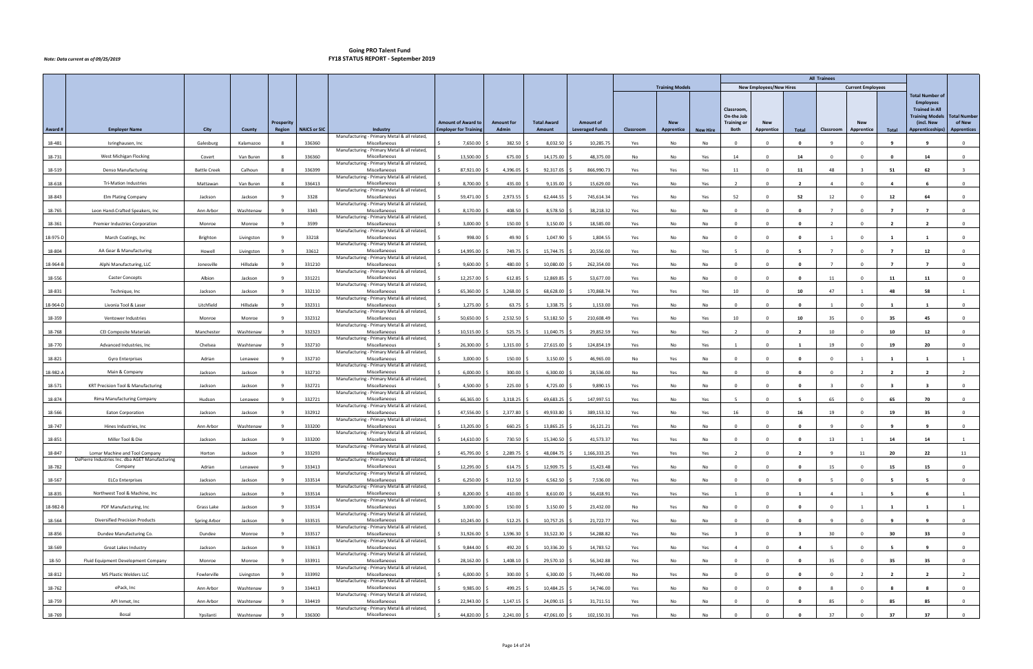# Going PRO Talent Fund
# FY18 STATUS REPORT - September 2019

*Note: Data current as of 09/25/2019*

| | | | | | | | | | | | Training Models | | | All Trainees | | | | | | | |
|---|---|---|---|---|---|---|---|---|---|---|---|---|---|---|---|---|---|---|---|---|---|
| | | | | | | | | | | | | | | New Employees/New Hires | | | Current Employees | | | | |
| Award # | Employer Name | City | County | Prosperity Region | NAICS or SIC | Industry | Amount of Award to Employer for Training | Amount for Admin | Total Award Amount | Amount of Leveraged Funds | Classroom | New Apprentice | New Hire | Classroom, On-the Job Training or Both | New Apprentice | Total | Classroom | New Apprentice | Total | Total Number of Employees Trained in All Training Models (incl. New Apprenticeships) | Total Number of New Apprentices |
| 18-481 | Isringhausen, Inc | Galesburg | Kalamazoo | 8 | 336360 | Manufacturing - Primary Metal & all related, Miscellaneous | $ 7,650.00 | $ 382.50 | $ 8,032.50 | $ 10,285.75 | Yes | No | No | 0 | 0 | 0 | 9 | 0 | 9 | 9 | 0 |
| 18-731 | West Michigan Flocking | Covert | Van Buren | 8 | 336360 | Manufacturing - Primary Metal & all related, Miscellaneous | $ 13,500.00 | $ 675.00 | $ 14,175.00 | $ 48,375.00 | No | No | Yes | 14 | 0 | 14 | 0 | 0 | 0 | 14 | 0 |
| 18-519 | Denso Manufacturing | Battle Creek | Calhoun | 8 | 336399 | Manufacturing - Primary Metal & all related, Miscellaneous | $ 87,921.00 | $ 4,396.05 | $ 92,317.05 | $ 866,990.73 | Yes | Yes | Yes | 11 | 0 | 11 | 48 | 3 | 51 | 62 | 3 |
| 18-618 | Tri-Mation Industries | Mattawan | Van Buren | 8 | 336413 | Manufacturing - Primary Metal & all related, Miscellaneous | $ 8,700.00 | $ 435.00 | $ 9,135.00 | $ 15,629.00 | Yes | No | Yes | 2 | 0 | 2 | 4 | 0 | 4 | 6 | 0 |
| 18-843 | Elm Plating Company | Jackson | Jackson | 9 | 3328 | Manufacturing - Primary Metal & all related, Miscellaneous | $ 59,471.00 | $ 2,973.55 | $ 62,444.55 | $ 745,614.34 | Yes | No | Yes | 52 | 0 | 52 | 12 | 0 | 12 | 64 | 0 |
| 18-765 | Leon Hand-Crafted Speakers, Inc | Ann Arbor | Washtenaw | 9 | 3343 | Manufacturing - Primary Metal & all related, Miscellaneous | $ 8,170.00 | $ 408.50 | $ 8,578.50 | $ 38,218.32 | Yes | No | No | 0 | 0 | 0 | 7 | 0 | 7 | 7 | 0 |
| 18-361 | Premier Industries Corporation | Monroe | Monroe | 9 | 3599 | Manufacturing - Primary Metal & all related, Miscellaneous | $ 3,000.00 | $ 150.00 | $ 3,150.00 | $ 18,585.00 | Yes | No | No | 0 | 0 | 0 | 2 | 0 | 2 | 2 | 0 |
| 18-975-D | March Coatings, Inc | Brighton | Livingston | 9 | 33218 | Manufacturing - Primary Metal & all related, Miscellaneous | $ 998.00 | $ 49.90 | $ 1,047.90 | $ 1,804.55 | Yes | No | No | 0 | 0 | 0 | 1 | 0 | 1 | 1 | 0 |
| 18-804 | AA Gear & Manufacturing | Howell | Livingston | 9 | 33612 | Manufacturing - Primary Metal & all related, Miscellaneous | $ 14,995.00 | $ 749.75 | $ 15,744.75 | $ 20,556.00 | Yes | No | Yes | 5 | 0 | 5 | 7 | 0 | 7 | 12 | 0 |
| 18-964-B | Alphi Manufacturing, LLC | Jonesville | Hillsdale | 9 | 331210 | Manufacturing - Primary Metal & all related, Miscellaneous | $ 9,600.00 | $ 480.00 | $ 10,080.00 | $ 262,354.00 | Yes | No | No | 0 | 0 | 0 | 7 | 0 | 7 | 7 | 0 |
| 18-556 | Caster Concepts | Albion | Jackson | 9 | 331221 | Manufacturing - Primary Metal & all related, Miscellaneous | $ 12,257.00 | $ 612.85 | $ 12,869.85 | $ 53,677.00 | Yes | No | No | 0 | 0 | 0 | 11 | 0 | 11 | 11 | 0 |
| 18-831 | Technique, Inc | Jackson | Jackson | 9 | 332110 | Manufacturing - Primary Metal & all related, Miscellaneous | $ 65,360.00 | $ 3,268.00 | $ 68,628.00 | $ 170,868.74 | Yes | Yes | Yes | 10 | 0 | 10 | 47 | 1 | 48 | 58 | 1 |
| 18-964-D | Livonia Tool & Laser | Litchfield | Hillsdale | 9 | 332311 | Manufacturing - Primary Metal & all related, Miscellaneous | $ 1,275.00 | $ 63.75 | $ 1,338.75 | $ 1,153.00 | Yes | No | No | 0 | 0 | 0 | 1 | 0 | 1 | 1 | 0 |
| 18-359 | Ventower Industries | Monroe | Monroe | 9 | 332312 | Manufacturing - Primary Metal & all related, Miscellaneous | $ 50,650.00 | $ 2,532.50 | $ 53,182.50 | $ 210,608.49 | Yes | No | Yes | 10 | 0 | 10 | 35 | 0 | 35 | 45 | 0 |
| 18-768 | CEI Composite Materials | Manchester | Washtenaw | 9 | 332323 | Manufacturing - Primary Metal & all related, Miscellaneous | $ 10,515.00 | $ 525.75 | $ 11,040.75 | $ 29,852.59 | Yes | No | Yes | 2 | 0 | 2 | 10 | 0 | 10 | 12 | 0 |
| 18-770 | Advanced Industries, Inc | Chelsea | Washtenaw | 9 | 332710 | Manufacturing - Primary Metal & all related, Miscellaneous | $ 26,300.00 | $ 1,315.00 | $ 27,615.00 | $ 124,854.19 | Yes | No | Yes | 1 | 0 | 1 | 19 | 0 | 19 | 20 | 0 |
| 18-821 | Gyro Enterprises | Adrian | Lenawee | 9 | 332710 | Manufacturing - Primary Metal & all related, Miscellaneous | $ 3,000.00 | $ 150.00 | $ 3,150.00 | $ 46,965.00 | No | Yes | No | 0 | 0 | 0 | 0 | 1 | 1 | 1 | 1 |
| 18-982-A | Main & Company | Jackson | Jackson | 9 | 332710 | Manufacturing - Primary Metal & all related, Miscellaneous | $ 6,000.00 | $ 300.00 | $ 6,300.00 | $ 28,536.00 | No | Yes | No | 0 | 0 | 0 | 0 | 2 | 2 | 2 | 2 |
| 18-571 | KRT Precision Tool & Manufacturing | Jackson | Jackson | 9 | 332721 | Manufacturing - Primary Metal & all related, Miscellaneous | $ 4,500.00 | $ 225.00 | $ 4,725.00 | $ 9,890.15 | Yes | No | No | 0 | 0 | 0 | 3 | 0 | 3 | 3 | 0 |
| 18-874 | Rima Manufacturing Company | Hudson | Lenawee | 9 | 332721 | Manufacturing - Primary Metal & all related, Miscellaneous | $ 66,365.00 | $ 3,318.25 | $ 69,683.25 | $ 147,997.51 | Yes | No | Yes | 5 | 0 | 5 | 65 | 0 | 65 | 70 | 0 |
| 18-566 | Eaton Corporation | Jackson | Jackson | 9 | 332912 | Manufacturing - Primary Metal & all related, Miscellaneous | $ 47,556.00 | $ 2,377.80 | $ 49,933.80 | $ 389,153.32 | Yes | No | Yes | 16 | 0 | 16 | 19 | 0 | 19 | 35 | 0 |
| 18-747 | Hines Industries, Inc | Ann Arbor | Washtenaw | 9 | 333200 | Manufacturing - Primary Metal & all related, Miscellaneous | $ 13,205.00 | $ 660.25 | $ 13,865.25 | $ 16,121.21 | Yes | No | No | 0 | 0 | 0 | 9 | 0 | 9 | 9 | 0 |
| 18-851 | Miller Tool & Die | Jackson | Jackson | 9 | 333200 | Manufacturing - Primary Metal & all related, Miscellaneous | $ 14,610.00 | $ 730.50 | $ 15,340.50 | $ 41,573.37 | Yes | Yes | No | 0 | 0 | 0 | 13 | 1 | 14 | 14 | 1 |
| 18-847 | Lomar Machine and Tool Company | Horton | Jackson | 9 | 333293 | Manufacturing - Primary Metal & all related, Miscellaneous | $ 45,795.00 | $ 2,289.75 | $ 48,084.75 | $ 1,166,333.25 | Yes | Yes | Yes | 2 | 0 | 2 | 9 | 11 | 20 | 22 | 11 |
| 18-782 | DePierre Industries Inc. dba AGET Manufacturing Company | Adrian | Lenawee | 9 | 333413 | Manufacturing - Primary Metal & all related, Miscellaneous | $ 12,295.00 | $ 614.75 | $ 12,909.75 | $ 15,423.48 | Yes | No | No | 0 | 0 | 0 | 15 | 0 | 15 | 15 | 0 |
| 18-567 | ELCo Enterprises | Jackson | Jackson | 9 | 333514 | Manufacturing - Primary Metal & all related, Miscellaneous | $ 6,250.00 | $ 312.50 | $ 6,562.50 | $ 7,536.00 | Yes | No | No | 0 | 0 | 0 | 5 | 0 | 5 | 5 | 0 |
| 18-835 | Northwest Tool & Machine, Inc | Jackson | Jackson | 9 | 333514 | Manufacturing - Primary Metal & all related, Miscellaneous | $ 8,200.00 | $ 410.00 | $ 8,610.00 | $ 56,418.91 | Yes | Yes | Yes | 1 | 0 | 1 | 4 | 1 | 5 | 6 | 1 |
| 18-982-B | PDF Manufacturing, Inc | Grass Lake | Jackson | 9 | 333514 | Manufacturing - Primary Metal & all related, Miscellaneous | $ 3,000.00 | $ 150.00 | $ 3,150.00 | $ 23,432.00 | No | Yes | No | 0 | 0 | 0 | 0 | 1 | 1 | 1 | 1 |
| 18-564 | Diversified Precision Products | Spring Arbor | Jackson | 9 | 333515 | Manufacturing - Primary Metal & all related, Miscellaneous | $ 10,245.00 | $ 512.25 | $ 10,757.25 | $ 21,722.77 | Yes | No | No | 0 | 0 | 0 | 9 | 0 | 9 | 9 | 0 |
| 18-856 | Dundee Manufacturing Co. | Dundee | Monroe | 9 | 333517 | Manufacturing - Primary Metal & all related, Miscellaneous | $ 31,926.00 | $ 1,596.30 | $ 33,522.30 | $ 54,288.82 | Yes | No | Yes | 3 | 0 | 3 | 30 | 0 | 30 | 33 | 0 |
| 18-569 | Great Lakes Industry | Jackson | Jackson | 9 | 333613 | Manufacturing - Primary Metal & all related, Miscellaneous | $ 9,844.00 | $ 492.20 | $ 10,336.20 | $ 14,783.52 | Yes | No | Yes | 4 | 0 | 4 | 5 | 0 | 5 | 9 | 0 |
| 18-50 | Fluid Equipment Development Company | Monroe | Monroe | 9 | 333911 | Manufacturing - Primary Metal & all related, Miscellaneous | $ 28,162.00 | $ 1,408.10 | $ 29,570.10 | $ 56,342.88 | Yes | No | No | 0 | 0 | 0 | 35 | 0 | 35 | 35 | 0 |
| 18-812 | MS Plastic Welders LLC | Fowlerville | Livingston | 9 | 333992 | Manufacturing - Primary Metal & all related, Miscellaneous | $ 6,000.00 | $ 300.00 | $ 6,300.00 | $ 73,440.00 | No | Yes | No | 0 | 0 | 0 | 0 | 2 | 2 | 2 | 2 |
| 18-762 | ePack, Inc | Ann Arbor | Washtenaw | 9 | 334413 | Manufacturing - Primary Metal & all related, Miscellaneous | $ 9,985.00 | $ 499.25 | $ 10,484.25 | $ 14,746.00 | Yes | No | No | 0 | 0 | 0 | 8 | 0 | 8 | 8 | 0 |
| 18-759 | API Inmet, Inc | Ann Arbor | Washtenaw | 9 | 334419 | Manufacturing - Primary Metal & all related, Miscellaneous | $ 22,943.00 | $ 1,147.15 | $ 24,090.15 | $ 31,711.51 | Yes | No | No | 0 | 0 | 0 | 85 | 0 | 85 | 85 | 0 |
| 18-769 | Bosal | Ypsilanti | Washtenaw | 9 | 336300 | Manufacturing - Primary Metal & all related, Miscellaneous | $ 44,820.00 | $ 2,241.00 | $ 47,061.00 | $ 102,150.31 | Yes | No | No | 0 | 0 | 0 | 37 | 0 | 37 | 37 | 0 |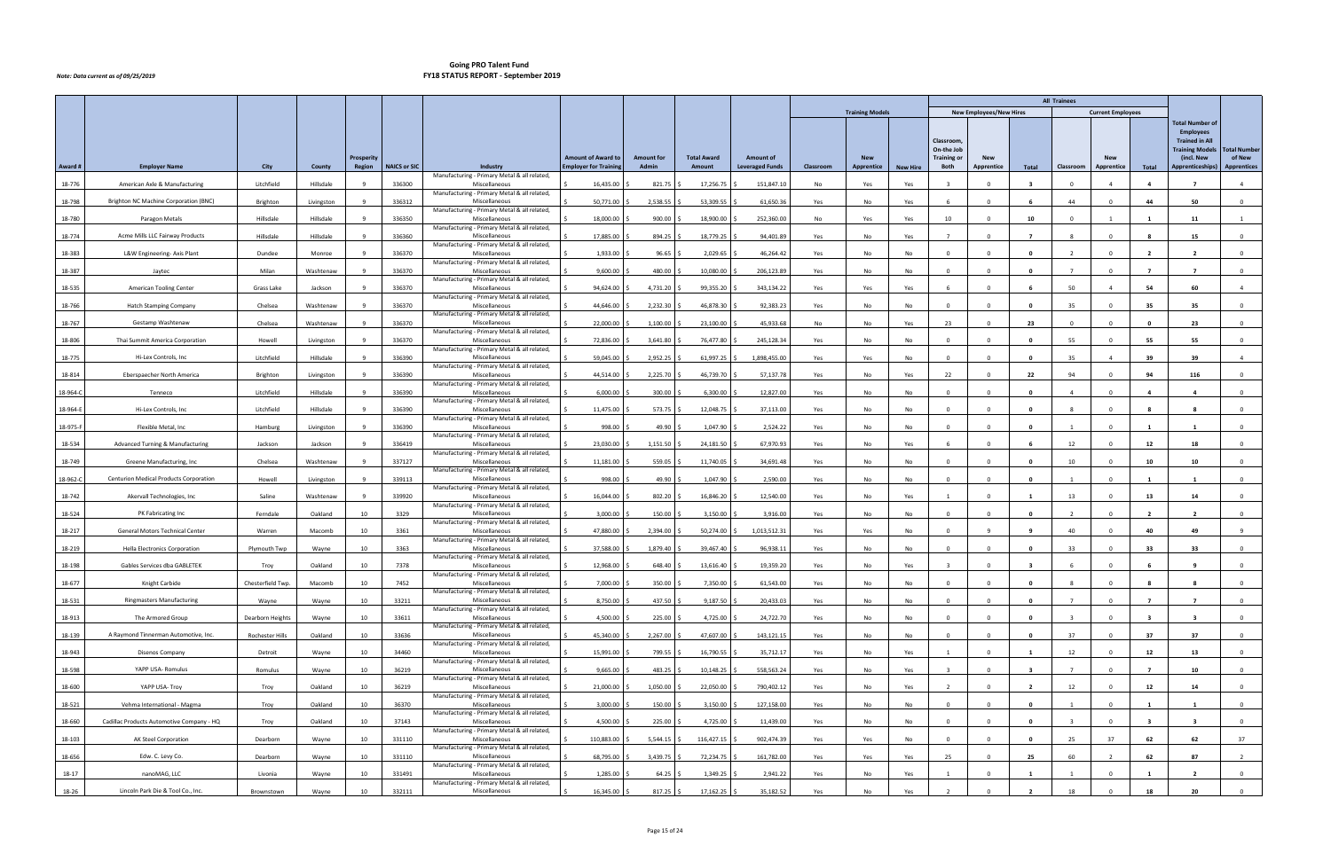*Note: Data current as of 09/25/2019*

# Going PRO Talent Fund
## FY18 STATUS REPORT - September 2019

| | | | | | | | | | | | Training Models | | | All Trainees | | | | | | | | |
|---|---|---|---|---|---|---|---|---|---|---|---|---|---|---|---|---|---|---|---|---|---|---|
| | | | | | | | | | | | | | | New Employees/New Hires | | | Current Employees | | | | | |
| Award # | Employer Name | City | County | Prosperity Region | NAICS or SIC | Industry | Amount of Award to Employer for Training | Amount for Admin | Total Award Amount | Amount of Leveraged Funds | Classroom | New Apprentice | New Hire | Classroom, On-the Job Training or Both | New Apprentice | Total | Classroom | New Apprentice | Total | Total Number of Employees Trained in All Training Models (incl. New Apprenticeships) | Total Number of New Apprentices |
| 18-776 | American Axle & Manufacturing | Litchfield | Hillsdale | 9 | 336300 | Manufacturing - Primary Metal & all related, Miscellaneous | $ 16,435.00 | $ 821.75 | $ 17,256.75 | $ 151,847.10 | No | Yes | Yes | 3 | 0 | 3 | 0 | 4 | 4 | 7 | 4 |
| 18-798 | Brighton NC Machine Corporation (BNC) | Brighton | Livingston | 9 | 336312 | Manufacturing - Primary Metal & all related, Miscellaneous | $ 50,771.00 | $ 2,538.55 | $ 53,309.55 | $ 61,650.36 | Yes | No | Yes | 6 | 0 | 6 | 44 | 0 | 44 | 50 | 0 |
| 18-780 | Paragon Metals | Hillsdale | Hillsdale | 9 | 336350 | Manufacturing - Primary Metal & all related, Miscellaneous | $ 18,000.00 | $ 900.00 | $ 18,900.00 | $ 252,360.00 | No | Yes | Yes | 10 | 0 | 10 | 0 | 1 | 1 | 11 | 1 |
| 18-774 | Acme Mills LLC Fairway Products | Hillsdale | Hillsdale | 9 | 336360 | Manufacturing - Primary Metal & all related, Miscellaneous | $ 17,885.00 | $ 894.25 | $ 18,779.25 | $ 94,401.89 | Yes | No | Yes | 7 | 0 | 7 | 8 | 0 | 8 | 15 | 0 |
| 18-383 | L&W Engineering- Axis Plant | Dundee | Monroe | 9 | 336370 | Manufacturing - Primary Metal & all related, Miscellaneous | $ 1,933.00 | $ 96.65 | $ 2,029.65 | $ 46,264.42 | Yes | No | No | 0 | 0 | 0 | 2 | 0 | 2 | 2 | 0 |
| 18-387 | Jaytec | Milan | Washtenaw | 9 | 336370 | Manufacturing - Primary Metal & all related, Miscellaneous | $ 9,600.00 | $ 480.00 | $ 10,080.00 | $ 206,123.89 | Yes | No | No | 0 | 0 | 0 | 7 | 0 | 7 | 7 | 0 |
| 18-535 | American Tooling Center | Grass Lake | Jackson | 9 | 336370 | Manufacturing - Primary Metal & all related, Miscellaneous | $ 94,624.00 | $ 4,731.20 | $ 99,355.20 | $ 343,134.22 | Yes | Yes | Yes | 6 | 0 | 6 | 50 | 4 | 54 | 60 | 4 |
| 18-766 | Hatch Stamping Company | Chelsea | Washtenaw | 9 | 336370 | Manufacturing - Primary Metal & all related, Miscellaneous | $ 44,646.00 | $ 2,232.30 | $ 46,878.30 | $ 92,383.23 | Yes | No | No | 0 | 0 | 0 | 35 | 0 | 35 | 35 | 0 |
| 18-767 | Gestamp Washtenaw | Chelsea | Washtenaw | 9 | 336370 | Manufacturing - Primary Metal & all related, Miscellaneous | $ 22,000.00 | $ 1,100.00 | $ 23,100.00 | $ 45,933.68 | No | No | Yes | 23 | 0 | 23 | 0 | 0 | 0 | 23 | 0 |
| 18-806 | Thai Summit America Corporation | Howell | Livingston | 9 | 336370 | Manufacturing - Primary Metal & all related, Miscellaneous | $ 72,836.00 | $ 3,641.80 | $ 76,477.80 | $ 245,128.34 | Yes | No | No | 0 | 0 | 0 | 55 | 0 | 55 | 55 | 0 |
| 18-775 | Hi-Lex Controls, Inc | Litchfield | Hillsdale | 9 | 336390 | Manufacturing - Primary Metal & all related, Miscellaneous | $ 59,045.00 | $ 2,952.25 | $ 61,997.25 | $ 1,898,455.00 | Yes | Yes | No | 0 | 0 | 0 | 35 | 4 | 39 | 39 | 4 |
| 18-814 | Eberspaecher North America | Brighton | Livingston | 9 | 336390 | Manufacturing - Primary Metal & all related, Miscellaneous | $ 44,514.00 | $ 2,225.70 | $ 46,739.70 | $ 57,137.78 | Yes | No | Yes | 22 | 0 | 22 | 94 | 0 | 94 | 116 | 0 |
| 18-964-C | Tenneco | Litchfield | Hillsdale | 9 | 336390 | Manufacturing - Primary Metal & all related, Miscellaneous | $ 6,000.00 | $ 300.00 | $ 6,300.00 | $ 12,827.00 | Yes | No | No | 0 | 0 | 0 | 4 | 0 | 4 | 4 | 0 |
| 18-964-E | Hi-Lex Controls, Inc | Litchfield | Hillsdale | 9 | 336390 | Manufacturing - Primary Metal & all related, Miscellaneous | $ 11,475.00 | $ 573.75 | $ 12,048.75 | $ 37,113.00 | Yes | No | No | 0 | 0 | 0 | 8 | 0 | 8 | 8 | 0 |
| 18-975-F | Flexible Metal, Inc | Hamburg | Livingston | 9 | 336390 | Manufacturing - Primary Metal & all related, Miscellaneous | $ 998.00 | $ 49.90 | $ 1,047.90 | $ 2,524.22 | Yes | No | No | 0 | 0 | 0 | 1 | 0 | 1 | 1 | 0 |
| 18-534 | Advanced Turning & Manufacturing | Jackson | Jackson | 9 | 336419 | Manufacturing - Primary Metal & all related, Miscellaneous | $ 23,030.00 | $ 1,151.50 | $ 24,181.50 | $ 67,970.93 | Yes | No | Yes | 6 | 0 | 6 | 12 | 0 | 12 | 18 | 0 |
| 18-749 | Greene Manufacturing, Inc | Chelsea | Washtenaw | 9 | 337127 | Manufacturing - Primary Metal & all related, Miscellaneous | $ 11,181.00 | $ 559.05 | $ 11,740.05 | $ 34,691.48 | Yes | No | No | 0 | 0 | 0 | 10 | 0 | 10 | 10 | 0 |
| 18-962-C | Centurion Medical Products Corporation | Howell | Livingston | 9 | 339113 | Manufacturing - Primary Metal & all related, Miscellaneous | $ 998.00 | $ 49.90 | $ 1,047.90 | $ 2,590.00 | Yes | No | No | 0 | 0 | 0 | 1 | 0 | 1 | 1 | 0 |
| 18-742 | Akervall Technologies, Inc | Saline | Washtenaw | 9 | 339920 | Manufacturing - Primary Metal & all related, Miscellaneous | $ 16,044.00 | $ 802.20 | $ 16,846.20 | $ 12,540.00 | Yes | No | Yes | 1 | 0 | 1 | 13 | 0 | 13 | 14 | 0 |
| 18-524 | PK Fabricating Inc | Ferndale | Oakland | 10 | 3329 | Manufacturing - Primary Metal & all related, Miscellaneous | $ 3,000.00 | $ 150.00 | $ 3,150.00 | $ 3,916.00 | Yes | No | No | 0 | 0 | 0 | 2 | 0 | 2 | 2 | 0 |
| 18-217 | General Motors Technical Center | Warren | Macomb | 10 | 3361 | Manufacturing - Primary Metal & all related, Miscellaneous | $ 47,880.00 | $ 2,394.00 | $ 50,274.00 | $ 1,013,512.31 | Yes | Yes | No | 0 | 9 | 9 | 40 | 0 | 40 | 49 | 9 |
| 18-219 | Hella Electronics Corporation | Plymouth Twp | Wayne | 10 | 3363 | Manufacturing - Primary Metal & all related, Miscellaneous | $ 37,588.00 | $ 1,879.40 | $ 39,467.40 | $ 96,938.11 | Yes | No | No | 0 | 0 | 0 | 33 | 0 | 33 | 33 | 0 |
| 18-198 | Gables Services dba GABLETEK | Troy | Oakland | 10 | 7378 | Manufacturing - Primary Metal & all related, Miscellaneous | $ 12,968.00 | $ 648.40 | $ 13,616.40 | $ 19,359.20 | Yes | No | Yes | 3 | 0 | 3 | 6 | 0 | 6 | 9 | 0 |
| 18-677 | Knight Carbide | Chesterfield Twp. | Macomb | 10 | 7452 | Manufacturing - Primary Metal & all related, Miscellaneous | $ 7,000.00 | $ 350.00 | $ 7,350.00 | $ 61,543.00 | Yes | No | No | 0 | 0 | 0 | 8 | 0 | 8 | 8 | 0 |
| 18-531 | Ringmasters Manufacturing | Wayne | Wayne | 10 | 33211 | Manufacturing - Primary Metal & all related, Miscellaneous | $ 8,750.00 | $ 437.50 | $ 9,187.50 | $ 20,433.03 | Yes | No | No | 0 | 0 | 0 | 7 | 0 | 7 | 7 | 0 |
| 18-913 | The Armored Group | Dearborn Heights | Wayne | 10 | 33611 | Manufacturing - Primary Metal & all related, Miscellaneous | $ 4,500.00 | $ 225.00 | $ 4,725.00 | $ 24,722.70 | Yes | No | No | 0 | 0 | 0 | 3 | 0 | 3 | 3 | 0 |
| 18-139 | A Raymond Tinnerman Automotive, Inc. | Rochester Hills | Oakland | 10 | 33636 | Manufacturing - Primary Metal & all related, Miscellaneous | $ 45,340.00 | $ 2,267.00 | $ 47,607.00 | $ 143,121.15 | Yes | No | No | 0 | 0 | 0 | 37 | 0 | 37 | 37 | 0 |
| 18-943 | Disenos Company | Detroit | Wayne | 10 | 34460 | Manufacturing - Primary Metal & all related, Miscellaneous | $ 15,991.00 | $ 799.55 | $ 16,790.55 | $ 35,712.17 | Yes | No | Yes | 1 | 0 | 1 | 12 | 0 | 12 | 13 | 0 |
| 18-598 | YAPP USA- Romulus | Romulus | Wayne | 10 | 36219 | Manufacturing - Primary Metal & all related, Miscellaneous | $ 9,665.00 | $ 483.25 | $ 10,148.25 | $ 558,563.24 | Yes | No | Yes | 3 | 0 | 3 | 7 | 0 | 7 | 10 | 0 |
| 18-600 | YAPP USA- Troy | Troy | Oakland | 10 | 36219 | Manufacturing - Primary Metal & all related, Miscellaneous | $ 21,000.00 | $ 1,050.00 | $ 22,050.00 | $ 790,402.12 | Yes | No | Yes | 2 | 0 | 2 | 12 | 0 | 12 | 14 | 0 |
| 18-521 | Vehma International - Magma | Troy | Oakland | 10 | 36370 | Manufacturing - Primary Metal & all related, Miscellaneous | $ 3,000.00 | $ 150.00 | $ 3,150.00 | $ 127,158.00 | Yes | No | No | 0 | 0 | 0 | 1 | 0 | 1 | 1 | 0 |
| 18-660 | Cadillac Products Automotive Company - HQ | Troy | Oakland | 10 | 37143 | Manufacturing - Primary Metal & all related, Miscellaneous | $ 4,500.00 | $ 225.00 | $ 4,725.00 | $ 11,439.00 | Yes | No | No | 0 | 0 | 0 | 3 | 0 | 3 | 3 | 0 |
| 18-103 | AK Steel Corporation | Dearborn | Wayne | 10 | 331110 | Manufacturing - Primary Metal & all related, Miscellaneous | $ 110,883.00 | $ 5,544.15 | $ 116,427.15 | $ 902,474.39 | Yes | Yes | No | 0 | 0 | 0 | 25 | 37 | 62 | 62 | 37 |
| 18-656 | Edw. C. Levy Co. | Dearborn | Wayne | 10 | 331110 | Manufacturing - Primary Metal & all related, Miscellaneous | $ 68,795.00 | $ 3,439.75 | $ 72,234.75 | $ 161,782.00 | Yes | Yes | Yes | 25 | 0 | 25 | 60 | 2 | 62 | 87 | 2 |
| 18-17 | nanoMAG, LLC | Livonia | Wayne | 10 | 331491 | Manufacturing - Primary Metal & all related, Miscellaneous | $ 1,285.00 | $ 64.25 | $ 1,349.25 | $ 2,941.22 | Yes | No | Yes | 1 | 0 | 1 | 1 | 0 | 1 | 2 | 0 |
| 18-26 | Lincoln Park Die & Tool Co., Inc. | Brownstown | Wayne | 10 | 332111 | Manufacturing - Primary Metal & all related, Miscellaneous | $ 16,345.00 | $ 817.25 | $ 17,162.25 | $ 35,182.52 | Yes | No | Yes | 2 | 0 | 2 | 18 | 0 | 18 | 20 | 0 |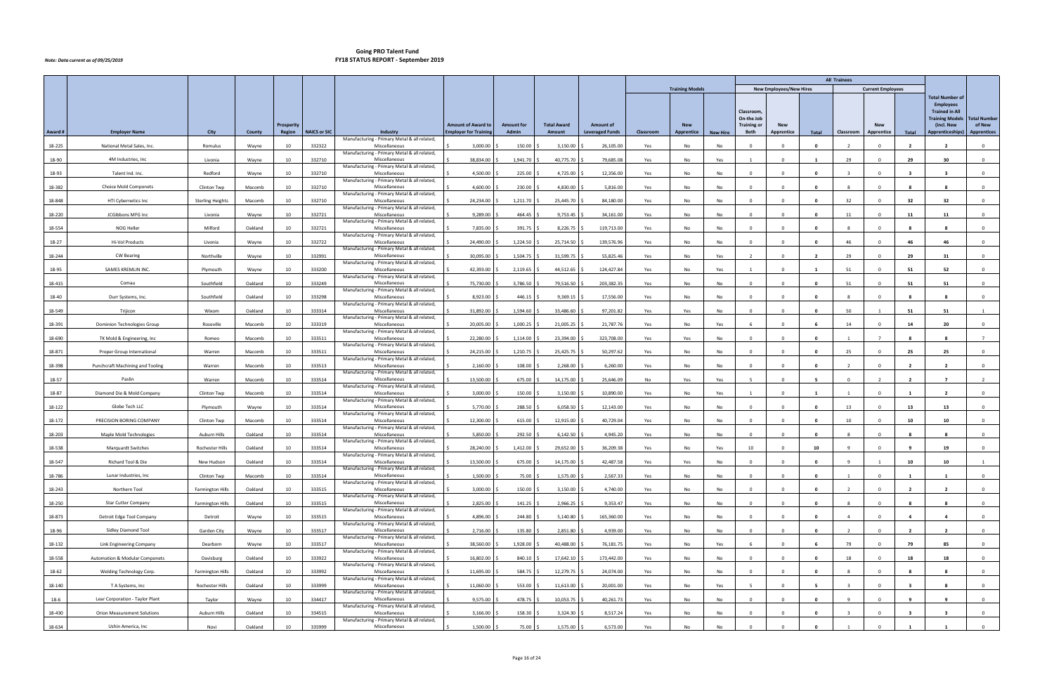# Going PRO Talent Fund
# FY18 STATUS REPORT - September 2019

*Note: Data current as of 09/25/2019*

| | | | | | | | | | | | | | | | | | | | | | | | |
|---|---|---|---|---|---|---|---|---|---|---|---|---|---|---|---|---|---|---|---|---|---|---|---|
| | | | | | | | | | | | | | | | All Trainees | | | | | | | | |
| | | | | | | | | | | | Training Models | | | New Employees/New Hires | | | Current Employees | | | | | | |
| Award # | Employer Name | City | County | Prosperity Region | NAICS or SIC | Industry | Amount of Award to Employer for Training | Amount for Admin | Total Award Amount | Amount of Leveraged Funds | Classroom | New Apprentice | New Hire | Classroom, On-the Job Training or Both | New Apprentice | Total | Classroom | New Apprentice | Total | Total Number of Employees Trained in All Training Models (incl. New Apprenticeships) | Total Number of New Apprentices | | |
| 18-225 | National Metal Sales, Inc. | Romulus | Wayne | 10 | 332322 | Manufacturing - Primary Metal & all related, Miscellaneous | $ 3,000.00 | $ 150.00 | $ 3,150.00 | $ 26,105.00 | Yes | No | No | 0 | 0 | 0 | 2 | 0 | 2 | 2 | 0 | | |
| 18-90 | 4M Industries, Inc | Livonia | Wayne | 10 | 332710 | Manufacturing - Primary Metal & all related, Miscellaneous | $ 38,834.00 | $ 1,941.70 | $ 40,775.70 | $ 79,685.08 | Yes | No | Yes | 1 | 0 | 1 | 29 | 0 | 29 | 30 | 0 | | |
| 18-93 | Talent Ind. Inc. | Redford | Wayne | 10 | 332710 | Manufacturing - Primary Metal & all related, Miscellaneous | $ 4,500.00 | $ 225.00 | $ 4,725.00 | $ 12,356.00 | Yes | No | No | 0 | 0 | 0 | 3 | 0 | 3 | 3 | 0 | | |
| 18-382 | Choice Mold Componets | Clinton Twp | Macomb | 10 | 332710 | Manufacturing - Primary Metal & all related, Miscellaneous | $ 4,600.00 | $ 230.00 | $ 4,830.00 | $ 5,816.00 | Yes | No | No | 0 | 0 | 0 | 8 | 0 | 8 | 8 | 0 | | |
| 18-848 | HTI Cybernetics Inc | Sterling Heights | Macomb | 10 | 332710 | Manufacturing - Primary Metal & all related, Miscellaneous | $ 24,234.00 | $ 1,211.70 | $ 25,445.70 | $ 84,180.00 | Yes | No | No | 0 | 0 | 0 | 32 | 0 | 32 | 32 | 0 | | |
| 18-220 | JCGibbons MFG Inc | Livonia | Wayne | 10 | 332721 | Manufacturing - Primary Metal & all related, Miscellaneous | $ 9,289.00 | $ 464.45 | $ 9,753.45 | $ 34,161.00 | Yes | No | No | 0 | 0 | 0 | 11 | 0 | 11 | 11 | 0 | | |
| 18-554 | NOG Heller | Milford | Oakland | 10 | 332721 | Manufacturing - Primary Metal & all related, Miscellaneous | $ 7,835.00 | $ 391.75 | $ 8,226.75 | $ 119,713.00 | Yes | No | No | 0 | 0 | 0 | 8 | 0 | 8 | 8 | 0 | | |
| 18-27 | Hi-Vol Products | Livonia | Wayne | 10 | 332722 | Manufacturing - Primary Metal & all related, Miscellaneous | $ 24,490.00 | $ 1,224.50 | $ 25,714.50 | $ 139,576.96 | Yes | No | No | 0 | 0 | 0 | 46 | 0 | 46 | 46 | 0 | | |
| 18-244 | CW Bearing | Northville | Wayne | 10 | 332991 | Manufacturing - Primary Metal & all related, Miscellaneous | $ 30,095.00 | $ 1,504.75 | $ 31,599.75 | $ 55,825.46 | Yes | No | Yes | 2 | 0 | 2 | 29 | 0 | 29 | 31 | 0 | | |
| 18-95 | SAMES KREMLIN INC. | Plymouth | Wayne | 10 | 333200 | Manufacturing - Primary Metal & all related, Miscellaneous | $ 42,393.00 | $ 2,119.65 | $ 44,512.65 | $ 124,427.84 | Yes | No | Yes | 1 | 0 | 1 | 51 | 0 | 51 | 52 | 0 | | |
| 18-415 | Comau | Southfield | Oakland | 10 | 333249 | Manufacturing - Primary Metal & all related, Miscellaneous | $ 75,730.00 | $ 3,786.50 | $ 79,516.50 | $ 203,382.35 | Yes | No | No | 0 | 0 | 0 | 51 | 0 | 51 | 51 | 0 | | |
| 18-40 | Durr Systems, Inc. | Southfield | Oakland | 10 | 333298 | Manufacturing - Primary Metal & all related, Miscellaneous | $ 8,923.00 | $ 446.15 | $ 9,369.15 | $ 17,556.00 | Yes | No | No | 0 | 0 | 0 | 8 | 0 | 8 | 8 | 0 | | |
| 18-549 | Trijicon | Wixom | Oakland | 10 | 333314 | Manufacturing - Primary Metal & all related, Miscellaneous | $ 31,892.00 | $ 1,594.60 | $ 33,486.60 | $ 97,201.82 | Yes | Yes | No | 0 | 0 | 0 | 50 | 1 | 51 | 51 | 1 | | |
| 18-391 | Dominion Technologies Group | Roseville | Macomb | 10 | 333319 | Manufacturing - Primary Metal & all related, Miscellaneous | $ 20,005.00 | $ 1,000.25 | $ 21,005.25 | $ 21,787.76 | Yes | No | Yes | 6 | 0 | 6 | 14 | 0 | 14 | 20 | 0 | | |
| 18-690 | TK Mold & Engineering, Inc | Romeo | Macomb | 10 | 333511 | Manufacturing - Primary Metal & all related, Miscellaneous | $ 22,280.00 | $ 1,114.00 | $ 23,394.00 | $ 323,708.00 | Yes | Yes | No | 0 | 0 | 0 | 1 | 7 | 8 | 8 | 7 | | |
| 18-871 | Proper Group International | Warren | Macomb | 10 | 333511 | Manufacturing - Primary Metal & all related, Miscellaneous | $ 24,215.00 | $ 1,210.75 | $ 25,425.75 | $ 50,297.62 | Yes | No | No | 0 | 0 | 0 | 25 | 0 | 25 | 25 | 0 | | |
| 18-398 | Punchcraft Machining and Tooling | Warren | Macomb | 10 | 333513 | Manufacturing - Primary Metal & all related, Miscellaneous | $ 2,160.00 | $ 108.00 | $ 2,268.00 | $ 6,260.00 | Yes | No | No | 0 | 0 | 0 | 2 | 0 | 2 | 2 | 0 | | |
| 18-57 | Paslin | Warren | Macomb | 10 | 333514 | Manufacturing - Primary Metal & all related, Miscellaneous | $ 13,500.00 | $ 675.00 | $ 14,175.00 | $ 25,646.09 | No | Yes | Yes | 5 | 0 | 5 | 0 | 2 | 2 | 7 | 2 | | |
| 18-87 | Diamond Die & Mold Company | Clinton Twp | Macomb | 10 | 333514 | Manufacturing - Primary Metal & all related, Miscellaneous | $ 3,000.00 | $ 150.00 | $ 3,150.00 | $ 10,890.00 | Yes | No | Yes | 1 | 0 | 1 | 1 | 0 | 1 | 2 | 0 | | |
| 18-122 | Globe Tech LLC | Plymouth | Wayne | 10 | 333514 | Manufacturing - Primary Metal & all related, Miscellaneous | $ 5,770.00 | $ 288.50 | $ 6,058.50 | $ 12,143.00 | Yes | No | No | 0 | 0 | 0 | 13 | 0 | 13 | 13 | 0 | | |
| 18-172 | PRECISION BORING COMPANY | Clinton Twp | Macomb | 10 | 333514 | Manufacturing - Primary Metal & all related, Miscellaneous | $ 12,300.00 | $ 615.00 | $ 12,915.00 | $ 40,729.04 | Yes | No | No | 0 | 0 | 0 | 10 | 0 | 10 | 10 | 0 | | |
| 18-203 | Maple Mold Technologies | Auburn Hills | Oakland | 10 | 333514 | Manufacturing - Primary Metal & all related, Miscellaneous | $ 5,850.00 | $ 292.50 | $ 6,142.50 | $ 4,945.20 | Yes | No | No | 0 | 0 | 0 | 8 | 0 | 8 | 8 | 0 | | |
| 18-538 | Marquardt Switches | Rochester Hills | Oakland | 10 | 333514 | Manufacturing - Primary Metal & all related, Miscellaneous | $ 28,240.00 | $ 1,412.00 | $ 29,652.00 | $ 36,209.38 | Yes | No | Yes | 10 | 0 | 10 | 9 | 0 | 9 | 19 | 0 | | |
| 18-547 | Richard Tool & Die | New Hudson | Oakland | 10 | 333514 | Manufacturing - Primary Metal & all related, Miscellaneous | $ 13,500.00 | $ 675.00 | $ 14,175.00 | $ 42,487.58 | Yes | Yes | No | 0 | 0 | 0 | 9 | 1 | 10 | 10 | 1 | | |
| 18-786 | Lunar Industries, Inc | Clinton Twp | Macomb | 10 | 333514 | Manufacturing - Primary Metal & all related, Miscellaneous | $ 1,500.00 | $ 75.00 | $ 1,575.00 | $ 2,567.33 | Yes | No | No | 0 | 0 | 0 | 1 | 0 | 1 | 1 | 0 | | |
| 18-243 | Northern Tool | Farmington Hills | Oakland | 10 | 333515 | Manufacturing - Primary Metal & all related, Miscellaneous | $ 3,000.00 | $ 150.00 | $ 3,150.00 | $ 4,740.00 | Yes | No | No | 0 | 0 | 0 | 2 | 0 | 2 | 2 | 0 | | |
| 18-250 | Star Cutter Company | Farmington Hills | Oakland | 10 | 333515 | Manufacturing - Primary Metal & all related, Miscellaneous | $ 2,825.00 | $ 141.25 | $ 2,966.25 | $ 9,353.47 | Yes | No | No | 0 | 0 | 0 | 8 | 0 | 8 | 8 | 0 | | |
| 18-873 | Detroit Edge Tool Company | Detroit | Wayne | 10 | 333515 | Manufacturing - Primary Metal & all related, Miscellaneous | $ 4,896.00 | $ 244.80 | $ 5,140.80 | $ 165,360.00 | Yes | No | No | 0 | 0 | 0 | 4 | 0 | 4 | 4 | 0 | | |
| 18-96 | Sidley Diamond Tool | Garden City | Wayne | 10 | 333517 | Manufacturing - Primary Metal & all related, Miscellaneous | $ 2,716.00 | $ 135.80 | $ 2,851.80 | $ 4,939.00 | Yes | No | No | 0 | 0 | 0 | 2 | 0 | 2 | 2 | 0 | | |
| 18-132 | Link Engineering Company | Dearborn | Wayne | 10 | 333517 | Manufacturing - Primary Metal & all related, Miscellaneous | $ 38,560.00 | $ 1,928.00 | $ 40,488.00 | $ 76,181.75 | Yes | No | Yes | 6 | 0 | 6 | 79 | 0 | 79 | 85 | 0 | | |
| 18-558 | Automation & Modular Componets | Davisburg | Oakland | 10 | 333922 | Manufacturing - Primary Metal & all related, Miscellaneous | $ 16,802.00 | $ 840.10 | $ 17,642.10 | $ 173,442.00 | Yes | No | No | 0 | 0 | 0 | 18 | 0 | 18 | 18 | 0 | | |
| 18-62 | Welding Technology Corp. | Farmington Hills | Oakland | 10 | 333992 | Manufacturing - Primary Metal & all related, Miscellaneous | $ 11,695.00 | $ 584.75 | $ 12,279.75 | $ 24,074.00 | Yes | No | No | 0 | 0 | 0 | 8 | 0 | 8 | 8 | 0 | | |
| 18-140 | T A Systems, Inc | Rochester Hills | Oakland | 10 | 333999 | Manufacturing - Primary Metal & all related, Miscellaneous | $ 11,060.00 | $ 553.00 | $ 11,613.00 | $ 20,001.00 | Yes | No | Yes | 5 | 0 | 5 | 3 | 0 | 3 | 8 | 0 | | |
| 18-6 | Lear Corporation - Taylor Plant | Taylor | Wayne | 10 | 334417 | Manufacturing - Primary Metal & all related, Miscellaneous | $ 9,575.00 | $ 478.75 | $ 10,053.75 | $ 40,261.73 | Yes | No | No | 0 | 0 | 0 | 9 | 0 | 9 | 9 | 0 | | |
| 18-430 | Orion Measurement Solutions | Auburn Hills | Oakland | 10 | 334515 | Manufacturing - Primary Metal & all related, Miscellaneous | $ 3,166.00 | $ 158.30 | $ 3,324.30 | $ 8,517.24 | Yes | No | No | 0 | 0 | 0 | 3 | 0 | 3 | 3 | 0 | | |
| 18-634 | Ushin America, Inc | Novi | Oakland | 10 | 335999 | Manufacturing - Primary Metal & all related, Miscellaneous | $ 1,500.00 | $ 75.00 | $ 1,575.00 | $ 6,573.00 | Yes | No | No | 0 | 0 | 0 | 1 | 0 | 1 | 1 | 0 | | |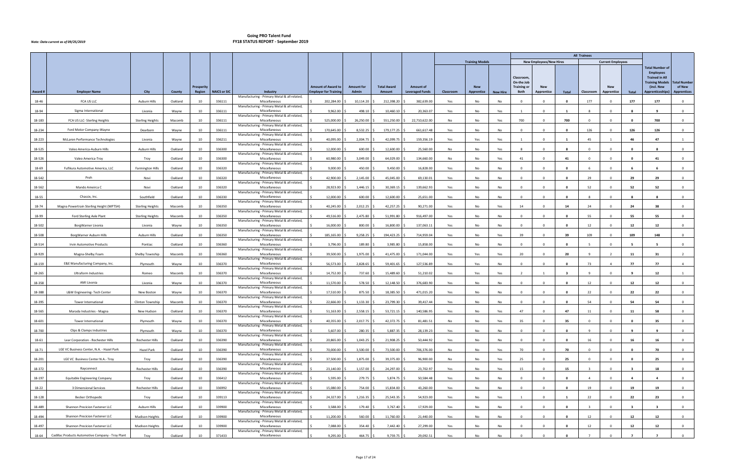# Going PRO Talent Fund
# FY18 STATUS REPORT - September 2019

*Note: Data current as of 09/25/2019*

| | | | | | | | | | | | | | | | All Trainees | | | | | | | | |
|---|---|---|---|---|---|---|---|---|---|---|---|---|---|---|---|---|---|---|---|---|---|---|---|
| | | | | | | | | | | | Training Models | | | New Employees/New Hires | | | Current Employees | | | | | | |
| Award # | Employer Name | City | County | Prosperity Region | NAICS or SIC | Industry | Amount of Award to Employer for Training | Amount for Admin | Total Award Amount | Amount of Leveraged Funds | Classroom | New Apprentice | New Hire | Classroom, On-the Job Training or Both | New Apprentice | Total | Classroom | New Apprentice | Total | Total Number of Employees Trained in All Training Models (incl. New Apprenticeships) | Total Number of New Apprentices | | |
| 18-46 | FCA US LLC | Auburn Hills | Oakland | 10 | 336111 | Manufacturing - Primary Metal & all related, Miscellaneous | $ 202,284.00 | $ 10,114.20 | $ 212,398.20 | $ 382,639.00 | Yes | No | No | 0 | 0 | 0 | 177 | 0 | 177 | 177 | 0 | | |
| 18-94 | Sigma International | Livonia | Wayne | 10 | 336111 | Manufacturing - Primary Metal & all related, Miscellaneous | $ 9,962.00 | $ 498.10 | $ 10,460.10 | $ 20,363.07 | Yes | No | Yes | 1 | 0 | 1 | 8 | 0 | 8 | 9 | 0 | | |
| 18-183 | FCA US LLC- Sterling Heights | Sterling Heights | Macomb | 10 | 336111 | Manufacturing - Primary Metal & all related, Miscellaneous | $ 525,000.00 | $ 26,250.00 | $ 551,250.00 | $ 22,710,622.00 | No | No | Yes | 700 | 0 | 700 | 0 | 0 | 0 | 700 | 0 | | |
| 18-234 | Ford Motor Company-Wayne | Dearborn | Wayne | 10 | 336111 | Manufacturing - Primary Metal & all related, Miscellaneous | $ 170,645.00 | $ 8,532.25 | $ 179,177.25 | $ 661,617.48 | Yes | No | No | 0 | 0 | 0 | 126 | 0 | 126 | 126 | 0 | | |
| 18-223 | McLaren Performance Technologies | Livonia | Wayne | 10 | 336211 | Manufacturing - Primary Metal & all related, Miscellaneous | $ 40,095.00 | $ 2,004.75 | $ 42,099.75 | $ 159,356.19 | Yes | Yes | Yes | 1 | 0 | 1 | 45 | 1 | 46 | 47 | 1 | | |
| 18-525 | Valeo America-Auburn Hills | Auburn Hills | Oakland | 10 | 336300 | Manufacturing - Primary Metal & all related, Miscellaneous | $ 12,000.00 | $ 600.00 | $ 12,600.00 | $ 25,560.00 | No | No | Yes | 8 | 0 | 8 | 0 | 0 | 0 | 8 | 0 | | |
| 18-526 | Valeo America-Troy | Troy | Oakland | 10 | 336300 | Manufacturing - Primary Metal & all related, Miscellaneous | $ 60,980.00 | $ 3,049.00 | $ 64,029.00 | $ 134,660.00 | No | No | Yes | 41 | 0 | 41 | 0 | 0 | 0 | 41 | 0 | | |
| 18-69 | Fufikura Automotive America, LLC | Farmington Hills | Oakland | 10 | 336320 | Manufacturing - Primary Metal & all related, Miscellaneous | $ 9,000.00 | $ 450.00 | $ 9,450.00 | $ 16,828.00 | Yes | No | No | 0 | 0 | 0 | 6 | 0 | 6 | 6 | 0 | | |
| 18-542 | Preh | Novi | Oakland | 10 | 336320 | Manufacturing - Primary Metal & all related, Miscellaneous | $ 42,900.00 | $ 2,145.00 | $ 45,045.00 | $ 69,130.01 | Yes | No | No | 0 | 0 | 0 | 29 | 0 | 29 | 29 | 0 | | |
| 18-562 | Mando Ameirca C | Novi | Oakland | 10 | 336320 | Manufacturing - Primary Metal & all related, Miscellaneous | $ 28,923.00 | $ 1,446.15 | $ 30,369.15 | $ 139,662.93 | Yes | No | No | 0 | 0 | 0 | 52 | 0 | 52 | 52 | 0 | | |
| 18-55 | Chassix, Inc. | Southfield | Oakland | 10 | 336330 | Manufacturing - Primary Metal & all related, Miscellaneous | $ 12,000.00 | $ 600.00 | $ 12,600.00 | $ 25,651.00 | Yes | No | No | 0 | 0 | 0 | 8 | 0 | 8 | 8 | 0 | | |
| 18-74 | Magna Powertrain Sterling Height (MPTSH) | Sterling Heights | Macomb | 10 | 336350 | Manufacturing - Primary Metal & all related, Miscellaneous | $ 40,245.00 | $ 2,012.25 | $ 42,257.25 | $ 90,271.00 | Yes | No | Yes | 14 | 0 | 14 | 24 | 0 | 24 | 38 | 0 | | |
| 18-99 | Ford Sterling Axle Plant | Sterling Heights | Macomb | 10 | 336350 | Manufacturing - Primary Metal & all related, Miscellaneous | $ 49,516.00 | $ 2,475.80 | $ 51,991.80 | $ 916,497.00 | Yes | No | No | 0 | 0 | 0 | 55 | 0 | 55 | 55 | 0 | | |
| 18-502 | BorgWarner Livonia | Livonia | Wayne | 10 | 336350 | Manufacturing - Primary Metal & all related, Miscellaneous | $ 16,000.00 | $ 800.00 | $ 16,800.00 | $ 137,063.11 | Yes | No | No | 0 | 0 | 0 | 12 | 0 | 12 | 12 | 0 | | |
| 18-508 | BorgWarner Auburn Hills | Auburn Hills | Oakland | 10 | 336350 | Manufacturing - Primary Metal & all related, Miscellaneous | $ 185,165.00 | $ 9,258.25 | $ 194,423.25 | $ 714,959.04 | Yes | No | Yes | 39 | 0 | 39 | 109 | 0 | 109 | 148 | 0 | | |
| 18-514 | Irvin Automotive Products | Pontiac | Oakland | 10 | 336360 | Manufacturing - Primary Metal & all related, Miscellaneous | $ 3,796.00 | $ 189.80 | $ 3,985.80 | $ 15,858.00 | Yes | No | No | 0 | 0 | 0 | 5 | 0 | 5 | 5 | 0 | | |
| 18-929 | Magna-Shelby Foam | Shelby Township | Macomb | 10 | 336360 | Manufacturing - Primary Metal & all related, Miscellaneous | $ 39,500.00 | $ 1,975.00 | $ 41,475.00 | $ 171,044.00 | Yes | Yes | Yes | 20 | 0 | 20 | 9 | 2 | 11 | 31 | 2 | | |
| 18-159 | E&E Manufacturing Company, Inc. | Plymouth | Wayne | 10 | 336370 | Manufacturing - Primary Metal & all related, Miscellaneous | $ 56,573.00 | $ 2,828.65 | $ 59,401.65 | $ 127,536.89 | Yes | Yes | No | 0 | 0 | 0 | 73 | 4 | 77 | 77 | 4 | | |
| 18-265 | Ultraform Industries | Romeo | Macomb | 10 | 336370 | Manufacturing - Primary Metal & all related, Miscellaneous | $ 14,752.00 | $ 737.60 | $ 15,489.60 | $ 51,210.02 | Yes | Yes | Yes | 2 | 1 | 3 | 9 | 0 | 9 | 12 | 1 | | |
| 18-358 | AMI Livonia | Livonia | Wayne | 10 | 336370 | Manufacturing - Primary Metal & all related, Miscellaneous | $ 11,570.00 | $ 578.50 | $ 12,148.50 | $ 376,683.90 | Yes | No | No | 0 | 0 | 0 | 12 | 0 | 12 | 12 | 0 | | |
| 18-388 | L&W Engineering- Tech Center | New Boston | Wayne | 10 | 336370 | Manufacturing - Primary Metal & all related, Miscellaneous | $ 17,510.00 | $ 875.50 | $ 18,385.50 | $ 471,015.20 | Yes | No | No | 0 | 0 | 0 | 22 | 0 | 22 | 22 | 0 | | |
| 18-395 | Tower International | Clinton Township | Macomb | 10 | 336370 | Manufacturing - Primary Metal & all related, Miscellaneous | $ 22,666.00 | $ 1,133.30 | $ 23,799.30 | $ 39,417.44 | Yes | No | No | 0 | 0 | 0 | 54 | 0 | 54 | 54 | 0 | | |
| 18-565 | Marada Industries - Magna | New Hudson | Oakland | 10 | 336370 | Manufacturing - Primary Metal & all related, Miscellaneous | $ 51,163.00 | $ 2,558.15 | $ 53,721.15 | $ 140,586.95 | Yes | No | Yes | 47 | 0 | 47 | 11 | 0 | 11 | 58 | 0 | | |
| 18-601 | Tower International | Plymouth | Wayne | 10 | 336370 | Manufacturing - Primary Metal & all related, Miscellaneous | $ 40,355.00 | $ 2,017.75 | $ 42,372.75 | $ 81,481.51 | No | No | Yes | 35 | 0 | 35 | 0 | 0 | 0 | 35 | 0 | | |
| 18-700 | Clips & Clamps Industries | Plymouth | Wayne | 10 | 336370 | Manufacturing - Primary Metal & all related, Miscellaneous | $ 5,607.00 | $ 280.35 | $ 5,887.35 | $ 28,139.23 | Yes | No | No | 0 | 0 | 0 | 9 | 0 | 9 | 9 | 0 | | |
| 18-61 | Lear Corporation - Rochester Hills | Rochester Hills | Oakland | 10 | 336390 | Manufacturing - Primary Metal & all related, Miscellaneous | $ 20,865.00 | $ 1,043.25 | $ 21,908.25 | $ 50,444.92 | Yes | No | No | 0 | 0 | 0 | 16 | 0 | 16 | 16 | 0 | | |
| 18-71 | LGE VC Business Center, N.A. - Hazel Park | Hazel Park | Oakland | 10 | 336390 | Manufacturing - Primary Metal & all related, Miscellaneous | $ 70,000.00 | $ 3,500.00 | $ 73,500.00 | $ 706,376.00 | No | No | Yes | 70 | 0 | 70 | 0 | 0 | 0 | 70 | 0 | | |
| 18-201 | LGE VC Business Center N.A.- Troy | Troy | Oakland | 10 | 336390 | Manufacturing - Primary Metal & all related, Miscellaneous | $ 37,500.00 | $ 1,875.00 | $ 39,375.00 | $ 96,900.00 | No | No | Yes | 25 | 0 | 25 | 0 | 0 | 0 | 25 | 0 | | |
| 18-372 | Rayconnect | Rochester Hills | Oakland | 10 | 336390 | Manufacturing - Primary Metal & all related, Miscellaneous | $ 23,140.00 | $ 1,157.00 | $ 24,297.00 | $ 23,702.97 | Yes | No | Yes | 15 | 0 | 15 | 3 | 0 | 3 | 18 | 0 | | |
| 18-197 | Equitable Engineering Company | Troy | Oakland | 10 | 336412 | Manufacturing - Primary Metal & all related, Miscellaneous | $ 5,595.00 | $ 279.75 | $ 5,874.75 | $ 50,584.48 | Yes | No | No | 0 | 0 | 0 | 4 | 0 | 4 | 4 | 0 | | |
| 18-22 | 3 Dimensional Services | Rochester Hills | Oakland | 10 | 336992 | Manufacturing - Primary Metal & all related, Miscellaneous | $ 15,080.00 | $ 754.00 | $ 15,834.00 | $ 43,260.00 | Yes | No | No | 0 | 0 | 0 | 19 | 0 | 19 | 19 | 0 | | |
| 18-128 | Becker Orthopedic | Troy | Oakland | 10 | 339113 | Manufacturing - Primary Metal & all related, Miscellaneous | $ 24,327.00 | $ 1,216.35 | $ 25,543.35 | $ 54,923.00 | Yes | No | Yes | 1 | 0 | 1 | 22 | 0 | 22 | 23 | 0 | | |
| 18-489 | Shannon Precicion Fastener LLC | Auburn Hills | Oakland | 10 | 339900 | Manufacturing - Primary Metal & all related, Miscellaneous | $ 3,588.00 | $ 179.40 | $ 3,767.40 | $ 17,929.00 | Yes | No | No | 0 | 0 | 0 | 3 | 0 | 3 | 3 | 0 | | |
| 18-494 | Shannon Precicion Fastener LLC | Madison Heights | Oakland | 10 | 339900 | Manufacturing - Primary Metal & all related, Miscellaneous | $ 11,200.00 | $ 560.00 | $ 11,760.00 | $ 21,440.00 | Yes | No | No | 0 | 0 | 0 | 12 | 0 | 12 | 12 | 0 | | |
| 18-497 | Shannon Precicion Fastener LLC | Madison Heights | Oakland | 10 | 339900 | Manufacturing - Primary Metal & all related, Miscellaneous | $ 7,088.00 | $ 354.40 | $ 7,442.40 | $ 27,299.00 | Yes | No | No | 0 | 0 | 0 | 12 | 0 | 12 | 12 | 0 | | |
| 18-64 | Cadillac Products Automotive Company - Troy Plant | Troy | Oakland | 10 | 371433 | Manufacturing - Primary Metal & all related, Miscellaneous | $ 9,295.00 | $ 464.75 | $ 9,759.75 | $ 29,092.51 | Yes | No | No | 0 | 0 | 0 | 7 | 0 | 7 | 7 | 0 | | |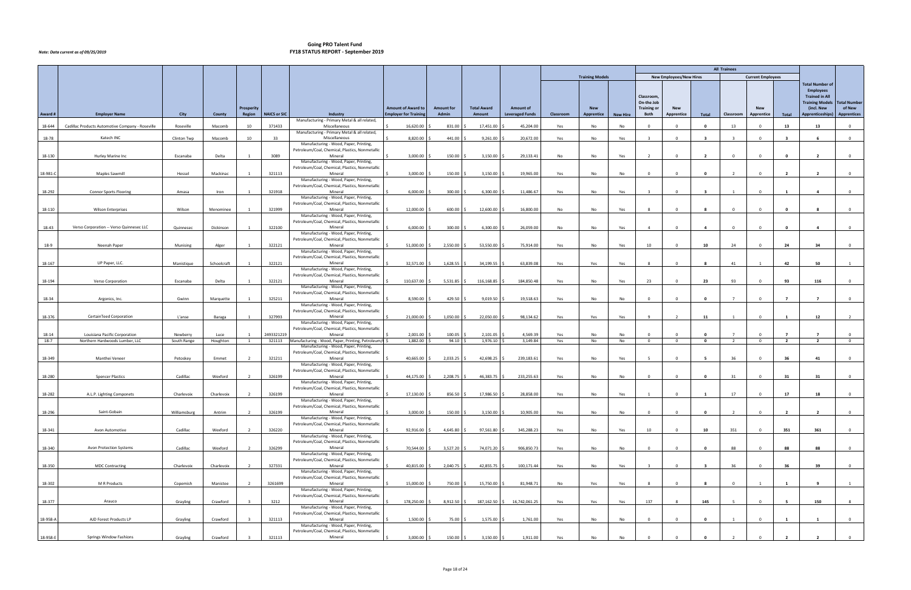*Note: Data current as of 09/25/2019*

# Going PRO Talent Fund
## FY18 STATUS REPORT - September 2019

| | | | | | | | | | | | Training Models | | | All Trainees | | | | | | | |
|---|---|---|---|---|---|---|---|---|---|---|---|---|---|---|---|---|---|---|---|---|---|
| | | | | | | | | | | | | | | New Employees/New Hires | | | Current Employees | | | | |
| Award # | Employer Name | City | County | Prosperity Region | NAICS or SIC | Industry | Amount of Award to Employer for Training | Amount for Admin | Total Award Amount | Amount of Leveraged Funds | Classroom | New Apprentice | New Hire | Classroom, On-the Job Training or Both | New Apprentice | Total | Classroom | New Apprentice | Total | Total Number of Employees Trained in All Training Models (incl. New Apprenticeships) | Total Number of New Apprentices |
| 18-644 | Cadillac Products Automotive Company - Roseville | Roseville | Macomb | 10 | 371433 | Manufacturing - Primary Metal & all related, Miscellaneous | $ 16,620.00 | $ 831.00 | $ 17,451.00 | $ 45,204.00 | Yes | No | No | 0 | 0 | 0 | 13 | 0 | 13 | 13 | 0 |
| 18-78 | Katech INC | Clinton Twp | Macomb | 10 | 33 | Manufacturing - Primary Metal & all related, Miscellaneous | $ 8,820.00 | $ 441.00 | $ 9,261.00 | $ 20,672.00 | Yes | No | Yes | 3 | 0 | 3 | 3 | 0 | 3 | 6 | 0 |
| 18-130 | Hurley Marine Inc | Escanaba | Delta | 1 | 3089 | Manufacturing - Wood, Paper, Printing, Petroleum/Coal, Chemical, Plastics, Nonmetallic Mineral | $ 3,000.00 | $ 150.00 | $ 3,150.00 | $ 29,133.41 | No | No | Yes | 2 | 0 | 2 | 0 | 0 | 0 | 2 | 0 |
| 18-981-C | Maples Sawmill | Hessel | Mackinac | 1 | 321113 | Manufacturing - Wood, Paper, Printing, Petroleum/Coal, Chemical, Plastics, Nonmetallic Mineral | $ 3,000.00 | $ 150.00 | $ 3,150.00 | $ 19,965.00 | Yes | No | No | 0 | 0 | 0 | 2 | 0 | 2 | 2 | 0 |
| 18-292 | Connor Sports Flooring | Amasa | Iron | 1 | 321918 | Manufacturing - Wood, Paper, Printing, Petroleum/Coal, Chemical, Plastics, Nonmetallic Mineral | $ 6,000.00 | $ 300.00 | $ 6,300.00 | $ 11,486.67 | Yes | No | Yes | 3 | 0 | 3 | 1 | 0 | 1 | 4 | 0 |
| 18-110 | Wilson Enterprises | Wilson | Menominee | 1 | 321999 | Manufacturing - Wood, Paper, Printing, Petroleum/Coal, Chemical, Plastics, Nonmetallic Mineral | $ 12,000.00 | $ 600.00 | $ 12,600.00 | $ 16,800.00 | No | No | Yes | 8 | 0 | 8 | 0 | 0 | 0 | 8 | 0 |
| 18-43 | Verso Corporation -- Verso Quinnesec LLC | Quinnesec | Dickinson | 1 | 322100 | Manufacturing - Wood, Paper, Printing, Petroleum/Coal, Chemical, Plastics, Nonmetallic Mineral | $ 6,000.00 | $ 300.00 | $ 6,300.00 | $ 26,059.00 | No | No | Yes | 4 | 0 | 4 | 0 | 0 | 0 | 4 | 0 |
| 18-9 | Neenah Paper | Munising | Alger | 1 | 322121 | Manufacturing - Wood, Paper, Printing, Petroleum/Coal, Chemical, Plastics, Nonmetallic Mineral | $ 51,000.00 | $ 2,550.00 | $ 53,550.00 | $ 75,914.00 | Yes | No | Yes | 10 | 0 | 10 | 24 | 0 | 24 | 34 | 0 |
| 18-167 | UP Paper, LLC. | Manistique | Schoolcraft | 1 | 322121 | Manufacturing - Wood, Paper, Printing, Petroleum/Coal, Chemical, Plastics, Nonmetallic Mineral | $ 32,571.00 | $ 1,628.55 | $ 34,199.55 | $ 63,839.08 | Yes | Yes | Yes | 8 | 0 | 8 | 41 | 1 | 42 | 50 | 1 |
| 18-194 | Verso Corporation | Escanaba | Delta | 1 | 322121 | Manufacturing - Wood, Paper, Printing, Petroleum/Coal, Chemical, Plastics, Nonmetallic Mineral | $ 110,637.00 | $ 5,531.85 | $ 116,168.85 | $ 184,850.48 | Yes | No | Yes | 23 | 0 | 23 | 93 | 0 | 93 | 116 | 0 |
| 18-34 | Argonics, Inc. | Gwinn | Marquette | 1 | 325211 | Manufacturing - Wood, Paper, Printing, Petroleum/Coal, Chemical, Plastics, Nonmetallic Mineral | $ 8,590.00 | $ 429.50 | $ 9,019.50 | $ 19,518.63 | Yes | No | No | 0 | 0 | 0 | 7 | 0 | 7 | 7 | 0 |
| 18-376 | CertainTeed Corporation | L'anse | Baraga | 1 | 327993 | Manufacturing - Wood, Paper, Printing, Petroleum/Coal, Chemical, Plastics, Nonmetallic Mineral | $ 21,000.00 | $ 1,050.00 | $ 22,050.00 | $ 98,134.62 | Yes | Yes | Yes | 9 | 2 | 11 | 1 | 0 | 1 | 12 | 2 |
| 18-14 | Louisiana Pacific Corporation | Newberry | Luce | 1 | 2493321219 | Manufacturing - Wood, Paper, Printing, Petroleum/Coal, Chemical, Plastics, Nonmetallic Mineral | $ 2,001.00 | $ 100.05 | $ 2,101.05 | $ 4,569.39 | Yes | No | No | 0 | 0 | 0 | 7 | 0 | 7 | 7 | 0 |
| 18-7 | Northern Hardwoods Lumber, LLC | South Range | Houghton | 1 | 321113 | Manufacturing - Wood, Paper, Printing, Petroleum/( | $ 1,882.00 | $ 94.10 | $ 1,976.10 | $ 3,149.84 | Yes | No | No | 0 | 0 | 0 | 2 | 0 | 2 | 2 | 0 |
| 18-349 | Manthei Veneer | Petoskey | Emmet | 2 | 321211 | Manufacturing - Wood, Paper, Printing, Petroleum/Coal, Chemical, Plastics, Nonmetallic Mineral | $ 40,665.00 | $ 2,033.25 | $ 42,698.25 | $ 239,183.61 | Yes | No | Yes | 5 | 0 | 5 | 36 | 0 | 36 | 41 | 0 |
| 18-280 | Spencer Plastics | Cadillac | Wexford | 2 | 326199 | Manufacturing - Wood, Paper, Printing, Petroleum/Coal, Chemical, Plastics, Nonmetallic Mineral | $ 44,175.00 | $ 2,208.75 | $ 46,383.75 | $ 233,255.63 | Yes | No | No | 0 | 0 | 0 | 31 | 0 | 31 | 31 | 0 |
| 18-282 | A.L.P. Lighting Componets | Charlevoix | Charlevoix | 2 | 326199 | Manufacturing - Wood, Paper, Printing, Petroleum/Coal, Chemical, Plastics, Nonmetallic Mineral | $ 17,130.00 | $ 856.50 | $ 17,986.50 | $ 28,858.00 | Yes | No | Yes | 1 | 0 | 1 | 17 | 0 | 17 | 18 | 0 |
| 18-296 | Saint-Gobain | Williamsburg | Antrim | 2 | 326199 | Manufacturing - Wood, Paper, Printing, Petroleum/Coal, Chemical, Plastics, Nonmetallic Mineral | $ 3,000.00 | $ 150.00 | $ 3,150.00 | $ 10,905.00 | Yes | No | No | 0 | 0 | 0 | 2 | 0 | 2 | 2 | 0 |
| 18-341 | Avon Automotive | Cadillac | Wexford | 2 | 326220 | Manufacturing - Wood, Paper, Printing, Petroleum/Coal, Chemical, Plastics, Nonmetallic Mineral | $ 92,916.00 | $ 4,645.80 | $ 97,561.80 | $ 345,288.23 | Yes | No | Yes | 10 | 0 | 10 | 351 | 0 | 351 | 361 | 0 |
| 18-340 | Avon Protection Systems | Cadillac | Wexford | 2 | 326299 | Manufacturing - Wood, Paper, Printing, Petroleum/Coal, Chemical, Plastics, Nonmetallic Mineral | $ 70,544.00 | $ 3,527.20 | $ 74,071.20 | $ 906,850.73 | Yes | No | No | 0 | 0 | 0 | 88 | 0 | 88 | 88 | 0 |
| 18-350 | MDC Contracting | Charlevoix | Charlevoix | 2 | 327331 | Manufacturing - Wood, Paper, Printing, Petroleum/Coal, Chemical, Plastics, Nonmetallic Mineral | $ 40,815.00 | $ 2,040.75 | $ 42,855.75 | $ 100,171.44 | Yes | No | Yes | 3 | 0 | 3 | 36 | 0 | 36 | 39 | 0 |
| 18-302 | M R Products | Copemish | Manistee | 2 | 3261699 | Manufacturing - Wood, Paper, Printing, Petroleum/Coal, Chemical, Plastics, Nonmetallic Mineral | $ 15,000.00 | $ 750.00 | $ 15,750.00 | $ 81,948.71 | No | Yes | Yes | 8 | 0 | 8 | 0 | 1 | 1 | 9 | 1 |
| 18-377 | Arauco | Grayling | Crawford | 3 | 3212 | Manufacturing - Wood, Paper, Printing, Petroleum/Coal, Chemical, Plastics, Nonmetallic Mineral | $ 178,250.00 | $ 8,912.50 | $ 187,162.50 | $ 16,742,061.25 | Yes | Yes | Yes | 137 | 8 | 145 | 5 | 0 | 5 | 150 | 8 |
| 18-958-A | AJD Forest Products LP | Grayling | Crawford | 3 | 321113 | Manufacturing - Wood, Paper, Printing, Petroleum/Coal, Chemical, Plastics, Nonmetallic Mineral | $ 1,500.00 | $ 75.00 | $ 1,575.00 | $ 1,761.00 | Yes | No | No | 0 | 0 | 0 | 1 | 0 | 1 | 1 | 0 |
| 18-958-E | Springs Window Fashions | Grayling | Crawford | 3 | 321113 | Manufacturing - Wood, Paper, Printing, Petroleum/Coal, Chemical, Plastics, Nonmetallic Mineral | $ 3,000.00 | $ 150.00 | $ 3,150.00 | $ 1,911.00 | Yes | No | No | 0 | 0 | 0 | 2 | 0 | 2 | 2 | 0 |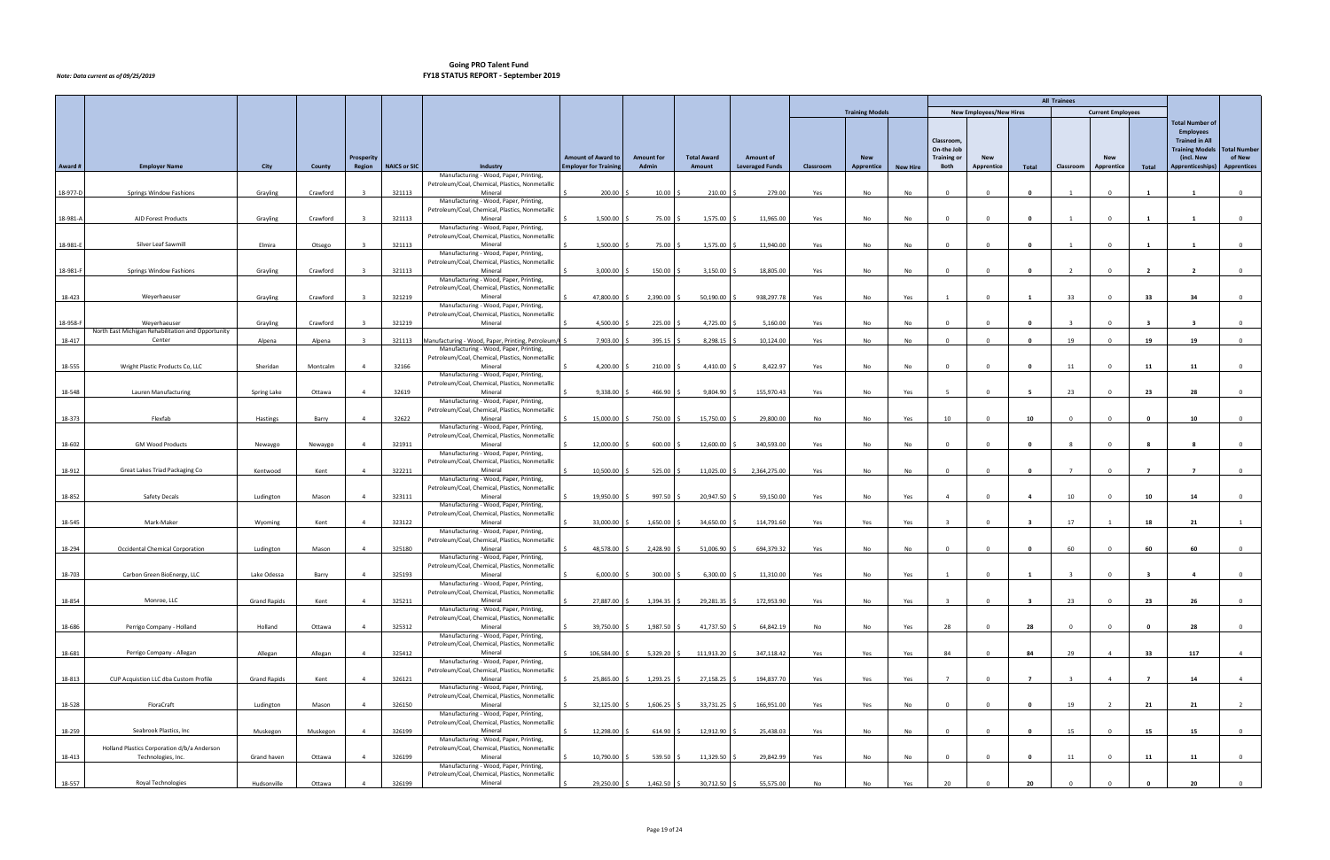# Going PRO Talent Fund
## FY18 STATUS REPORT - September 2019

*Note: Data current as of 09/25/2019*

| Award # | Employer Name | City | County | Prosperity Region | NAICS or SIC | Industry | Amount of Award to Employer for Training | Amount for Admin | Total Award Amount | Amount of Leveraged Funds | Training Models: Classroom | Training Models: New Apprentice | Training Models: New Hire | New Employees/New Hires: Classroom, On-the-Job Training or Both | New Employees/New Hires: New Apprentice | New Employees/New Hires: Total | Current Employees: Classroom | Current Employees: New Apprentice | Current Employees: Total | Total Number of Employees Trained in All Training Models (incl. New Apprenticeships) | Total Number of New Apprentices |
|---|---|---|---|---|---|---|---|---|---|---|---|---|---|---|---|---|---|---|---|---|---|
| 18-977-D | Springs Window Fashions | Grayling | Crawford | 3 | 321113 | Manufacturing - Wood, Paper, Printing, Petroleum/Coal, Chemical, Plastics, Nonmetallic Mineral | $ 200.00 | $ 10.00 | $ 210.00 | $ 279.00 | Yes | No | No | 0 | 0 | 0 | 1 | 0 | 1 | 1 | 0 |
| 18-981-A | AJD Forest Products | Grayling | Crawford | 3 | 321113 | Manufacturing - Wood, Paper, Printing, Petroleum/Coal, Chemical, Plastics, Nonmetallic Mineral | $ 1,500.00 | $ 75.00 | $ 1,575.00 | $ 11,965.00 | Yes | No | No | 0 | 0 | 0 | 1 | 0 | 1 | 1 | 0 |
| 18-981-E | Silver Leaf Sawmill | Elmira | Otsego | 3 | 321113 | Manufacturing - Wood, Paper, Printing, Petroleum/Coal, Chemical, Plastics, Nonmetallic Mineral | $ 1,500.00 | $ 75.00 | $ 1,575.00 | $ 11,940.00 | Yes | No | No | 0 | 0 | 0 | 1 | 0 | 1 | 1 | 0 |
| 18-981-F | Springs Window Fashions | Grayling | Crawford | 3 | 321113 | Manufacturing - Wood, Paper, Printing, Petroleum/Coal, Chemical, Plastics, Nonmetallic Mineral | $ 3,000.00 | $ 150.00 | $ 3,150.00 | $ 18,805.00 | Yes | No | No | 0 | 0 | 0 | 2 | 0 | 2 | 2 | 0 |
| 18-423 | Weyerhaeuser | Grayling | Crawford | 3 | 321219 | Manufacturing - Wood, Paper, Printing, Petroleum/Coal, Chemical, Plastics, Nonmetallic Mineral | $ 47,800.00 | $ 2,390.00 | $ 50,190.00 | $ 938,297.78 | Yes | No | Yes | 1 | 0 | 1 | 33 | 0 | 33 | 34 | 0 |
| 18-958-F | Weyerhaeuser | Grayling | Crawford | 3 | 321219 | Manufacturing - Wood, Paper, Printing, Petroleum/Coal, Chemical, Plastics, Nonmetallic Mineral | $ 4,500.00 | $ 225.00 | $ 4,725.00 | $ 5,160.00 | Yes | No | No | 0 | 0 | 0 | 3 | 0 | 3 | 3 | 0 |
| 18-417 | North East Michigan Rehabilitation and Opportunity Center | Alpena | Alpena | 3 | 321113 | Manufacturing - Wood, Paper, Printing, Petroleum/C | $ 7,903.00 | $ 395.15 | $ 8,298.15 | $ 10,124.00 | Yes | No | No | 0 | 0 | 0 | 19 | 0 | 19 | 19 | 0 |
| 18-555 | Wright Plastic Products Co, LLC | Sheridan | Montcalm | 4 | 32166 | Manufacturing - Wood, Paper, Printing, Petroleum/Coal, Chemical, Plastics, Nonmetallic Mineral | $ 4,200.00 | $ 210.00 | $ 4,410.00 | $ 8,422.97 | Yes | No | No | 0 | 0 | 0 | 11 | 0 | 11 | 11 | 0 |
| 18-548 | Lauren Manufacturing | Spring Lake | Ottawa | 4 | 32619 | Manufacturing - Wood, Paper, Printing, Petroleum/Coal, Chemical, Plastics, Nonmetallic Mineral | $ 9,338.00 | $ 466.90 | $ 9,804.90 | $ 155,970.43 | Yes | No | Yes | 5 | 0 | 5 | 23 | 0 | 23 | 28 | 0 |
| 18-373 | Flexfab | Hastings | Barry | 4 | 32622 | Manufacturing - Wood, Paper, Printing, Petroleum/Coal, Chemical, Plastics, Nonmetallic Mineral | $ 15,000.00 | $ 750.00 | $ 15,750.00 | $ 29,800.00 | No | No | Yes | 10 | 0 | 10 | 0 | 0 | 0 | 10 | 0 |
| 18-602 | GM Wood Products | Newaygo | Newaygo | 4 | 321911 | Manufacturing - Wood, Paper, Printing, Petroleum/Coal, Chemical, Plastics, Nonmetallic Mineral | $ 12,000.00 | $ 600.00 | $ 12,600.00 | $ 340,593.00 | Yes | No | No | 0 | 0 | 0 | 8 | 0 | 8 | 8 | 0 |
| 18-912 | Great Lakes Triad Packaging Co | Kentwood | Kent | 4 | 322211 | Manufacturing - Wood, Paper, Printing, Petroleum/Coal, Chemical, Plastics, Nonmetallic Mineral | $ 10,500.00 | $ 525.00 | $ 11,025.00 | $ 2,364,275.00 | Yes | No | No | 0 | 0 | 0 | 7 | 0 | 7 | 7 | 0 |
| 18-852 | Safety Decals | Ludington | Mason | 4 | 323111 | Manufacturing - Wood, Paper, Printing, Petroleum/Coal, Chemical, Plastics, Nonmetallic Mineral | $ 19,950.00 | $ 997.50 | $ 20,947.50 | $ 59,150.00 | Yes | No | Yes | 4 | 0 | 4 | 10 | 0 | 10 | 14 | 0 |
| 18-545 | Mark-Maker | Wyoming | Kent | 4 | 323122 | Manufacturing - Wood, Paper, Printing, Petroleum/Coal, Chemical, Plastics, Nonmetallic Mineral | $ 33,000.00 | $ 1,650.00 | $ 34,650.00 | $ 114,791.60 | Yes | Yes | Yes | 3 | 0 | 3 | 17 | 1 | 18 | 21 | 1 |
| 18-294 | Occidental Chemical Corporation | Ludington | Mason | 4 | 325180 | Manufacturing - Wood, Paper, Printing, Petroleum/Coal, Chemical, Plastics, Nonmetallic Mineral | $ 48,578.00 | $ 2,428.90 | $ 51,006.90 | $ 694,379.32 | Yes | No | No | 0 | 0 | 0 | 60 | 0 | 60 | 60 | 0 |
| 18-703 | Carbon Green BioEnergy, LLC | Lake Odessa | Barry | 4 | 325193 | Manufacturing - Wood, Paper, Printing, Petroleum/Coal, Chemical, Plastics, Nonmetallic Mineral | $ 6,000.00 | $ 300.00 | $ 6,300.00 | $ 11,310.00 | Yes | No | Yes | 1 | 0 | 1 | 3 | 0 | 3 | 4 | 0 |
| 18-854 | Monroe, LLC | Grand Rapids | Kent | 4 | 325211 | Manufacturing - Wood, Paper, Printing, Petroleum/Coal, Chemical, Plastics, Nonmetallic Mineral | $ 27,887.00 | $ 1,394.35 | $ 29,281.35 | $ 172,953.90 | Yes | No | Yes | 3 | 0 | 3 | 23 | 0 | 23 | 26 | 0 |
| 18-686 | Perrigo Company - Holland | Holland | Ottawa | 4 | 325312 | Manufacturing - Wood, Paper, Printing, Petroleum/Coal, Chemical, Plastics, Nonmetallic Mineral | $ 39,750.00 | $ 1,987.50 | $ 41,737.50 | $ 64,842.19 | No | No | Yes | 28 | 0 | 28 | 0 | 0 | 0 | 28 | 0 |
| 18-681 | Perrigo Company - Allegan | Allegan | Allegan | 4 | 325412 | Manufacturing - Wood, Paper, Printing, Petroleum/Coal, Chemical, Plastics, Nonmetallic Mineral | $ 106,584.00 | $ 5,329.20 | $ 111,913.20 | $ 347,118.42 | Yes | Yes | Yes | 84 | 0 | 84 | 29 | 4 | 33 | 117 | 4 |
| 18-813 | CUP Acquistion LLC dba Custom Profile | Grand Rapids | Kent | 4 | 326121 | Manufacturing - Wood, Paper, Printing, Petroleum/Coal, Chemical, Plastics, Nonmetallic Mineral | $ 25,865.00 | $ 1,293.25 | $ 27,158.25 | $ 194,837.70 | Yes | Yes | Yes | 7 | 0 | 7 | 3 | 4 | 7 | 14 | 4 |
| 18-528 | FloraCraft | Ludington | Mason | 4 | 326150 | Manufacturing - Wood, Paper, Printing, Petroleum/Coal, Chemical, Plastics, Nonmetallic Mineral | $ 32,125.00 | $ 1,606.25 | $ 33,731.25 | $ 166,951.00 | Yes | Yes | No | 0 | 0 | 0 | 19 | 2 | 21 | 21 | 2 |
| 18-259 | Seabrook Plastics, Inc | Muskegon | Muskegon | 4 | 326199 | Manufacturing - Wood, Paper, Printing, Petroleum/Coal, Chemical, Plastics, Nonmetallic Mineral | $ 12,298.00 | $ 614.90 | $ 12,912.90 | $ 25,438.03 | Yes | No | No | 0 | 0 | 0 | 15 | 0 | 15 | 15 | 0 |
| 18-413 | Holland Plastics Corporation d/b/a Anderson Technologies, Inc. | Grand haven | Ottawa | 4 | 326199 | Manufacturing - Wood, Paper, Printing, Petroleum/Coal, Chemical, Plastics, Nonmetallic Mineral | $ 10,790.00 | $ 539.50 | $ 11,329.50 | $ 29,842.99 | Yes | No | No | 0 | 0 | 0 | 11 | 0 | 11 | 11 | 0 |
| 18-557 | Royal Technologies | Hudsonville | Ottawa | 4 | 326199 | Manufacturing - Wood, Paper, Printing, Petroleum/Coal, Chemical, Plastics, Nonmetallic Mineral | $ 29,250.00 | $ 1,462.50 | $ 30,712.50 | $ 55,575.00 | No | No | Yes | 20 | 0 | 20 | 0 | 0 | 0 | 20 | 0 |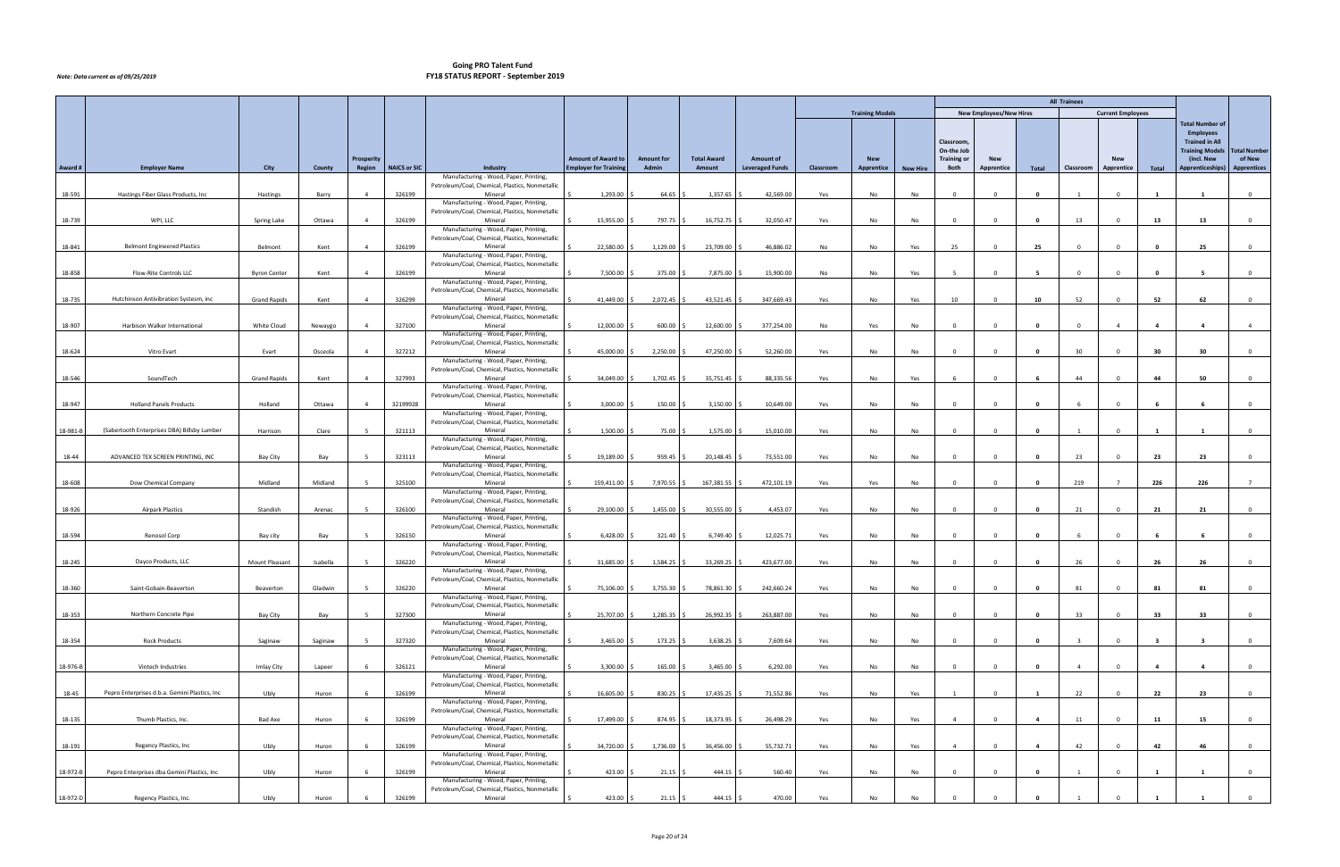*Note: Data current as of 09/25/2019*

# Going PRO Talent Fund
## FY18 STATUS REPORT - September 2019

| | | | | | | | | | | | Training Models | | | All Trainees | | | | | | | | |
|---|---|---|---|---|---|---|---|---|---|---|---|---|---|---|---|---|---|---|---|---|---|---|
| | | | | | | | | | | | | | | New Employees/New Hires | | | Current Employees | | | | | |
| Award # | Employer Name | City | County | Prosperity Region | NAICS or SIC | Industry | Amount of Award to Employer for Training | Amount for Admin | Total Award Amount | Amount of Leveraged Funds | Classroom | New Apprentice | New Hire | Classroom, On-the-Job Training or Both | New Apprentice | Total | Classroom | New Apprentice | Total | Total Number of Employees Trained in All Training Models (incl. New Apprenticeships) | Total Number of New Apprentices |
| 18-591 | Hastings Fiber Glass Products, Inc | Hastings | Barry | 4 | 326199 | Manufacturing - Wood, Paper, Printing, Petroleum/Coal, Chemical, Plastics, Nonmetallic Mineral | $ 1,293.00 | $ 64.65 | $ 1,357.65 | $ 42,569.00 | Yes | No | No | 0 | 0 | 0 | 1 | 0 | 1 | 1 | 0 |
| 18-739 | WPI, LLC | Spring Lake | Ottawa | 4 | 326199 | Manufacturing - Wood, Paper, Printing, Petroleum/Coal, Chemical, Plastics, Nonmetallic Mineral | $ 15,955.00 | $ 797.75 | $ 16,752.75 | $ 32,050.47 | Yes | No | No | 0 | 0 | 0 | 13 | 0 | 13 | 13 | 0 |
| 18-841 | Belmont Engineered Plastics | Belmont | Kent | 4 | 326199 | Manufacturing - Wood, Paper, Printing, Petroleum/Coal, Chemical, Plastics, Nonmetallic Mineral | $ 22,580.00 | $ 1,129.00 | $ 23,709.00 | $ 46,886.02 | No | No | Yes | 25 | 0 | 25 | 0 | 0 | 0 | 25 | 0 |
| 18-858 | Flow-Rite Controls LLC | Byron Center | Kent | 4 | 326199 | Manufacturing - Wood, Paper, Printing, Petroleum/Coal, Chemical, Plastics, Nonmetallic Mineral | $ 7,500.00 | $ 375.00 | $ 7,875.00 | $ 15,900.00 | No | No | Yes | 5 | 0 | 5 | 0 | 0 | 0 | 5 | 0 |
| 18-735 | Hutchinson Antivibration Systesm, inc | Grand Rapids | Kent | 4 | 326299 | Manufacturing - Wood, Paper, Printing, Petroleum/Coal, Chemical, Plastics, Nonmetallic Mineral | $ 41,449.00 | $ 2,072.45 | $ 43,521.45 | $ 347,669.43 | Yes | No | Yes | 10 | 0 | 10 | 52 | 0 | 52 | 62 | 0 |
| 18-907 | Harbison Walker International | White Cloud | Newaygo | 4 | 327100 | Manufacturing - Wood, Paper, Printing, Petroleum/Coal, Chemical, Plastics, Nonmetallic Mineral | $ 12,000.00 | $ 600.00 | $ 12,600.00 | $ 377,254.00 | No | Yes | No | 0 | 0 | 0 | 0 | 4 | 4 | 4 | 4 |
| 18-624 | Vitro Evart | Evart | Osceola | 4 | 327212 | Manufacturing - Wood, Paper, Printing, Petroleum/Coal, Chemical, Plastics, Nonmetallic Mineral | $ 45,000.00 | $ 2,250.00 | $ 47,250.00 | $ 52,260.00 | Yes | No | No | 0 | 0 | 0 | 30 | 0 | 30 | 30 | 0 |
| 18-546 | SoundTech | Grand Rapids | Kent | 4 | 327993 | Manufacturing - Wood, Paper, Printing, Petroleum/Coal, Chemical, Plastics, Nonmetallic Mineral | $ 34,049.00 | $ 1,702.45 | $ 35,751.45 | $ 88,335.56 | Yes | No | Yes | 6 | 0 | 6 | 44 | 0 | 44 | 50 | 0 |
| 18-947 | Holland Panels Products | Holland | Ottawa | 4 | 32199928 | Manufacturing - Wood, Paper, Printing, Petroleum/Coal, Chemical, Plastics, Nonmetallic Mineral | $ 3,000.00 | $ 150.00 | $ 3,150.00 | $ 10,649.00 | Yes | No | No | 0 | 0 | 0 | 6 | 0 | 6 | 6 | 0 |
| 18-981-B | (Sabertooth Enterprises DBA) Billsby Lumber | Harrison | Clare | 5 | 321113 | Manufacturing - Wood, Paper, Printing, Petroleum/Coal, Chemical, Plastics, Nonmetallic Mineral | $ 1,500.00 | $ 75.00 | $ 1,575.00 | $ 15,010.00 | Yes | No | No | 0 | 0 | 0 | 1 | 0 | 1 | 1 | 0 |
| 18-44 | ADVANCED TEX SCREEN PRINTING, INC | Bay City | Bay | 5 | 323113 | Manufacturing - Wood, Paper, Printing, Petroleum/Coal, Chemical, Plastics, Nonmetallic Mineral | $ 19,189.00 | $ 959.45 | $ 20,148.45 | $ 73,551.00 | Yes | No | No | 0 | 0 | 0 | 23 | 0 | 23 | 23 | 0 |
| 18-608 | Dow Chemical Company | Midland | Midland | 5 | 325100 | Manufacturing - Wood, Paper, Printing, Petroleum/Coal, Chemical, Plastics, Nonmetallic Mineral | $ 159,411.00 | $ 7,970.55 | $ 167,381.55 | $ 472,101.19 | Yes | Yes | No | 0 | 0 | 0 | 219 | 7 | 226 | 226 | 7 |
| 18-926 | Airpark Plastics | Standish | Arenac | 5 | 326100 | Manufacturing - Wood, Paper, Printing, Petroleum/Coal, Chemical, Plastics, Nonmetallic Mineral | $ 29,100.00 | $ 1,455.00 | $ 30,555.00 | $ 4,453.07 | Yes | No | No | 0 | 0 | 0 | 21 | 0 | 21 | 21 | 0 |
| 18-594 | Renosol Corp | Bay city | Bay | 5 | 326150 | Manufacturing - Wood, Paper, Printing, Petroleum/Coal, Chemical, Plastics, Nonmetallic Mineral | $ 6,428.00 | $ 321.40 | $ 6,749.40 | $ 12,025.71 | Yes | No | No | 0 | 0 | 0 | 6 | 0 | 6 | 6 | 0 |
| 18-245 | Dayco Products, LLC | Mount Pleasant | Isabella | 5 | 326220 | Manufacturing - Wood, Paper, Printing, Petroleum/Coal, Chemical, Plastics, Nonmetallic Mineral | $ 31,685.00 | $ 1,584.25 | $ 33,269.25 | $ 423,677.00 | Yes | No | No | 0 | 0 | 0 | 26 | 0 | 26 | 26 | 0 |
| 18-360 | Saint-Gobain-Beaverton | Beaverton | Gladwin | 5 | 326220 | Manufacturing - Wood, Paper, Printing, Petroleum/Coal, Chemical, Plastics, Nonmetallic Mineral | $ 75,106.00 | $ 3,755.30 | $ 78,861.30 | $ 242,660.24 | Yes | No | No | 0 | 0 | 0 | 81 | 0 | 81 | 81 | 0 |
| 18-353 | Northern Concrete Pipe | Bay City | Bay | 5 | 327300 | Manufacturing - Wood, Paper, Printing, Petroleum/Coal, Chemical, Plastics, Nonmetallic Mineral | $ 25,707.00 | $ 1,285.35 | $ 26,992.35 | $ 263,887.00 | Yes | No | No | 0 | 0 | 0 | 33 | 0 | 33 | 33 | 0 |
| 18-354 | Rock Products | Saginaw | Saginaw | 5 | 327320 | Manufacturing - Wood, Paper, Printing, Petroleum/Coal, Chemical, Plastics, Nonmetallic Mineral | $ 3,465.00 | $ 173.25 | $ 3,638.25 | $ 7,609.64 | Yes | No | No | 0 | 0 | 0 | 3 | 0 | 3 | 3 | 0 |
| 18-976-B | Vintech Industries | Imlay City | Lapeer | 6 | 326121 | Manufacturing - Wood, Paper, Printing, Petroleum/Coal, Chemical, Plastics, Nonmetallic Mineral | $ 3,300.00 | $ 165.00 | $ 3,465.00 | $ 6,292.00 | Yes | No | No | 0 | 0 | 0 | 4 | 0 | 4 | 4 | 0 |
| 18-45 | Pepro Enterprises d.b.a. Gemini Plastics, Inc | Ubly | Huron | 6 | 326199 | Manufacturing - Wood, Paper, Printing, Petroleum/Coal, Chemical, Plastics, Nonmetallic Mineral | $ 16,605.00 | $ 830.25 | $ 17,435.25 | $ 71,552.86 | Yes | No | Yes | 1 | 0 | 1 | 22 | 0 | 22 | 23 | 0 |
| 18-135 | Thumb Plastics, Inc. | Bad Axe | Huron | 6 | 326199 | Manufacturing - Wood, Paper, Printing, Petroleum/Coal, Chemical, Plastics, Nonmetallic Mineral | $ 17,499.00 | $ 874.95 | $ 18,373.95 | $ 26,498.29 | Yes | No | Yes | 4 | 0 | 4 | 11 | 0 | 11 | 15 | 0 |
| 18-191 | Regency Plastics, Inc | Ubly | Huron | 6 | 326199 | Manufacturing - Wood, Paper, Printing, Petroleum/Coal, Chemical, Plastics, Nonmetallic Mineral | $ 34,720.00 | $ 1,736.00 | $ 36,456.00 | $ 55,732.71 | Yes | No | Yes | 4 | 0 | 4 | 42 | 0 | 42 | 46 | 0 |
| 18-972-B | Pepro Enterprises dba Gemini Plastics, Inc | Ubly | Huron | 6 | 326199 | Manufacturing - Wood, Paper, Printing, Petroleum/Coal, Chemical, Plastics, Nonmetallic Mineral | $ 423.00 | $ 21.15 | $ 444.15 | $ 560.40 | Yes | No | No | 0 | 0 | 0 | 1 | 0 | 1 | 1 | 0 |
| 18-972-D | Regency Plastics, Inc. | Ubly | Huron | 6 | 326199 | Manufacturing - Wood, Paper, Printing, Petroleum/Coal, Chemical, Plastics, Nonmetallic Mineral | $ 423.00 | $ 21.15 | $ 444.15 | $ 470.00 | Yes | No | No | 0 | 0 | 0 | 1 | 0 | 1 | 1 | 0 |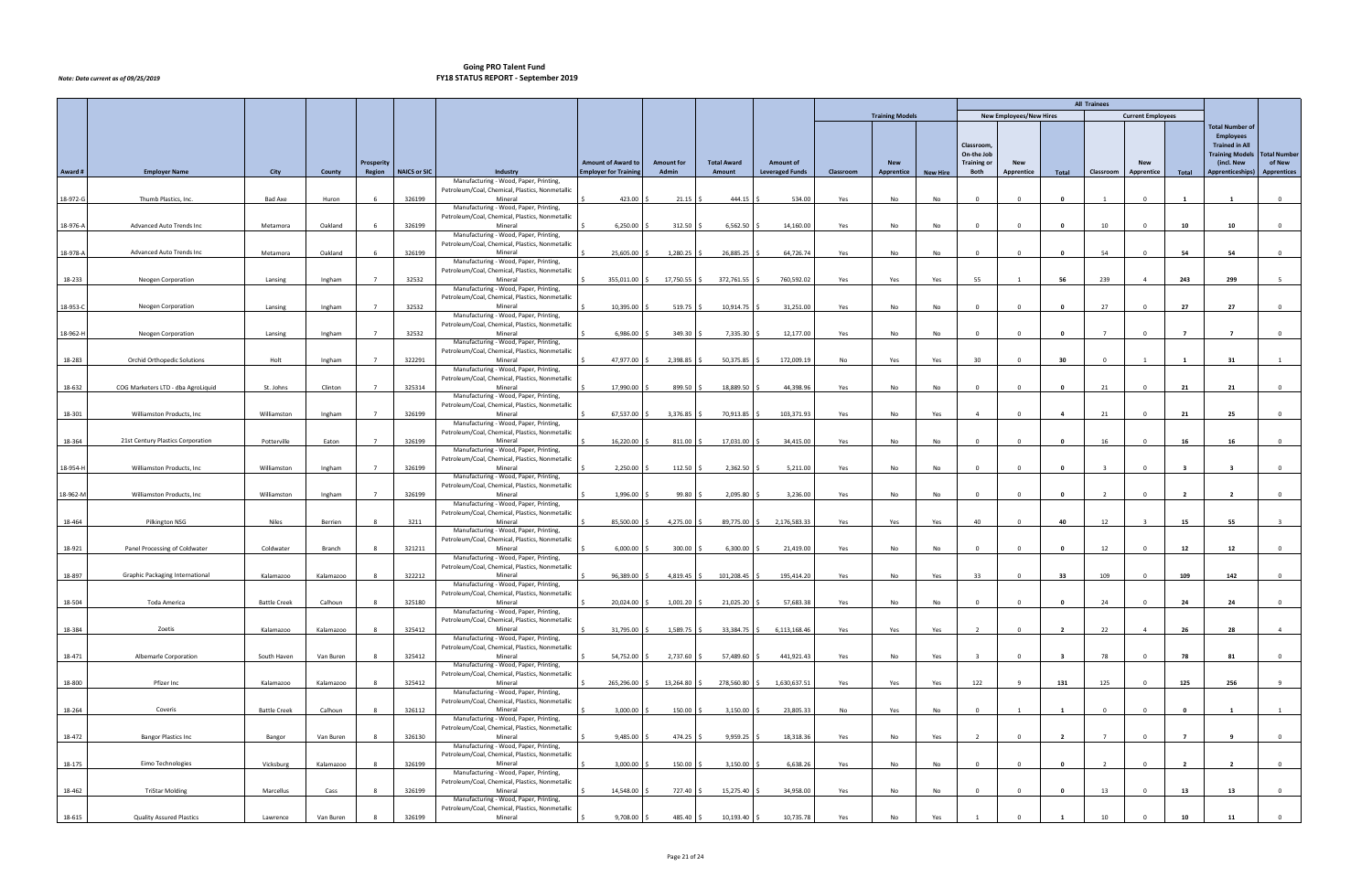# Going PRO Talent Fund
## FY18 STATUS REPORT - September 2019

*Note: Data current as of 09/25/2019*

| Award # | Employer Name | City | County | Prosperity Region | NAICS or SIC | Industry | Amount of Award to Employer for Training | Amount for Admin | Total Award Amount | Amount of Leveraged Funds | Training Models: Classroom | Training Models: New Apprentice | Training Models: New Hire | New Employees/New Hires: Classroom, On-the Job Training or Both | New Employees/New Hires: New Apprentice | New Employees/New Hires: Total | Current Employees: Classroom | Current Employees: New Apprentice | Current Employees: Total | Total Number of Employees Trained in All Training Models (incl. New Apprenticeships) | Total Number of New Apprentices |
|---|---|---|---|---|---|---|---|---|---|---|---|---|---|---|---|---|---|---|---|---|---|
| 18-972-G | Thumb Plastics, Inc. | Bad Axe | Huron | 6 | 326199 | Manufacturing - Wood, Paper, Printing, Petroleum/Coal, Chemical, Plastics, Nonmetallic Mineral | $ 423.00 | $ 21.15 | $ 444.15 | $ 534.00 | Yes | No | No | 0 | 0 | 0 | 1 | 0 | 1 | 1 | 0 |
| 18-976-A | Advanced Auto Trends Inc | Metamora | Oakland | 6 | 326199 | Manufacturing - Wood, Paper, Printing, Petroleum/Coal, Chemical, Plastics, Nonmetallic Mineral | $ 6,250.00 | $ 312.50 | $ 6,562.50 | $ 14,160.00 | Yes | No | No | 0 | 0 | 0 | 10 | 0 | 10 | 10 | 0 |
| 18-978-A | Advanced Auto Trends Inc | Metamora | Oakland | 6 | 326199 | Manufacturing - Wood, Paper, Printing, Petroleum/Coal, Chemical, Plastics, Nonmetallic Mineral | $ 25,605.00 | $ 1,280.25 | $ 26,885.25 | $ 64,726.74 | Yes | No | No | 0 | 0 | 0 | 54 | 0 | 54 | 54 | 0 |
| 18-233 | Neogen Corporation | Lansing | Ingham | 7 | 32532 | Manufacturing - Wood, Paper, Printing, Petroleum/Coal, Chemical, Plastics, Nonmetallic Mineral | $ 355,011.00 | $ 17,750.55 | $ 372,761.55 | $ 760,592.02 | Yes | Yes | Yes | 55 | 1 | 56 | 239 | 4 | 243 | 299 | 5 |
| 18-953-C | Neogen Corporation | Lansing | Ingham | 7 | 32532 | Manufacturing - Wood, Paper, Printing, Petroleum/Coal, Chemical, Plastics, Nonmetallic Mineral | $ 10,395.00 | $ 519.75 | $ 10,914.75 | $ 31,251.00 | Yes | No | No | 0 | 0 | 0 | 27 | 0 | 27 | 27 | 0 |
| 18-962-H | Neogen Corporation | Lansing | Ingham | 7 | 32532 | Manufacturing - Wood, Paper, Printing, Petroleum/Coal, Chemical, Plastics, Nonmetallic Mineral | $ 6,986.00 | $ 349.30 | $ 7,335.30 | $ 12,177.00 | Yes | No | No | 0 | 0 | 0 | 7 | 0 | 7 | 7 | 0 |
| 18-283 | Orchid Orthopedic Solutions | Holt | Ingham | 7 | 322291 | Manufacturing - Wood, Paper, Printing, Petroleum/Coal, Chemical, Plastics, Nonmetallic Mineral | $ 47,977.00 | $ 2,398.85 | $ 50,375.85 | $ 172,009.19 | No | Yes | Yes | 30 | 0 | 30 | 0 | 1 | 1 | 31 | 1 |
| 18-632 | COG Marketers LTD - dba AgroLiquid | St. Johns | Clinton | 7 | 325314 | Manufacturing - Wood, Paper, Printing, Petroleum/Coal, Chemical, Plastics, Nonmetallic Mineral | $ 17,990.00 | $ 899.50 | $ 18,889.50 | $ 44,398.96 | Yes | No | No | 0 | 0 | 0 | 21 | 0 | 21 | 21 | 0 |
| 18-301 | Williamston Products, Inc | Williamston | Ingham | 7 | 326199 | Manufacturing - Wood, Paper, Printing, Petroleum/Coal, Chemical, Plastics, Nonmetallic Mineral | $ 67,537.00 | $ 3,376.85 | $ 70,913.85 | $ 103,371.93 | Yes | No | Yes | 4 | 0 | 4 | 21 | 0 | 21 | 25 | 0 |
| 18-364 | 21st Century Plastics Corporation | Potterville | Eaton | 7 | 326199 | Manufacturing - Wood, Paper, Printing, Petroleum/Coal, Chemical, Plastics, Nonmetallic Mineral | $ 16,220.00 | $ 811.00 | $ 17,031.00 | $ 34,415.00 | Yes | No | No | 0 | 0 | 0 | 16 | 0 | 16 | 16 | 0 |
| 18-954-H | Williamston Products, Inc | Williamston | Ingham | 7 | 326199 | Manufacturing - Wood, Paper, Printing, Petroleum/Coal, Chemical, Plastics, Nonmetallic Mineral | $ 2,250.00 | $ 112.50 | $ 2,362.50 | $ 5,211.00 | Yes | No | No | 0 | 0 | 0 | 3 | 0 | 3 | 3 | 0 |
| 18-962-M | Williamston Products, Inc | Williamston | Ingham | 7 | 326199 | Manufacturing - Wood, Paper, Printing, Petroleum/Coal, Chemical, Plastics, Nonmetallic Mineral | $ 1,996.00 | $ 99.80 | $ 2,095.80 | $ 3,236.00 | Yes | No | No | 0 | 0 | 0 | 2 | 0 | 2 | 2 | 0 |
| 18-464 | Pilkington NSG | Niles | Berrien | 8 | 3211 | Manufacturing - Wood, Paper, Printing, Petroleum/Coal, Chemical, Plastics, Nonmetallic Mineral | $ 85,500.00 | $ 4,275.00 | $ 89,775.00 | $ 2,176,583.33 | Yes | Yes | Yes | 40 | 0 | 40 | 12 | 3 | 15 | 55 | 3 |
| 18-921 | Panel Processing of Coldwater | Coldwater | Branch | 8 | 321211 | Manufacturing - Wood, Paper, Printing, Petroleum/Coal, Chemical, Plastics, Nonmetallic Mineral | $ 6,000.00 | $ 300.00 | $ 6,300.00 | $ 21,419.00 | Yes | No | No | 0 | 0 | 0 | 12 | 0 | 12 | 12 | 0 |
| 18-897 | Graphic Packaging International | Kalamazoo | Kalamazoo | 8 | 322212 | Manufacturing - Wood, Paper, Printing, Petroleum/Coal, Chemical, Plastics, Nonmetallic Mineral | $ 96,389.00 | $ 4,819.45 | $ 101,208.45 | $ 195,414.20 | Yes | No | Yes | 33 | 0 | 33 | 109 | 0 | 109 | 142 | 0 |
| 18-504 | Toda America | Battle Creek | Calhoun | 8 | 325180 | Manufacturing - Wood, Paper, Printing, Petroleum/Coal, Chemical, Plastics, Nonmetallic Mineral | $ 20,024.00 | $ 1,001.20 | $ 21,025.20 | $ 57,683.38 | Yes | No | No | 0 | 0 | 0 | 24 | 0 | 24 | 24 | 0 |
| 18-384 | Zoetis | Kalamazoo | Kalamazoo | 8 | 325412 | Manufacturing - Wood, Paper, Printing, Petroleum/Coal, Chemical, Plastics, Nonmetallic Mineral | $ 31,795.00 | $ 1,589.75 | $ 33,384.75 | $ 6,113,168.46 | Yes | Yes | Yes | 2 | 0 | 2 | 22 | 4 | 26 | 28 | 4 |
| 18-471 | Albemarle Corporation | South Haven | Van Buren | 8 | 325412 | Manufacturing - Wood, Paper, Printing, Petroleum/Coal, Chemical, Plastics, Nonmetallic Mineral | $ 54,752.00 | $ 2,737.60 | $ 57,489.60 | $ 441,921.43 | Yes | No | Yes | 3 | 0 | 3 | 78 | 0 | 78 | 81 | 0 |
| 18-800 | Pfizer Inc | Kalamazoo | Kalamazoo | 8 | 325412 | Manufacturing - Wood, Paper, Printing, Petroleum/Coal, Chemical, Plastics, Nonmetallic Mineral | $ 265,296.00 | $ 13,264.80 | $ 278,560.80 | $ 1,630,637.51 | Yes | Yes | Yes | 122 | 9 | 131 | 125 | 0 | 125 | 256 | 9 |
| 18-264 | Coveris | Battle Creek | Calhoun | 8 | 326112 | Manufacturing - Wood, Paper, Printing, Petroleum/Coal, Chemical, Plastics, Nonmetallic Mineral | $ 3,000.00 | $ 150.00 | $ 3,150.00 | $ 23,805.33 | No | Yes | No | 0 | 1 | 1 | 0 | 0 | 0 | 1 | 1 |
| 18-472 | Bangor Plastics Inc | Bangor | Van Buren | 8 | 326130 | Manufacturing - Wood, Paper, Printing, Petroleum/Coal, Chemical, Plastics, Nonmetallic Mineral | $ 9,485.00 | $ 474.25 | $ 9,959.25 | $ 18,318.36 | Yes | No | Yes | 2 | 0 | 2 | 7 | 0 | 7 | 9 | 0 |
| 18-175 | Eimo Technologies | Vicksburg | Kalamazoo | 8 | 326199 | Manufacturing - Wood, Paper, Printing, Petroleum/Coal, Chemical, Plastics, Nonmetallic Mineral | $ 3,000.00 | $ 150.00 | $ 3,150.00 | $ 6,638.26 | Yes | No | No | 0 | 0 | 0 | 2 | 0 | 2 | 2 | 0 |
| 18-462 | TriStar Molding | Marcellus | Cass | 8 | 326199 | Manufacturing - Wood, Paper, Printing, Petroleum/Coal, Chemical, Plastics, Nonmetallic Mineral | $ 14,548.00 | $ 727.40 | $ 15,275.40 | $ 34,958.00 | Yes | No | No | 0 | 0 | 0 | 13 | 0 | 13 | 13 | 0 |
| 18-615 | Quality Assured Plastics | Lawrence | Van Buren | 8 | 326199 | Manufacturing - Wood, Paper, Printing, Petroleum/Coal, Chemical, Plastics, Nonmetallic Mineral | $ 9,708.00 | $ 485.40 | $ 10,193.40 | $ 10,735.78 | Yes | No | Yes | 1 | 0 | 1 | 10 | 0 | 10 | 11 | 0 |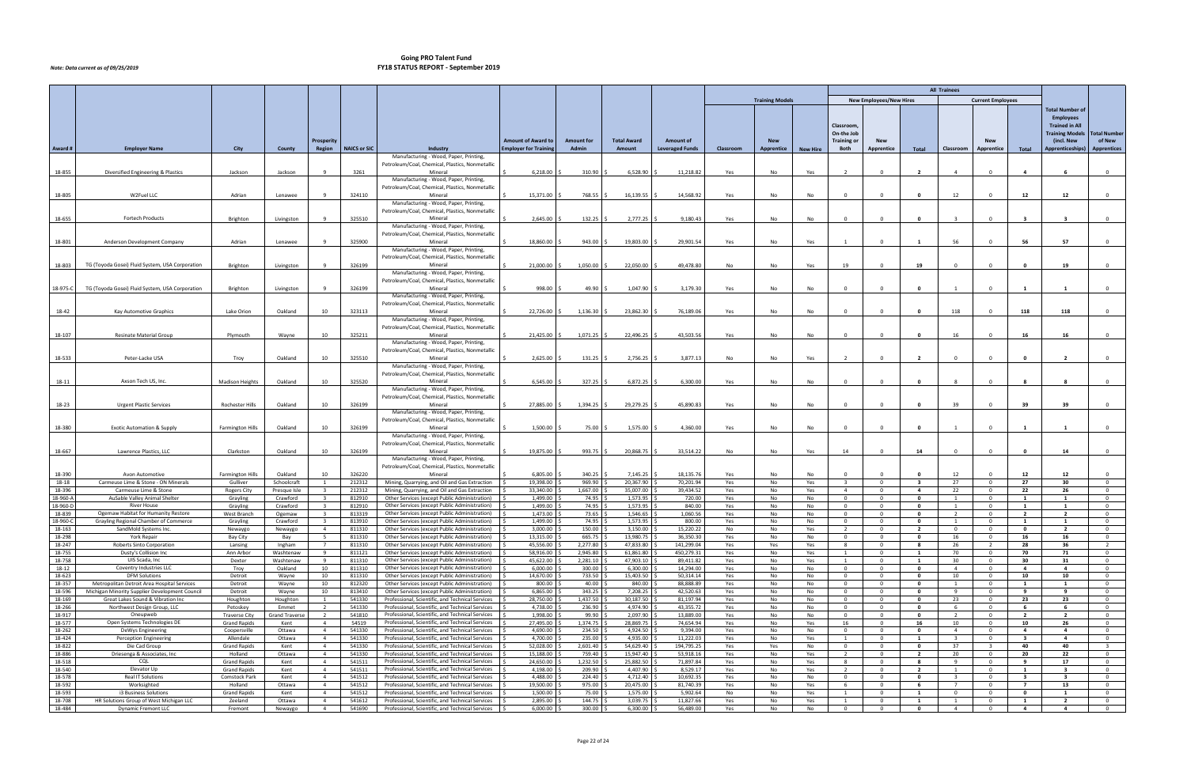# Going PRO Talent Fund
## FY18 STATUS REPORT - September 2019

*Note: Data current as of 09/25/2019*

| Award # | Employer Name | City | County | Prosperity Region | NAICS or SIC | Industry | Amount of Award to Employer for Training | Amount for Admin | Total Award Amount | Amount of Leveraged Funds | Training Models: Classroom | Training Models: New Apprentice | Training Models: New Hire | New Employees/New Hires: Classroom, On-the Job Training or Both | New Employees/New Hires: New Apprentice | New Employees/New Hires: Total | Current Employees: Classroom | Current Employees: New Apprentice | Current Employees: Total | Total Number of Employees Trained in All Training Models (incl. New Apprenticeships) | Total Number of New Apprentices |
|---|---|---|---|---|---|---|---|---|---|---|---|---|---|---|---|---|---|---|---|---|---|
| 18-855 | Diversified Engineering & Plastics | Jackson | Jackson | 9 | 3261 | Manufacturing - Wood, Paper, Printing, Petroleum/Coal, Chemical, Plastics, Nonmetallic Mineral | $ 6,218.00 | $ 310.90 | $ 6,528.90 | $ 11,218.82 | Yes | No | Yes | 2 | 0 | 2 | 4 | 0 | 4 | 6 | 0 |
| 18-805 | W2Fuel LLC | Adrian | Lenawee | 9 | 324110 | Manufacturing - Wood, Paper, Printing, Petroleum/Coal, Chemical, Plastics, Nonmetallic Mineral | $ 15,371.00 | $ 768.55 | $ 16,139.55 | $ 14,568.92 | Yes | No | No | 0 | 0 | 0 | 12 | 0 | 12 | 12 | 0 |
| 18-655 | Fortech Products | Brighton | Livingston | 9 | 325510 | Manufacturing - Wood, Paper, Printing, Petroleum/Coal, Chemical, Plastics, Nonmetallic Mineral | $ 2,645.00 | $ 132.25 | $ 2,777.25 | $ 9,180.43 | Yes | No | No | 0 | 0 | 0 | 3 | 0 | 3 | 3 | 0 |
| 18-801 | Anderson Development Company | Adrian | Lenawee | 9 | 325900 | Manufacturing - Wood, Paper, Printing, Petroleum/Coal, Chemical, Plastics, Nonmetallic Mineral | $ 18,860.00 | $ 943.00 | $ 19,803.00 | $ 29,901.54 | Yes | No | Yes | 1 | 0 | 1 | 56 | 0 | 56 | 57 | 0 |
| 18-803 | TG (Toyoda Gosei) Fluid System, USA Corporation | Brighton | Livingston | 9 | 326199 | Manufacturing - Wood, Paper, Printing, Petroleum/Coal, Chemical, Plastics, Nonmetallic Mineral | $ 21,000.00 | $ 1,050.00 | $ 22,050.00 | $ 49,478.80 | No | No | Yes | 19 | 0 | 19 | 0 | 0 | 0 | 19 | 0 |
| 18-975-C | TG (Toyoda Gosei) Fluid System, USA Corporation | Brighton | Livingston | 9 | 326199 | Manufacturing - Wood, Paper, Printing, Petroleum/Coal, Chemical, Plastics, Nonmetallic Mineral | $ 998.00 | $ 49.90 | $ 1,047.90 | $ 3,179.30 | Yes | No | No | 0 | 0 | 0 | 1 | 0 | 1 | 1 | 0 |
| 18-42 | Kay Automotive Graphics | Lake Orion | Oakland | 10 | 323113 | Manufacturing - Wood, Paper, Printing, Petroleum/Coal, Chemical, Plastics, Nonmetallic Mineral | $ 22,726.00 | $ 1,136.30 | $ 23,862.30 | $ 76,189.06 | Yes | No | No | 0 | 0 | 0 | 118 | 0 | 118 | 118 | 0 |
| 18-107 | Resinate Material Group | Plymouth | Wayne | 10 | 325211 | Manufacturing - Wood, Paper, Printing, Petroleum/Coal, Chemical, Plastics, Nonmetallic Mineral | $ 21,425.00 | $ 1,071.25 | $ 22,496.25 | $ 43,503.56 | Yes | No | No | 0 | 0 | 0 | 16 | 0 | 16 | 16 | 0 |
| 18-533 | Peter-Lacke USA | Troy | Oakland | 10 | 325510 | Manufacturing - Wood, Paper, Printing, Petroleum/Coal, Chemical, Plastics, Nonmetallic Mineral | $ 2,625.00 | $ 131.25 | $ 2,756.25 | $ 3,877.13 | No | No | Yes | 2 | 0 | 2 | 0 | 0 | 0 | 2 | 0 |
| 18-11 | Axson Tech US, Inc. | Madison Heights | Oakland | 10 | 325520 | Manufacturing - Wood, Paper, Printing, Petroleum/Coal, Chemical, Plastics, Nonmetallic Mineral | $ 6,545.00 | $ 327.25 | $ 6,872.25 | $ 6,300.00 | Yes | No | No | 0 | 0 | 0 | 8 | 0 | 8 | 8 | 0 |
| 18-23 | Urgent Plastic Services | Rochester Hills | Oakland | 10 | 326199 | Manufacturing - Wood, Paper, Printing, Petroleum/Coal, Chemical, Plastics, Nonmetallic Mineral | $ 27,885.00 | $ 1,394.25 | $ 29,279.25 | $ 45,890.83 | Yes | No | No | 0 | 0 | 0 | 39 | 0 | 39 | 39 | 0 |
| 18-380 | Exotic Automation & Supply | Farmington Hills | Oakland | 10 | 326199 | Manufacturing - Wood, Paper, Printing, Petroleum/Coal, Chemical, Plastics, Nonmetallic Mineral | $ 1,500.00 | $ 75.00 | $ 1,575.00 | $ 4,360.00 | Yes | No | No | 0 | 0 | 0 | 1 | 0 | 1 | 1 | 0 |
| 18-667 | Lawrence Plastics, LLC | Clarkston | Oakland | 10 | 326199 | Manufacturing - Wood, Paper, Printing, Petroleum/Coal, Chemical, Plastics, Nonmetallic Mineral | $ 19,875.00 | $ 993.75 | $ 20,868.75 | $ 33,514.22 | No | No | Yes | 14 | 0 | 14 | 0 | 0 | 0 | 14 | 0 |
| 18-390 | Avon Automotive | Farmington Hills | Oakland | 10 | 326220 | Manufacturing - Wood, Paper, Printing, Petroleum/Coal, Chemical, Plastics, Nonmetallic Mineral | $ 6,805.00 | $ 340.25 | $ 7,145.25 | $ 18,135.76 | Yes | No | No | 0 | 0 | 0 | 12 | 0 | 12 | 12 | 0 |
| 18-18 | Carmeuse Lime & Stone - ON Minerals | Gulliver | Schoolcraft | 1 | 212312 | Mining, Quarrying, and Oil and Gas Extraction | $ 19,398.00 | $ 969.90 | $ 20,367.90 | $ 70,201.94 | Yes | No | Yes | 3 | 0 | 3 | 27 | 0 | 27 | 30 | 0 |
| 18-396 | Carmeuse Lime & Stone | Rogers City | Presque Isle | 3 | 212312 | Mining, Quarrying, and Oil and Gas Extraction | $ 33,340.00 | $ 1,667.00 | $ 35,007.00 | $ 39,434.52 | Yes | No | Yes | 4 | 0 | 4 | 22 | 0 | 22 | 26 | 0 |
| 18-960-A | AuSable Valley Animal Shelter | Grayling | Crawford | 3 | 812910 | Other Services (except Public Administration) | $ 1,499.00 | $ 74.95 | $ 1,573.95 | $ 720.00 | Yes | No | No | 0 | 0 | 0 | 1 | 0 | 1 | 1 | 0 |
| 18-960-D | River House | Grayling | Crawford | 3 | 812910 | Other Services (except Public Administration) | $ 1,499.00 | $ 74.95 | $ 1,573.95 | $ 840.00 | Yes | No | No | 0 | 0 | 0 | 1 | 0 | 1 | 1 | 0 |
| 18-839 | Ogemaw Habitat for Humanity Restore | West Branch | Ogemaw | 3 | 813319 | Other Services (except Public Administration) | $ 1,473.00 | $ 73.65 | $ 1,546.65 | $ 1,060.56 | Yes | No | No | 0 | 0 | 0 | 2 | 0 | 2 | 2 | 0 |
| 18-960-C | Grayling Regional Chamber of Commerce | Grayling | Crawford | 3 | 813910 | Other Services (except Public Administration) | $ 1,499.00 | $ 74.95 | $ 1,573.95 | $ 800.00 | Yes | No | No | 0 | 0 | 0 | 1 | 0 | 1 | 1 | 0 |
| 18-163 | SandMold Systems Inc. | Newaygo | Newaygo | 4 | 811310 | Other Services (except Public Administration) | $ 3,000.00 | $ 150.00 | $ 3,150.00 | $ 15,220.22 | No | No | Yes | 2 | 0 | 2 | 0 | 0 | 0 | 2 | 0 |
| 18-298 | York Repair | Bay City | Bay | 5 | 811310 | Other Services (except Public Administration) | $ 13,315.00 | $ 665.75 | $ 13,980.75 | $ 36,350.30 | Yes | No | No | 0 | 0 | 0 | 16 | 0 | 16 | 16 | 0 |
| 18-247 | Roberts Sinto Corporation | Lansing | Ingham | 7 | 811310 | Other Services (except Public Administration) | $ 45,556.00 | $ 2,277.80 | $ 47,833.80 | $ 141,299.04 | Yes | Yes | Yes | 8 | 0 | 8 | 26 | 2 | 28 | 36 | 2 |
| 18-755 | Dusty's Collision Inc | Ann Arbor | Washtenaw | 9 | 811121 | Other Services (except Public Administration) | $ 58,916.00 | $ 2,945.80 | $ 61,861.80 | $ 450,279.31 | Yes | No | Yes | 1 | 0 | 1 | 70 | 0 | 70 | 71 | 0 |
| 18-198 | UIS Scada, Inc | Dexter | Washtenaw | 9 | 811310 | Other Services (except Public Administration) | $ 45,622.00 | $ 2,281.10 | $ 47,903.10 | $ 89,411.82 | Yes | No | Yes | 1 | 0 | 1 | 30 | 0 | 30 | 31 | 0 |
| 18-12 | Coventry Industries LLC | Troy | Oakland | 10 | 811310 | Other Services (except Public Administration) | $ 6,000.00 | $ 300.00 | $ 6,300.00 | $ 14,294.00 | Yes | No | No | 0 | 0 | 0 | 4 | 0 | 4 | 4 | 0 |
| 18-623 | DFM Solutions | Detroit | Wayne | 10 | 811310 | Other Services (except Public Administration) | $ 14,670.00 | $ 733.50 | $ 15,403.50 | $ 50,314.14 | Yes | No | No | 0 | 0 | 0 | 10 | 0 | 10 | 10 | 0 |
| 18-357 | Metropolitan Detroit Area Hospital Services | Detroit | Wayne | 10 | 812320 | Other Services (except Public Administration) | $ 800.00 | $ 40.00 | $ 840.00 | $ 88,888.89 | Yes | No | No | 0 | 0 | 0 | 1 | 0 | 1 | 1 | 0 |
| 18-596 | Michigan Minority Supplier Development Council | Detroit | Wayne | 10 | 813410 | Other Services (except Public Administration) | $ 6,865.00 | $ 343.25 | $ 7,208.25 | $ 42,520.63 | Yes | No | No | 0 | 0 | 0 | 9 | 0 | 9 | 9 | 0 |
| 18-169 | Great Lakes Sound & Vibration Inc | Houghton | Houghton | 1 | 541330 | Professional, Scientific, and Technical Services | $ 28,750.00 | $ 1,437.50 | $ 30,187.50 | $ 81,197.94 | Yes | No | No | 0 | 0 | 0 | 23 | 0 | 23 | 23 | 0 |
| 18-266 | Northwest Design Group, LLC | Petoskey | Emmet | 2 | 541330 | Professional, Scientific, and Technical Services | $ 4,738.00 | $ 236.90 | $ 4,974.90 | $ 43,355.72 | Yes | No | No | 0 | 0 | 0 | 6 | 0 | 6 | 6 | 0 |
| 18-917 | Oneupweb | Traverse City | Grand Traverse | 2 | 541810 | Professional, Scientific, and Technical Services | $ 1,998.00 | $ 99.90 | $ 2,097.90 | $ 13,889.00 | Yes | No | No | 0 | 0 | 0 | 2 | 0 | 2 | 2 | 0 |
| 18-577 | Open Systems Technologies DE | Grand Rapids | Kent | 4 | 54519 | Professional, Scientific, and Technical Services | $ 27,495.00 | $ 1,374.75 | $ 28,869.75 | $ 74,654.94 | Yes | No | Yes | 16 | 0 | 16 | 10 | 0 | 10 | 26 | 0 |
| 18-262 | DeWys Engineering | Coopersville | Ottawa | 4 | 541330 | Professional, Scientific, and Technical Services | $ 4,690.00 | $ 234.50 | $ 4,924.50 | $ 9,394.00 | Yes | No | No | 0 | 0 | 0 | 4 | 0 | 4 | 4 | 0 |
| 18-424 | Perception Engineering | Allendale | Ottawa | 4 | 541330 | Professional, Scientific, and Technical Services | $ 4,700.00 | $ 235.00 | $ 4,935.00 | $ 11,222.03 | Yes | No | Yes | 1 | 0 | 1 | 3 | 0 | 3 | 4 | 0 |
| 18-822 | Die Cad Group | Grand Rapids | Kent | 4 | 541330 | Professional, Scientific, and Technical Services | $ 52,028.00 | $ 2,601.40 | $ 54,629.40 | $ 194,795.25 | Yes | Yes | No | 0 | 0 | 0 | 37 | 3 | 40 | 40 | 3 |
| 18-886 | Driesenga & Associates, Inc | Holland | Ottawa | 4 | 541330 | Professional, Scientific, and Technical Services | $ 15,188.00 | $ 759.40 | $ 15,947.40 | $ 53,918.16 | Yes | No | Yes | 2 | 0 | 2 | 20 | 0 | 20 | 22 | 0 |
| 18-518 | CQL | Grand Rapids | Kent | 4 | 541511 | Professional, Scientific, and Technical Services | $ 24,650.00 | $ 1,232.50 | $ 25,882.50 | $ 71,897.84 | Yes | No | Yes | 8 | 0 | 8 | 9 | 0 | 9 | 17 | 0 |
| 18-540 | Elevator Up | Grand Rapids | Kent | 4 | 541511 | Professional, Scientific, and Technical Services | $ 4,198.00 | $ 209.90 | $ 4,407.90 | $ 8,529.17 | Yes | No | Yes | 2 | 0 | 2 | 1 | 0 | 1 | 3 | 0 |
| 18-578 | Real IT Solutions | Comstock Park | Kent | 4 | 541512 | Professional, Scientific, and Technical Services | $ 4,488.00 | $ 224.40 | $ 4,712.40 | $ 10,692.35 | Yes | No | No | 0 | 0 | 0 | 3 | 0 | 3 | 3 | 0 |
| 18-592 | Worksighted | Holland | Ottawa | 4 | 541512 | Professional, Scientific, and Technical Services | $ 19,500.00 | $ 975.00 | $ 20,475.00 | $ 81,740.39 | Yes | No | Yes | 6 | 0 | 6 | 7 | 0 | 7 | 13 | 0 |
| 18-593 | i3 Business Solutions | Grand Rapids | Kent | 4 | 541512 | Professional, Scientific, and Technical Services | $ 1,500.00 | $ 75.00 | $ 1,575.00 | $ 5,902.64 | No | No | Yes | 1 | 0 | 1 | 0 | 0 | 0 | 1 | 0 |
| 18-708 | HR Solutions Group of West Michigan LLC | Zeeland | Ottawa | 4 | 541612 | Professional, Scientific, and Technical Services | $ 2,895.00 | $ 144.75 | $ 3,039.75 | $ 11,827.66 | Yes | No | Yes | 1 | 0 | 1 | 1 | 0 | 1 | 2 | 0 |
| 18-484 | Dynamic Fremont LLC | Fremont | Newaygo | 4 | 541690 | Professional, Scientific, and Technical Services | $ 6,000.00 | $ 300.00 | $ 6,300.00 | $ 56,489.00 | Yes | No | No | 0 | 0 | 0 | 4 | 0 | 4 | 4 | 0 |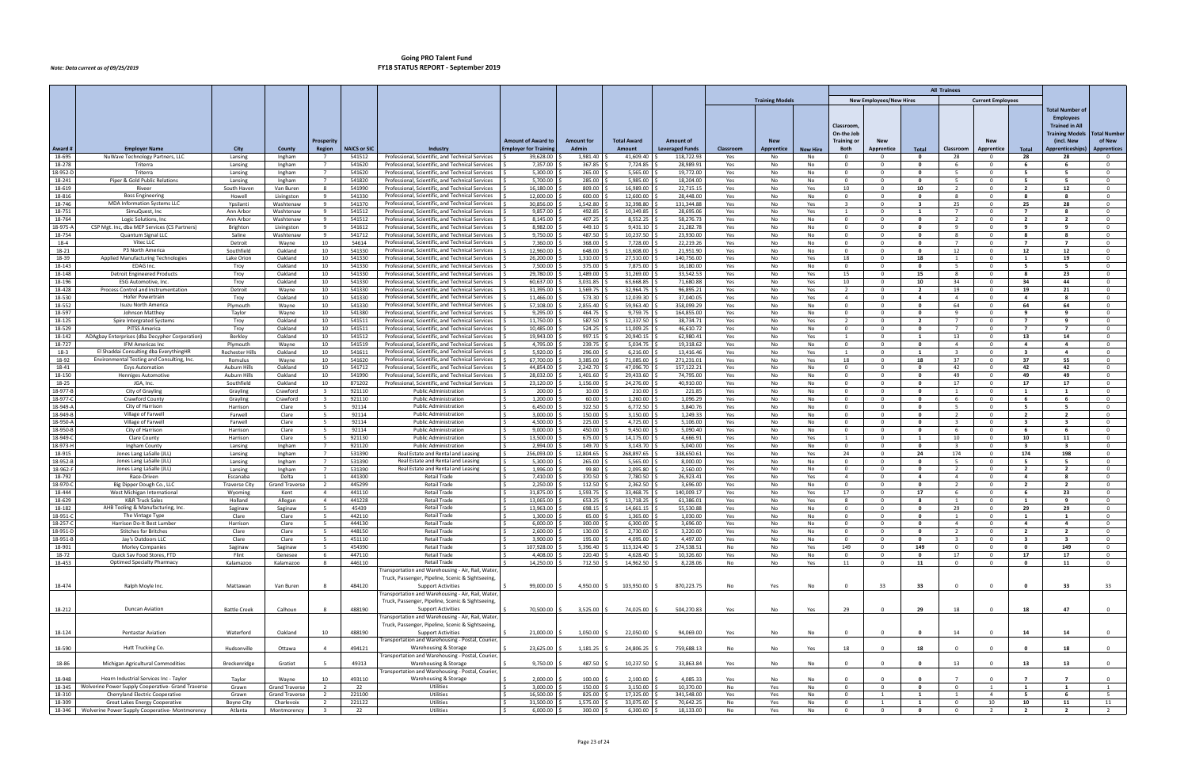# Going PRO Talent Fund

## FY18 STATUS REPORT - September 2019

*Note: Data current as of 09/25/2019*

| Award # | Employer Name | City | County | Prosperity Region | NAICS or SIC | Industry | Amount of Award to Employer for Training | Amount for Admin | Total Award Amount | Amount of Leveraged Funds | Training Models: Classroom | Training Models: New Apprentice | New Employees/New Hires: New Hire | New Employees/New Hires: Classroom, On-the Job Training or Both | New Employees/New Hires: New Apprentice | New Employees/New Hires: Total | Current Employees: Classroom | Current Employees: New Apprentice | Current Employees: Total | Total Number of Employees Trained in All Training Models (incl. New Apprenticeships) | Total Number of New Apprentices |
|---|---|---|---|---|---|---|---|---|---|---|---|---|---|---|---|---|---|---|---|---|---|
| 18-695 | NuWave Technology Partners, LLC | Lansing | Ingham | 7 | 541512 | Professional, Scientific, and Technical Services | $ 39,628.00 | $ 1,981.40 | $ 41,609.40 | $ 118,722.93 | Yes | No | No | 0 | 0 | 0 | 28 | 0 | 28 | 28 | 0 |
| 18-278 | Triterra | Lansing | Ingham | 7 | 541620 | Professional, Scientific, and Technical Services | $ 7,357.00 | $ 367.85 | $ 7,724.85 | $ 28,989.91 | Yes | No | No | 0 | 0 | 0 | 6 | 0 | 6 | 6 | 0 |
| 18-952-D | Triterra | Lansing | Ingham | 7 | 541620 | Professional, Scientific, and Technical Services | $ 5,300.00 | $ 265.00 | $ 5,565.00 | $ 19,772.00 | Yes | No | No | 0 | 0 | 0 | 5 | 0 | 5 | 5 | 0 |
| 18-241 | Piper & Gold Public Relations | Lansing | Ingham | 7 | 541820 | Professional, Scientific, and Technical Services | $ 5,700.00 | $ 285.00 | $ 5,985.00 | $ 18,204.00 | Yes | No | No | 0 | 0 | 0 | 5 | 0 | 5 | 5 | 0 |
| 18-619 | Riveer | South Haven | Van Buren | 8 | 541990 | Professional, Scientific, and Technical Services | $ 16,180.00 | $ 809.00 | $ 16,989.00 | $ 22,715.15 | Yes | No | Yes | 10 | 0 | 10 | 2 | 0 | 2 | 12 | 0 |
| 18-816 | Boss Engineering | Howell | Livingston | 9 | 541330 | Professional, Scientific, and Technical Services | $ 12,000.00 | $ 600.00 | $ 12,600.00 | $ 28,448.00 | Yes | No | No | 0 | 0 | 0 | 8 | 0 | 8 | 8 | 0 |
| 18-746 | MDA Information Systems LLC | Ypsilanti | Washtenaw | 9 | 541370 | Professional, Scientific, and Technical Services | $ 30,856.00 | $ 1,542.80 | $ 32,398.80 | $ 131,344.88 | Yes | No | Yes | 3 | 0 | 3 | 25 | 0 | 25 | 28 | 0 |
| 18-751 | SimuQuest, Inc | Ann Arbor | Washtenaw | 9 | 541512 | Professional, Scientific, and Technical Services | $ 9,857.00 | $ 492.85 | $ 10,349.85 | $ 28,695.06 | Yes | No | Yes | 1 | 0 | 1 | 7 | 0 | 7 | 8 | 0 |
| 18-764 | Logic Solutions, Inc | Ann Arbor | Washtenaw | 9 | 541512 | Professional, Scientific, and Technical Services | $ 8,145.00 | $ 407.25 | $ 8,552.25 | $ 58,276.73 | Yes | No | No | 0 | 0 | 0 | 2 | 0 | 2 | 2 | 0 |
| 18-975-A | CSP Mgt. Inc, dba MEP Services (CS Partners) | Brighton | Livingston | 9 | 541612 | Professional, Scientific, and Technical Services | $ 8,982.00 | $ 449.10 | $ 9,431.10 | $ 21,282.78 | Yes | No | No | 0 | 0 | 0 | 9 | 0 | 9 | 9 | 0 |
| 18-754 | Quantum Signal LLC | Saline | Washtenaw | 9 | 541712 | Professional, Scientific, and Technical Services | $ 9,750.00 | $ 487.50 | $ 10,237.50 | $ 23,930.00 | Yes | No | No | 0 | 0 | 0 | 8 | 0 | 8 | 8 | 0 |
| 18-21 | P3 North America | Southfield | Oakland | 10 | 541330 | Professional, Scientific, and Technical Services | $ 12,960.00 | $ 648.00 | $ 13,608.00 | $ 21,951.90 | Yes | No | No | 0 | 0 | 0 | 12 | 0 | 12 | 12 | 0 |
| 18-39 | Applied Manufacturing Technologies | Lake Orion | Oakland | 10 | 541330 | Professional, Scientific, and Technical Services | $ 26,200.00 | $ 1,310.00 | $ 27,510.00 | $ 140,756.00 | Yes | No | Yes | 18 | 0 | 18 | 1 | 0 | 1 | 19 | 0 |
| 18-143 | EDAG Inc. | Troy | Oakland | 10 | 541330 | Professional, Scientific, and Technical Services | $ 7,500.00 | $ 375.00 | $ 7,875.00 | $ 16,180.00 | Yes | No | No | 0 | 0 | 0 | 5 | 0 | 5 | 5 | 0 |
| 18-148 | Detroit Engineered Products | Troy | Oakland | 10 | 541330 | Professional, Scientific, and Technical Services | $ 29,780.00 | $ 1,489.00 | $ 31,269.00 | $ 33,542.53 | Yes | No | Yes | 15 | 0 | 15 | 8 | 0 | 8 | 23 | 0 |
| 18-196 | ESG Automotive, Inc. | Troy | Oakland | 10 | 541330 | Professional, Scientific, and Technical Services | $ 60,637.00 | $ 3,031.85 | $ 63,668.85 | $ 71,680.88 | Yes | No | Yes | 10 | 0 | 10 | 34 | 0 | 34 | 44 | 0 |
| 18-428 | Process Control and Instrumentation | Detroit | Wayne | 10 | 541330 | Professional, Scientific, and Technical Services | $ 31,395.00 | $ 1,569.75 | $ 32,964.75 | $ 96,895.21 | Yes | No | Yes | 2 | 0 | 2 | 19 | 0 | 19 | 21 | 0 |
| 18-530 | Hofer Powertrain | Troy | Oakland | 10 | 541330 | Professional, Scientific, and Technical Services | $ 11,466.00 | $ 573.30 | $ 12,039.30 | $ 37,040.05 | Yes | No | Yes | 4 | 0 | 4 | 4 | 0 | 4 | 8 | 0 |
| 18-552 | Isuzu North America | Plymouth | Wayne | 10 | 541330 | Professional, Scientific, and Technical Services | $ 57,108.00 | $ 2,855.40 | $ 59,963.40 | $ 358,099.29 | Yes | No | No | 0 | 0 | 0 | 64 | 0 | 64 | 64 | 0 |
| 18-597 | Johnson Matthey | Taylor | Wayne | 10 | 541380 | Professional, Scientific, and Technical Services | $ 9,295.00 | $ 464.75 | $ 9,759.75 | $ 164,855.00 | Yes | No | No | 0 | 0 | 0 | 9 | 0 | 9 | 9 | 0 |
| 18-125 | Spire Intergrated Systems | Troy | Oakland | 10 | 541511 | Professional, Scientific, and Technical Services | $ 11,750.00 | $ 587.50 | $ 12,337.50 | $ 38,734.71 | Yes | No | Yes | 2 | 0 | 2 | 7 | 0 | 7 | 9 | 0 |
| 18-529 | PITSS America | Troy | Oakland | 10 | 541511 | Professional, Scientific, and Technical Services | $ 10,485.00 | $ 524.25 | $ 11,009.25 | $ 46,610.72 | Yes | No | No | 0 | 0 | 0 | 7 | 0 | 7 | 7 | 0 |
| 18-142 | ADAgbay Enterprises (dba Decypher Corporation) | Berkley | Oakland | 10 | 541512 | Professional, Scientific, and Technical Services | $ 19,943.00 | $ 997.15 | $ 20,940.15 | $ 62,980.41 | Yes | No | Yes | 1 | 0 | 1 | 13 | 0 | 13 | 14 | 0 |
| 18-727 | IFM Americas Inc | Plymouth | Wayne | 10 | 541519 | Professional, Scientific, and Technical Services | $ 4,795.00 | $ 239.75 | $ 5,034.75 | $ 19,318.62 | Yes | No | No | 0 | 0 | 0 | 4 | 0 | 4 | 4 | 0 |
| 18-3 | El Shaddai Consulting dba EverythingHR | Rochester Hills | Oakland | 10 | 541611 | Professional, Scientific, and Technical Services | $ 5,920.00 | $ 296.00 | $ 6,216.00 | $ 13,416.46 | Yes | No | Yes | 1 | 0 | 1 | 3 | 0 | 3 | 4 | 0 |
| 18-92 | Environmental Testing and Consulting, Inc. | Romulus | Wayne | 10 | 541620 | Professional, Scientific, and Technical Services | $ 67,700.00 | $ 3,385.00 | $ 71,085.00 | $ 271,231.01 | Yes | No | Yes | 18 | 0 | 18 | 37 | 0 | 37 | 55 | 0 |
| 18-41 | Esys Automation | Auburn Hills | Oakland | 10 | 541712 | Professional, Scientific, and Technical Services | $ 44,854.00 | $ 2,242.70 | $ 47,096.70 | $ 157,122.21 | Yes | No | No | 0 | 0 | 0 | 42 | 0 | 42 | 42 | 0 |
| 18-150 | Henniges Automotive | Auburn Hills | Oakland | 10 | 541990 | Professional, Scientific, and Technical Services | $ 28,032.00 | $ 1,401.60 | $ 29,433.60 | $ 74,795.00 | Yes | No | No | 0 | 0 | 0 | 49 | 0 | 49 | 49 | 0 |
| 18-25 | JGA, Inc. | Southfield | Oakland | 10 | 871202 | Professional, Scientific, and Technical Services | $ 23,120.00 | $ 1,156.00 | $ 24,276.00 | $ 40,910.00 | Yes | No | No | 0 | 0 | 0 | 17 | 0 | 17 | 17 | 0 |
| 18-977-B | City of Grayling | Grayling | Crawford | 3 | 921110 | Public Administration | $ 200.00 | $ 10.00 | $ 210.00 | $ 221.85 | Yes | No | No | 0 | 0 | 0 | 1 | 0 | 1 | 1 | 0 |
| 18-977-C | Crawford County | Grayling | Crawford | 3 | 921110 | Public Administration | $ 1,200.00 | $ 60.00 | $ 1,260.00 | $ 1,096.29 | Yes | No | No | 0 | 0 | 0 | 6 | 0 | 6 | 6 | 0 |
| 18-949-A | City of Harrison | Harrison | Clare | 5 | 92114 | Public Administration | $ 6,450.00 | $ 322.50 | $ 6,772.50 | $ 3,840.76 | Yes | No | No | 0 | 0 | 0 | 5 | 0 | 5 | 5 | 0 |
| 18-949-B | Village of Farwell | Farwell | Clare | 5 | 92114 | Public Administration | $ 3,000.00 | $ 150.00 | $ 3,150.00 | $ 1,249.33 | Yes | No | No | 0 | 0 | 0 | 2 | 0 | 2 | 2 | 0 |
| 18-950-A | Village of Farwell | Farwell | Clare | 5 | 92114 | Public Administration | $ 4,500.00 | $ 225.00 | $ 4,725.00 | $ 5,106.00 | Yes | No | No | 0 | 0 | 0 | 3 | 0 | 3 | 3 | 0 |
| 18-950-B | City of Harrison | Harrison | Clare | 5 | 92114 | Public Administration | $ 9,000.00 | $ 450.00 | $ 9,450.00 | $ 5,090.40 | Yes | No | No | 0 | 0 | 0 | 6 | 0 | 6 | 6 | 0 |
| 18-949-C | Clare County | Harrison | Clare | 5 | 921130 | Public Administration | $ 13,500.00 | $ 675.00 | $ 14,175.00 | $ 4,666.91 | Yes | No | Yes | 1 | 0 | 1 | 10 | 0 | 10 | 11 | 0 |
| 18-973-H | Ingham County | Lansing | Ingham | 7 | 921120 | Public Administration | $ 2,994.00 | $ 149.70 | $ 3,143.70 | $ 5,040.00 | Yes | No | No | 0 | 0 | 0 | 3 | 0 | 3 | 3 | 0 |
| 18-915 | Jones Lang LaSalle (JLL) | Lansing | Ingham | 7 | 531390 | Real Estate and Rental and Leasing | $ 256,093.00 | $ 12,804.65 | $ 268,897.65 | $ 338,650.61 | Yes | No | Yes | 24 | 0 | 24 | 174 | 0 | 174 | 198 | 0 |
| 18-952-B | Jones Lang LaSalle (JLL) | Lansing | Ingham | 7 | 531390 | Real Estate and Rental and Leasing | $ 5,300.00 | $ 265.00 | $ 5,565.00 | $ 8,000.00 | Yes | No | No | 0 | 0 | 0 | 5 | 0 | 5 | 5 | 0 |
| 18-962-F | Jones Lang LaSalle (JLL) | Lansing | Ingham | 7 | 531390 | Real Estate and Rental and Leasing | $ 1,996.00 | $ 99.80 | $ 2,095.80 | $ 2,560.00 | Yes | No | No | 0 | 0 | 0 | 2 | 0 | 2 | 2 | 0 |
| 18-792 | Race-Driven | Escanaba | Delta | 1 | 441300 | Retail Trade | $ 7,410.00 | $ 370.50 | $ 7,780.50 | $ 26,923.41 | Yes | No | Yes | 4 | 0 | 4 | 4 | 0 | 4 | 8 | 0 |
| 18-970-C | Big Dipper Dough Co., LLC | Traverse City | Grand Traverse | 2 | 445299 | Retail Trade | $ 2,250.00 | $ 112.50 | $ 2,362.50 | $ 3,696.00 | Yes | No | No | 0 | 0 | 0 | 2 | 0 | 2 | 2 | 0 |
| 18-444 | West Michigan International | Wyoming | Kent | 4 | 441110 | Retail Trade | $ 31,875.00 | $ 1,593.75 | $ 33,468.75 | $ 140,009.17 | Yes | No | Yes | 17 | 0 | 17 | 6 | 0 | 6 | 23 | 0 |
| 18-629 | K&R Truck Sales | Holland | Allegan | 4 | 441228 | Retail Trade | $ 13,065.00 | $ 653.25 | $ 13,718.25 | $ 61,386.01 | Yes | No | Yes | 8 | 0 | 8 | 1 | 0 | 1 | 9 | 0 |
| 18-182 | AHB Tooling & Manufacturing, Inc. | Saginaw | Saginaw | 5 | 45439 | Retail Trade | $ 13,963.00 | $ 698.15 | $ 14,661.15 | $ 55,530.88 | Yes | No | No | 0 | 0 | 0 | 29 | 0 | 29 | 29 | 0 |
| 18-951-C | The Vintage Type | Clare | Clare | 5 | 442110 | Retail Trade | $ 1,300.00 | $ 65.00 | $ 1,365.00 | $ 1,030.00 | Yes | No | No | 0 | 0 | 0 | 1 | 0 | 1 | 1 | 0 |
| 18-257-C | Harrison Do-It Best Lumber | Harrison | Clare | 5 | 444130 | Retail Trade | $ 6,000.00 | $ 300.00 | $ 6,300.00 | $ 3,696.00 | Yes | No | No | 0 | 0 | 0 | 4 | 0 | 4 | 4 | 0 |
| 18-951-D | Stitches for Britches | Clare | Clare | 5 | 448150 | Retail Trade | $ 2,600.00 | $ 130.00 | $ 2,730.00 | $ 3,220.00 | Yes | No | No | 0 | 0 | 0 | 2 | 0 | 2 | 2 | 0 |
| 18-951-B | Jay's Outdoors LLC | Clare | Clare | 5 | 451110 | Retail Trade | $ 3,900.00 | $ 195.00 | $ 4,095.00 | $ 4,497.00 | Yes | No | No | 0 | 0 | 0 | 3 | 0 | 3 | 3 | 0 |
| 18-901 | Morley Companies | Saginaw | Saginaw | 5 | 454390 | Retail Trade | $ 107,928.00 | $ 5,396.40 | $ 113,324.40 | $ 274,538.51 | No | No | Yes | 149 | 0 | 149 | 0 | 0 | 0 | 149 | 0 |
| 18-72 | Quick Sav Food Stores, FTD | Flint | Genesee | 6 | 447110 | Retail Trade | $ 4,408.00 | $ 220.40 | $ 4,628.40 | $ 10,326.60 | Yes | No | No | 0 | 0 | 0 | 17 | 0 | 17 | 17 | 0 |
| 18-453 | Optimed Specialty Pharmacy | Kalamazoo | Kalamazoo | 8 | 446110 | Retail Trade | $ 14,250.00 | $ 712.50 | $ 14,962.50 | $ 8,228.06 | No | No | Yes | 11 | 0 | 11 | 0 | 0 | 0 | 11 | 0 |
| 18-474 | Ralph Moyle Inc. | Mattawan | Van Buren | 8 | 484120 | Transportation and Warehousing - Air, Rail, Water, Truck, Passenger, Pipeline, Scenic & Sightseeing, Support Activities | $ 99,000.00 | $ 4,950.00 | $ 103,950.00 | $ 870,223.75 | No | Yes | No | 0 | 33 | 33 | 0 | 0 | 0 | 33 | 33 |
| 18-212 | Duncan Aviation | Battle Creek | Calhoun | 8 | 488190 | Transportation and Warehousing - Air, Rail, Water, Truck, Passenger, Pipeline, Scenic & Sightseeing, Support Activities | $ 70,500.00 | $ 3,525.00 | $ 74,025.00 | $ 504,270.83 | Yes | No | Yes | 29 | 0 | 29 | 18 | 0 | 18 | 47 | 0 |
| 18-124 | Pentastar Aviation | Waterford | Oakland | 10 | 488190 | Transportation and Warehousing - Air, Rail, Water, Truck, Passenger, Pipeline, Scenic & Sightseeing, Support Activities | $ 21,000.00 | $ 1,050.00 | $ 22,050.00 | $ 94,069.00 | Yes | No | No | 0 | 0 | 0 | 14 | 0 | 14 | 14 | 0 |
| 18-590 | Hutt Trucking Co. | Hudsonville | Ottawa | 4 | 494121 | Transportation and Warehousing - Postal, Courier, Warehousing & Storage | $ 23,625.00 | $ 1,181.25 | $ 24,806.25 | $ 759,688.13 | No | No | Yes | 18 | 0 | 18 | 0 | 0 | 0 | 18 | 0 |
| 18-86 | Michigan Agricultural Commodities | Breckenridge | Gratiot | 5 | 49313 | Transportation and Warehousing - Postal, Courier, Warehousing & Storage | $ 9,750.00 | $ 487.50 | $ 10,237.50 | $ 33,863.84 | Yes | No | No | 0 | 0 | 0 | 13 | 0 | 13 | 13 | 0 |
| 18-948 | Hearn Industrial Services Inc - Taylor | Taylor | Wayne | 10 | 493110 | Transportation and Warehousing - Postal, Courier, Warehousing & Storage | $ 2,000.00 | $ 100.00 | $ 2,100.00 | $ 4,085.33 | Yes | No | No | 0 | 0 | 0 | 7 | 0 | 7 | 7 | 0 |
| 18-345 | Wolverine Power Supply Cooperative- Grand Traverse | Grawn | Grand Traverse | 2 | 22 | Utilities | $ 3,000.00 | $ 150.00 | $ 3,150.00 | $ 10,370.00 | No | Yes | No | 0 | 0 | 0 | 0 | 1 | 1 | 1 | 1 |
| 18-310 | Cherryland Electric Cooperative | Grawn | Grand Traverse | 2 | 221100 | Utilities | $ 16,500.00 | $ 825.00 | $ 17,325.00 | $ 341,548.00 | Yes | Yes | No | 0 | 1 | 1 | 1 | 4 | 5 | 6 | 5 |
| 18-309 | Great Lakes Energy Cooperative | Boyne City | Charlevoix | 2 | 221122 | Utilities | $ 31,500.00 | $ 1,575.00 | $ 33,075.00 | $ 70,642.25 | No | Yes | No | 0 | 1 | 1 | 0 | 10 | 10 | 11 | 11 |
| 18-346 | Wolverine Power Supply Cooperative- Montmorency | Atlanta | Montmorency | 3 | 22 | Utilities | $ 6,000.00 | $ 300.00 | $ 6,300.00 | $ 18,133.00 | No | Yes | No | 0 | 0 | 0 | 0 | 2 | 2 | 2 | 2 |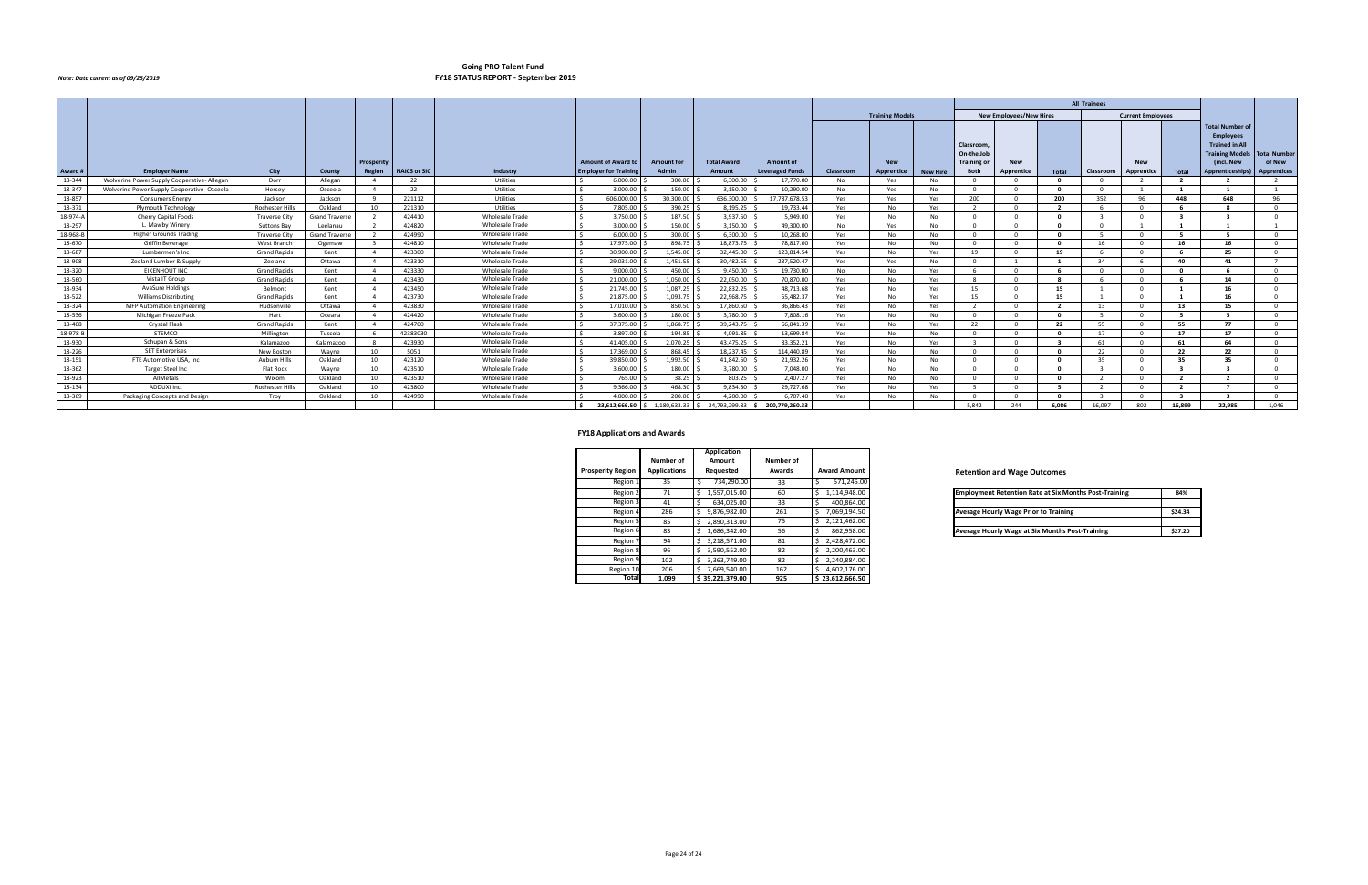*Note: Data current as of 09/25/2019*

# Going PRO Talent Fund
## FY18 STATUS REPORT - September 2019

| | | | | | | | | | | | Training Models | | | All Trainees: New Employees/New Hires | | | All Trainees: Current Employees | | | | |
|---|---|---|---|---|---|---|---|---|---|---|---|---|---|---|---|---|---|---|---|---|---|
| Award # | Employer Name | City | County | Prosperity Region | NAICS or SIC | Industry | Amount of Award to Employer for Training | Amount for Admin | Total Award Amount | Amount of Leveraged Funds | Classroom | New Apprentice | New Hire | Classroom, On-the Job Training or Both | New Apprentice | Total | Classroom | New Apprentice | Total | Total Number of Employees Trained in All Training Models (incl. New Apprenticeships) | Total Number of New Apprentices |
| 18-344 | Wolverine Power Supply Cooperative- Allegan | Dorr | Allegan | 4 | 22 | Utilities | $ 6,000.00 | $ 300.00 | $ 6,300.00 | $ 17,770.00 | No | Yes | No | 0 | 0 | 0 | 0 | 2 | 2 | 2 | 2 |
| 18-347 | Wolverine Power Supply Cooperative- Osceola | Hersey | Osceola | 4 | 22 | Utilities | $ 3,000.00 | $ 150.00 | $ 3,150.00 | $ 10,290.00 | No | Yes | No | 0 | 0 | 0 | 0 | 1 | 1 | 1 | 1 |
| 18-857 | Consumers Energy | Jackson | Jackson | 9 | 221112 | Utilities | $ 606,000.00 | $ 30,300.00 | $ 636,300.00 | $ 17,787,678.53 | Yes | Yes | Yes | 200 | 0 | 200 | 352 | 96 | 448 | 648 | 96 |
| 18-371 | Plymouth Technology | Rochester Hills | Oakland | 10 | 221310 | Utilities | $ 7,805.00 | $ 390.25 | $ 8,195.25 | $ 19,733.44 | Yes | No | Yes | 2 | 0 | 2 | 6 | 0 | 6 | 8 | 0 |
| 18-974-A | Cherry Capital Foods | Traverse City | Grand Traverse | 2 | 424410 | Wholesale Trade | $ 3,750.00 | $ 187.50 | $ 3,937.50 | $ 5,949.00 | Yes | No | No | 0 | 0 | 0 | 3 | 0 | 3 | 3 | 0 |
| 18-297 | L. Mawby Winery | Suttons Bay | Leelanau | 2 | 424820 | Wholesale Trade | $ 3,000.00 | $ 150.00 | $ 3,150.00 | $ 49,300.00 | No | Yes | No | 0 | 0 | 0 | 0 | 1 | 1 | 1 | 1 |
| 18-968-B | Higher Grounds Trading | Traverse City | Grand Traverse | 2 | 424990 | Wholesale Trade | $ 6,000.00 | $ 300.00 | $ 6,300.00 | $ 10,268.00 | Yes | No | No | 0 | 0 | 0 | 5 | 0 | 5 | 5 | 0 |
| 18-670 | Griffin Beverage | West Branch | Ogemaw | 3 | 424810 | Wholesale Trade | $ 17,975.00 | $ 898.75 | $ 18,873.75 | $ 78,817.00 | Yes | No | No | 0 | 0 | 0 | 16 | 0 | 16 | 16 | 0 |
| 18-687 | Lumbermen's Inc | Grand Rapids | Kent | 4 | 423300 | Wholesale Trade | $ 30,900.00 | $ 1,545.00 | $ 32,445.00 | $ 123,814.54 | Yes | No | Yes | 19 | 0 | 19 | 6 | 0 | 6 | 25 | 0 |
| 18-908 | Zeeland Lumber & Supply | Zeeland | Ottawa | 4 | 423310 | Wholesale Trade | $ 29,031.00 | $ 1,451.55 | $ 30,482.55 | $ 237,520.47 | Yes | Yes | No | 0 | 1 | 1 | 34 | 6 | 40 | 41 | 7 |
| 18-320 | EIKENHOUT INC | Grand Rapids | Kent | 4 | 423330 | Wholesale Trade | $ 9,000.00 | $ 450.00 | $ 9,450.00 | $ 19,730.00 | No | No | Yes | 6 | 0 | 6 | 0 | 0 | 0 | 6 | 0 |
| 18-560 | Vista IT Group | Grand Rapids | Kent | 4 | 423430 | Wholesale Trade | $ 21,000.00 | $ 1,050.00 | $ 22,050.00 | $ 70,870.00 | Yes | No | Yes | 8 | 0 | 8 | 6 | 0 | 6 | 14 | 0 |
| 18-934 | AvaSure Holdings | Belmont | Kent | 4 | 423450 | Wholesale Trade | $ 21,745.00 | $ 1,087.25 | $ 22,832.25 | $ 48,713.68 | Yes | No | Yes | 15 | 0 | 15 | 1 | 0 | 1 | 16 | 0 |
| 18-522 | Williams Distributing | Grand Rapids | Kent | 4 | 423730 | Wholesale Trade | $ 21,875.00 | $ 1,093.75 | $ 22,968.75 | $ 55,482.37 | Yes | No | Yes | 15 | 0 | 15 | 1 | 0 | 1 | 16 | 0 |
| 18-324 | MFP Automation Engineering | Hudsonville | Ottawa | 4 | 423830 | Wholesale Trade | $ 17,010.00 | $ 850.50 | $ 17,860.50 | $ 36,866.43 | Yes | No | Yes | 2 | 0 | 2 | 13 | 0 | 13 | 15 | 0 |
| 18-536 | Michigan Freeze Pack | Hart | Oceana | 4 | 424420 | Wholesale Trade | $ 3,600.00 | $ 180.00 | $ 3,780.00 | $ 7,808.16 | Yes | No | No | 0 | 0 | 0 | 5 | 0 | 5 | 5 | 0 |
| 18-408 | Crystal Flash | Grand Rapids | Kent | 4 | 424700 | Wholesale Trade | $ 37,375.00 | $ 1,868.75 | $ 39,243.75 | $ 66,841.39 | Yes | No | Yes | 22 | 0 | 22 | 55 | 0 | 55 | 77 | 0 |
| 18-978-B | STEMCO | Millington | Tuscola | 6 | 42383030 | Wholesale Trade | $ 3,897.00 | $ 194.85 | $ 4,091.85 | $ 13,699.84 | Yes | No | No | 0 | 0 | 0 | 17 | 0 | 17 | 17 | 0 |
| 18-930 | Schupan & Sons | Kalamazoo | Kalamazoo | 8 | 423930 | Wholesale Trade | $ 41,405.00 | $ 2,070.25 | $ 43,475.25 | $ 83,352.21 | Yes | No | Yes | 3 | 0 | 3 | 61 | 0 | 61 | 64 | 0 |
| 18-226 | SET Enterprises | New Boston | Wayne | 10 | 5051 | Wholesale Trade | $ 17,369.00 | $ 868.45 | $ 18,237.45 | $ 114,440.89 | Yes | No | No | 0 | 0 | 0 | 22 | 0 | 22 | 22 | 0 |
| 18-151 | FTE Automotive USA, Inc | Auburn Hills | Oakland | 10 | 423120 | Wholesale Trade | $ 39,850.00 | $ 1,992.50 | $ 41,842.50 | $ 21,932.26 | Yes | No | No | 0 | 0 | 0 | 35 | 0 | 35 | 35 | 0 |
| 18-362 | Target Steel Inc | Flat Rock | Wayne | 10 | 423510 | Wholesale Trade | $ 3,600.00 | $ 180.00 | $ 3,780.00 | $ 7,048.00 | Yes | No | No | 0 | 0 | 0 | 3 | 0 | 3 | 3 | 0 |
| 18-923 | AllMetals | Wixom | Oakland | 10 | 423510 | Wholesale Trade | $ 765.00 | $ 38.25 | $ 803.25 | $ 2,407.27 | Yes | No | No | 0 | 0 | 0 | 2 | 0 | 2 | 2 | 0 |
| 18-134 | ADDUXI Inc. | Rochester Hills | Oakland | 10 | 423800 | Wholesale Trade | $ 9,366.00 | $ 468.30 | $ 9,834.30 | $ 29,727.68 | Yes | No | Yes | 5 | 0 | 5 | 2 | 0 | 2 | 7 | 0 |
| 18-369 | Packaging Concepts and Design | Troy | Oakland | 10 | 424990 | Wholesale Trade | $ 4,000.00 | $ 200.00 | $ 4,200.00 | $ 6,707.40 | Yes | No | No | 0 | 0 | 0 | 3 | 0 | 3 | 3 | 0 |
| | | | | | | | $ 23,612,666.50 | $ 1,180,633.33 | $ 24,793,299.83 | $ 200,779,260.33 | | | | 5,842 | 244 | 6,086 | 16,097 | 802 | 16,899 | 22,985 | 1,046 |

## FY18 Applications and Awards

| Prosperity Region | Number of Applications | Application Amount Requested | Number of Awards | Award Amount |
|---|---|---|---|---|
| Region 1 | 35 | $ 734,290.00 | 33 | $ 571,245.00 |
| Region 2 | 71 | $ 1,557,015.00 | 60 | $ 1,114,948.00 |
| Region 3 | 41 | $ 634,025.00 | 33 | $ 400,864.00 |
| Region 4 | 286 | $ 9,876,982.00 | 261 | $ 7,069,194.50 |
| Region 5 | 85 | $ 2,890,313.00 | 75 | $ 2,121,462.00 |
| Region 6 | 83 | $ 1,686,342.00 | 56 | $ 862,958.00 |
| Region 7 | 94 | $ 3,218,571.00 | 81 | $ 2,428,472.00 |
| Region 8 | 96 | $ 3,590,552.00 | 82 | $ 2,200,463.00 |
| Region 9 | 102 | $ 3,363,749.00 | 82 | $ 2,240,884.00 |
| Region 10 | 206 | $ 7,669,540.00 | 162 | $ 4,602,176.00 |
| Total | 1,099 | $ 35,221,379.00 | 925 | $ 23,612,666.50 |

## Retention and Wage Outcomes

| | |
|---|---|
| Employment Retention Rate at Six Months Post-Training | 84% |
| Average Hourly Wage Prior to Training | $24.34 |
| Average Hourly Wage at Six Months Post-Training | $27.20 |